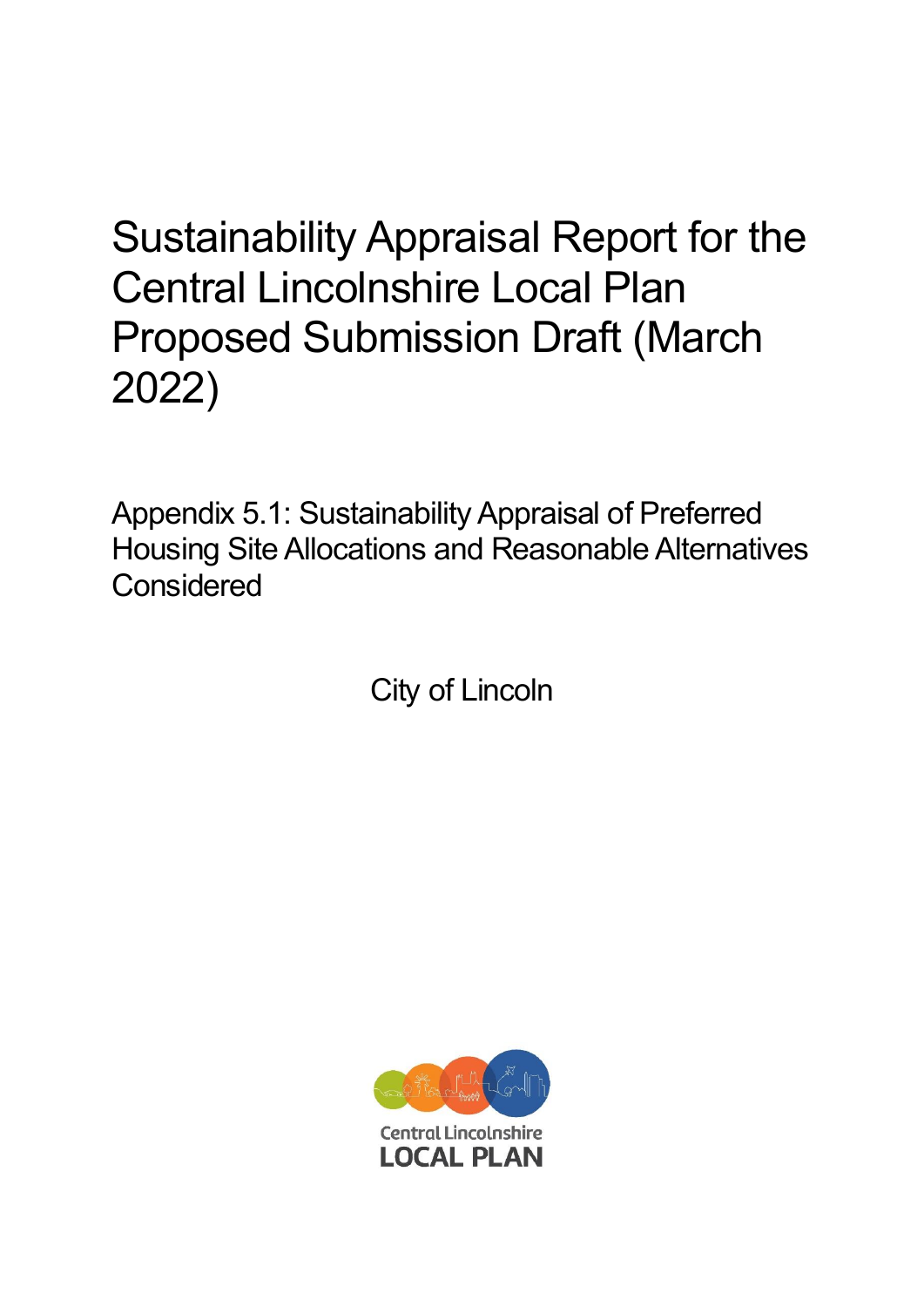# Sustainability Appraisal Report for the Central Lincolnshire Local Plan Proposed Submission Draft (March 2022)

## Appendix 5.1: Sustainability Appraisal of Preferred Housing Site Allocations and Reasonable Alternatives Considered

City of Lincoln

Central Lincolnshire
LOCAL PLAN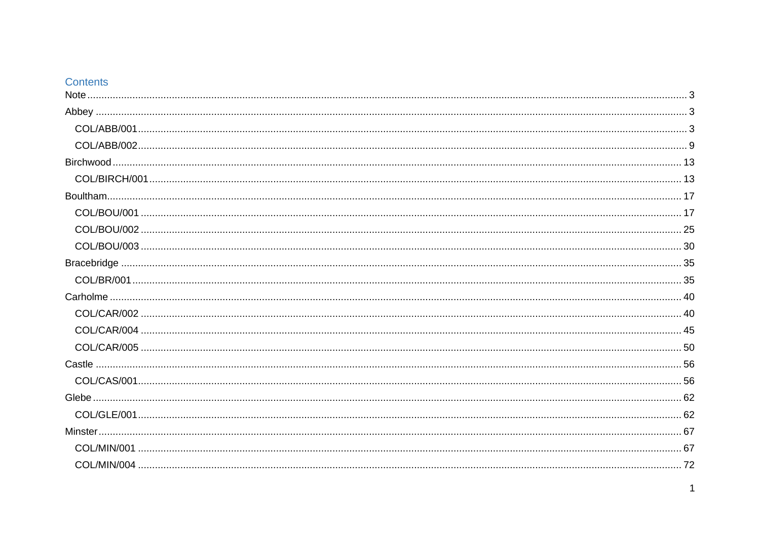## Contents

- Note ... 3
- Abbey ... 3
    - COL/ABB/001 ... 3
    - COL/ABB/002 ... 9
- Birchwood ... 13
    - COL/BIRCH/001 ... 13
- Boultham ... 17
    - COL/BOU/001 ... 17
    - COL/BOU/002 ... 25
    - COL/BOU/003 ... 30
- Bracebridge ... 35
    - COL/BR/001 ... 35
- Carholme ... 40
    - COL/CAR/002 ... 40
    - COL/CAR/004 ... 45
    - COL/CAR/005 ... 50
- Castle ... 56
    - COL/CAS/001 ... 56
- Glebe ... 62
    - COL/GLE/001 ... 62
- Minster ... 67
    - COL/MIN/001 ... 67
    - COL/MIN/004 ... 72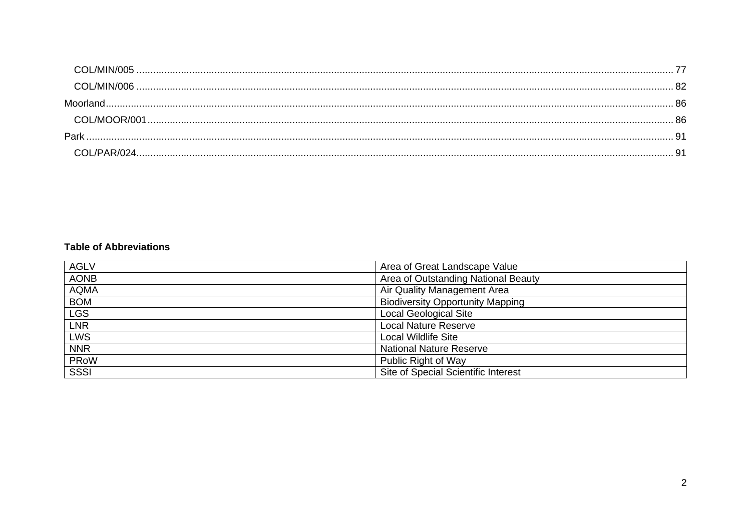COL/MIN/005 ..... 77
COL/MIN/006 ..... 82
Moorland ..... 86
COL/MOOR/001 ..... 86
Park ..... 91
COL/PAR/024 ..... 91

**Table of Abbreviations**

| AGLV | Area of Great Landscape Value |
|---|---|
| AONB | Area of Outstanding National Beauty |
| AQMA | Air Quality Management Area |
| BOM | Biodiversity Opportunity Mapping |
| LGS | Local Geological Site |
| LNR | Local Nature Reserve |
| LWS | Local Wildlife Site |
| NNR | National Nature Reserve |
| PRoW | Public Right of Way |
| SSSI | Site of Special Scientific Interest |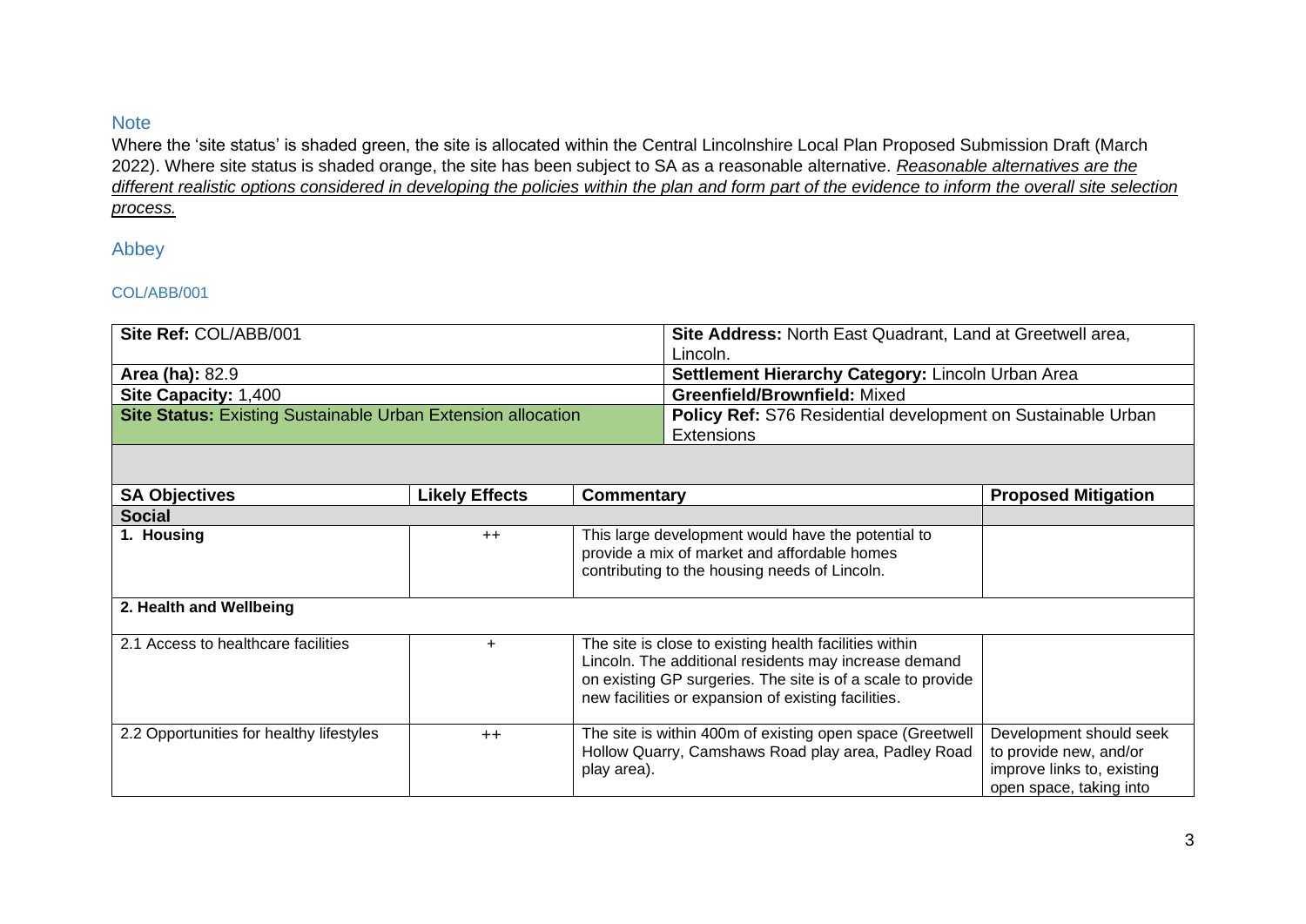## Note

Where the 'site status' is shaded green, the site is allocated within the Central Lincolnshire Local Plan Proposed Submission Draft (March 2022). Where site status is shaded orange, the site has been subject to SA as a reasonable alternative. *Reasonable alternatives are the different realistic options considered in developing the policies within the plan and form part of the evidence to inform the overall site selection process.*

## Abbey

### COL/ABB/001

| **Site Ref:** COL/ABB/001 | **Site Address:** North East Quadrant, Land at Greetwell area, Lincoln. |
|---|---|
| **Area (ha):** 82.9 | **Settlement Hierarchy Category:** Lincoln Urban Area |
| **Site Capacity:** 1,400 | **Greenfield/Brownfield:** Mixed |
| **Site Status:** Existing Sustainable Urban Extension allocation | **Policy Ref:** S76 Residential development on Sustainable Urban Extensions |

| SA Objectives | Likely Effects | Commentary | Proposed Mitigation |
|---|---|---|---|
| **Social** | | | |
| **1. Housing** | ++ | This large development would have the potential to provide a mix of market and affordable homes contributing to the housing needs of Lincoln. | |
| **2. Health and Wellbeing** | | | |
| 2.1 Access to healthcare facilities | + | The site is close to existing health facilities within Lincoln. The additional residents may increase demand on existing GP surgeries. The site is of a scale to provide new facilities or expansion of existing facilities. | |
| 2.2 Opportunities for healthy lifestyles | ++ | The site is within 400m of existing open space (Greetwell Hollow Quarry, Camshaws Road play area, Padley Road play area). | Development should seek to provide new, and/or improve links to, existing open space, taking into |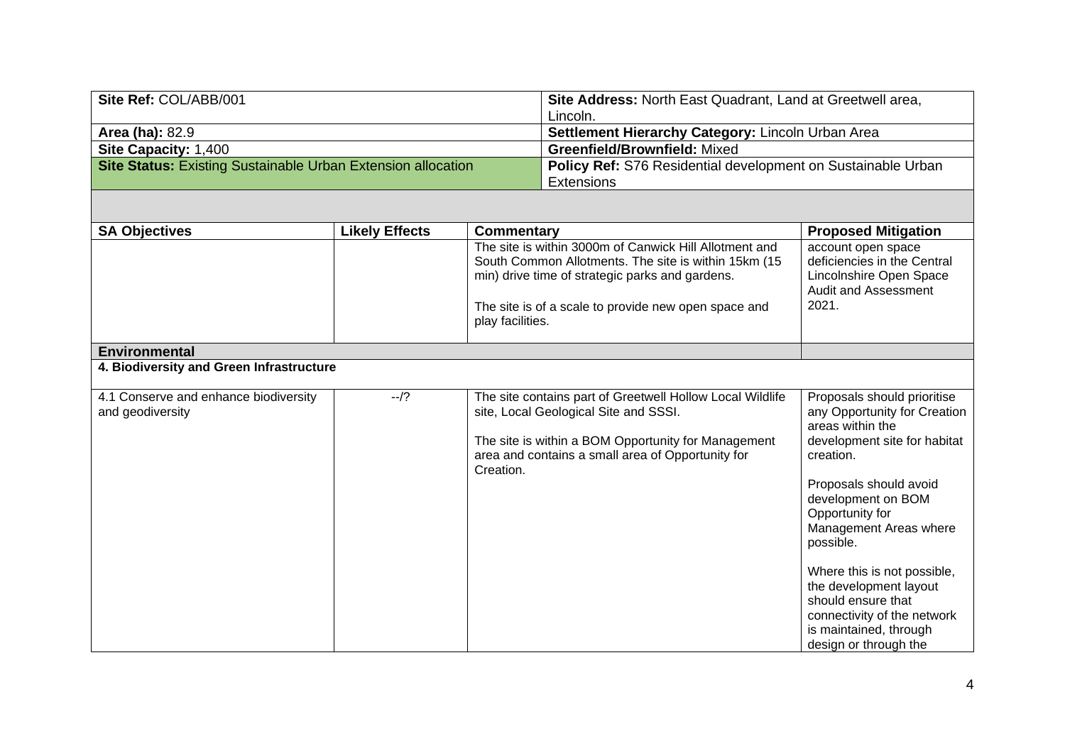| Site Ref: COL/ABB/001 | Site Address: North East Quadrant, Land at Greetwell area, Lincoln. |
|---|---|
| **Area (ha):** 82.9 | **Settlement Hierarchy Category:** Lincoln Urban Area |
| **Site Capacity:** 1,400 | **Greenfield/Brownfield:** Mixed |
| **Site Status:** Existing Sustainable Urban Extension allocation | **Policy Ref:** S76 Residential development on Sustainable Urban Extensions |

| SA Objectives | Likely Effects | Commentary | Proposed Mitigation |
|---|---|---|---|
| | | The site is within 3000m of Canwick Hill Allotment and South Common Allotments. The site is within 15km (15 min) drive time of strategic parks and gardens.<br><br>The site is of a scale to provide new open space and play facilities. | account open space deficiencies in the Central Lincolnshire Open Space Audit and Assessment 2021. |
| **Environmental** | | | |
| **4. Biodiversity and Green Infrastructure** | | | |
| 4.1 Conserve and enhance biodiversity and geodiversity | --/? | The site contains part of Greetwell Hollow Local Wildlife site, Local Geological Site and SSSI.<br><br>The site is within a BOM Opportunity for Management area and contains a small area of Opportunity for Creation. | Proposals should prioritise any Opportunity for Creation areas within the development site for habitat creation.<br><br>Proposals should avoid development on BOM Opportunity for Management Areas where possible.<br><br>Where this is not possible, the development layout should ensure that connectivity of the network is maintained, through design or through the |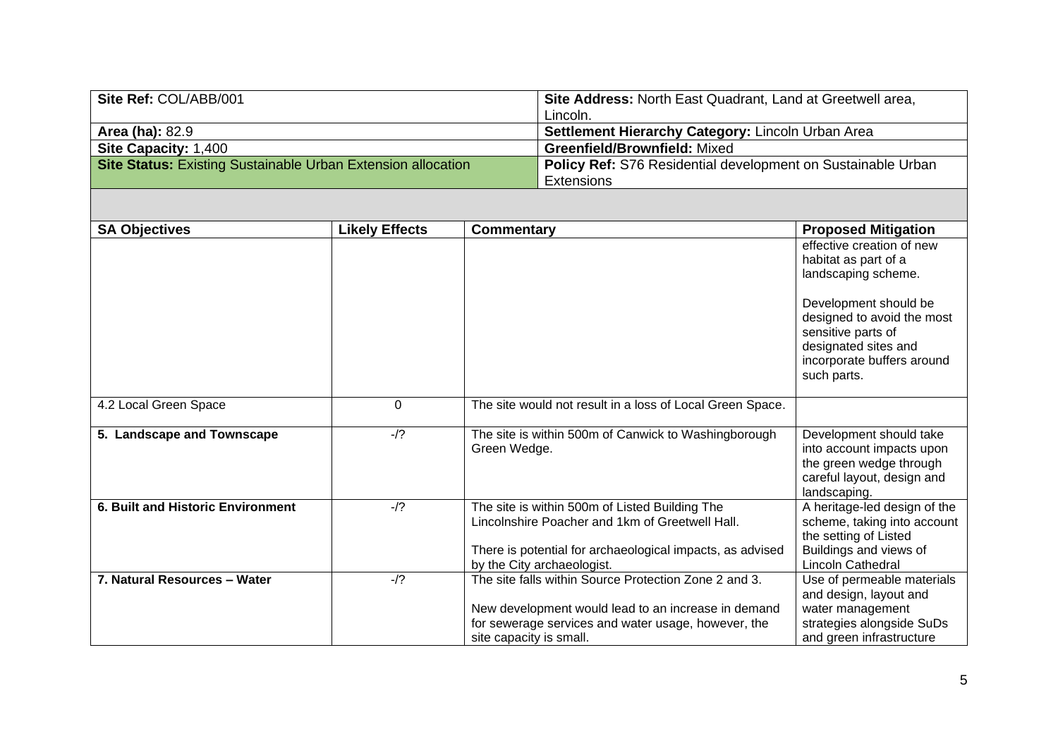| Site Ref: COL/ABB/001 | Site Address: North East Quadrant, Land at Greetwell area, Lincoln. |
|---|---|
| **Area (ha):** 82.9 | **Settlement Hierarchy Category:** Lincoln Urban Area |
| **Site Capacity:** 1,400 | **Greenfield/Brownfield:** Mixed |
| **Site Status:** Existing Sustainable Urban Extension allocation | **Policy Ref:** S76 Residential development on Sustainable Urban Extensions |

| SA Objectives | Likely Effects | Commentary | Proposed Mitigation |
|---|---|---|---|
| | | | effective creation of new habitat as part of a landscaping scheme.<br><br>Development should be designed to avoid the most sensitive parts of designated sites and incorporate buffers around such parts. |
| 4.2 Local Green Space | 0 | The site would not result in a loss of Local Green Space. | |
| **5. Landscape and Townscape** | -/? | The site is within 500m of Canwick to Washingborough Green Wedge. | Development should take into account impacts upon the green wedge through careful layout, design and landscaping. |
| **6. Built and Historic Environment** | -/? | The site is within 500m of Listed Building The Lincolnshire Poacher and 1km of Greetwell Hall.<br><br>There is potential for archaeological impacts, as advised by the City archaeologist. | A heritage-led design of the scheme, taking into account the setting of Listed Buildings and views of Lincoln Cathedral |
| **7. Natural Resources – Water** | -/? | The site falls within Source Protection Zone 2 and 3.<br><br>New development would lead to an increase in demand for sewerage services and water usage, however, the site capacity is small. | Use of permeable materials and design, layout and water management strategies alongside SuDs and green infrastructure |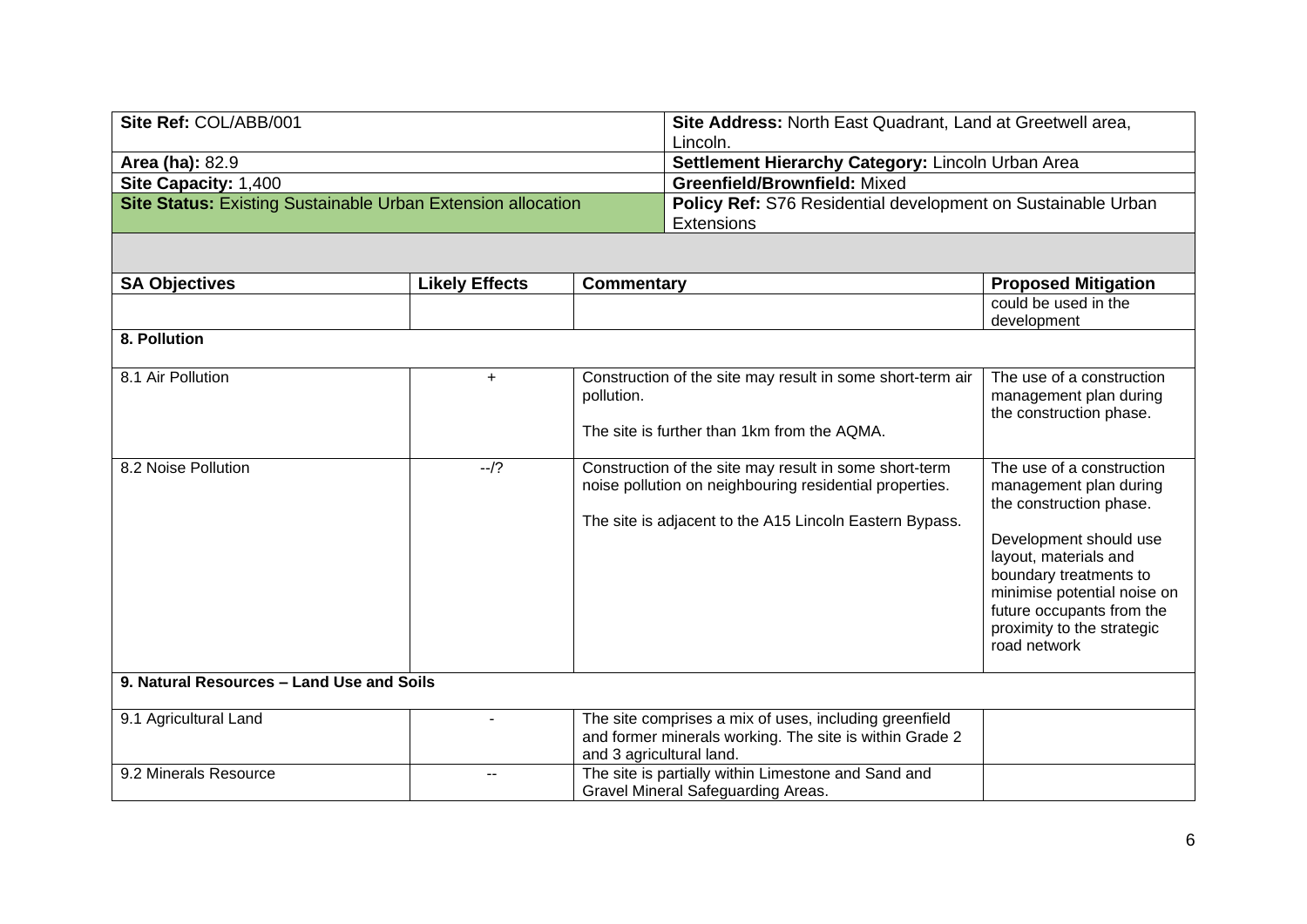| Site Ref: COL/ABB/001 | Site Address: North East Quadrant, Land at Greetwell area, Lincoln. |
|---|---|
| **Area (ha):** 82.9 | **Settlement Hierarchy Category:** Lincoln Urban Area |
| **Site Capacity:** 1,400 | **Greenfield/Brownfield:** Mixed |
| **Site Status:** Existing Sustainable Urban Extension allocation | **Policy Ref:** S76 Residential development on Sustainable Urban Extensions |

| SA Objectives | Likely Effects | Commentary | Proposed Mitigation |
|---|---|---|---|
| | | | could be used in the development |
| **8. Pollution** | | | |
| 8.1 Air Pollution | + | Construction of the site may result in some short-term air pollution.<br><br>The site is further than 1km from the AQMA. | The use of a construction management plan during the construction phase. |
| 8.2 Noise Pollution | --/? | Construction of the site may result in some short-term noise pollution on neighbouring residential properties.<br><br>The site is adjacent to the A15 Lincoln Eastern Bypass. | The use of a construction management plan during the construction phase.<br><br>Development should use layout, materials and boundary treatments to minimise potential noise on future occupants from the proximity to the strategic road network |
| **9. Natural Resources – Land Use and Soils** | | | |
| 9.1 Agricultural Land | - | The site comprises a mix of uses, including greenfield and former minerals working. The site is within Grade 2 and 3 agricultural land. | |
| 9.2 Minerals Resource | -- | The site is partially within Limestone and Sand and Gravel Mineral Safeguarding Areas. | |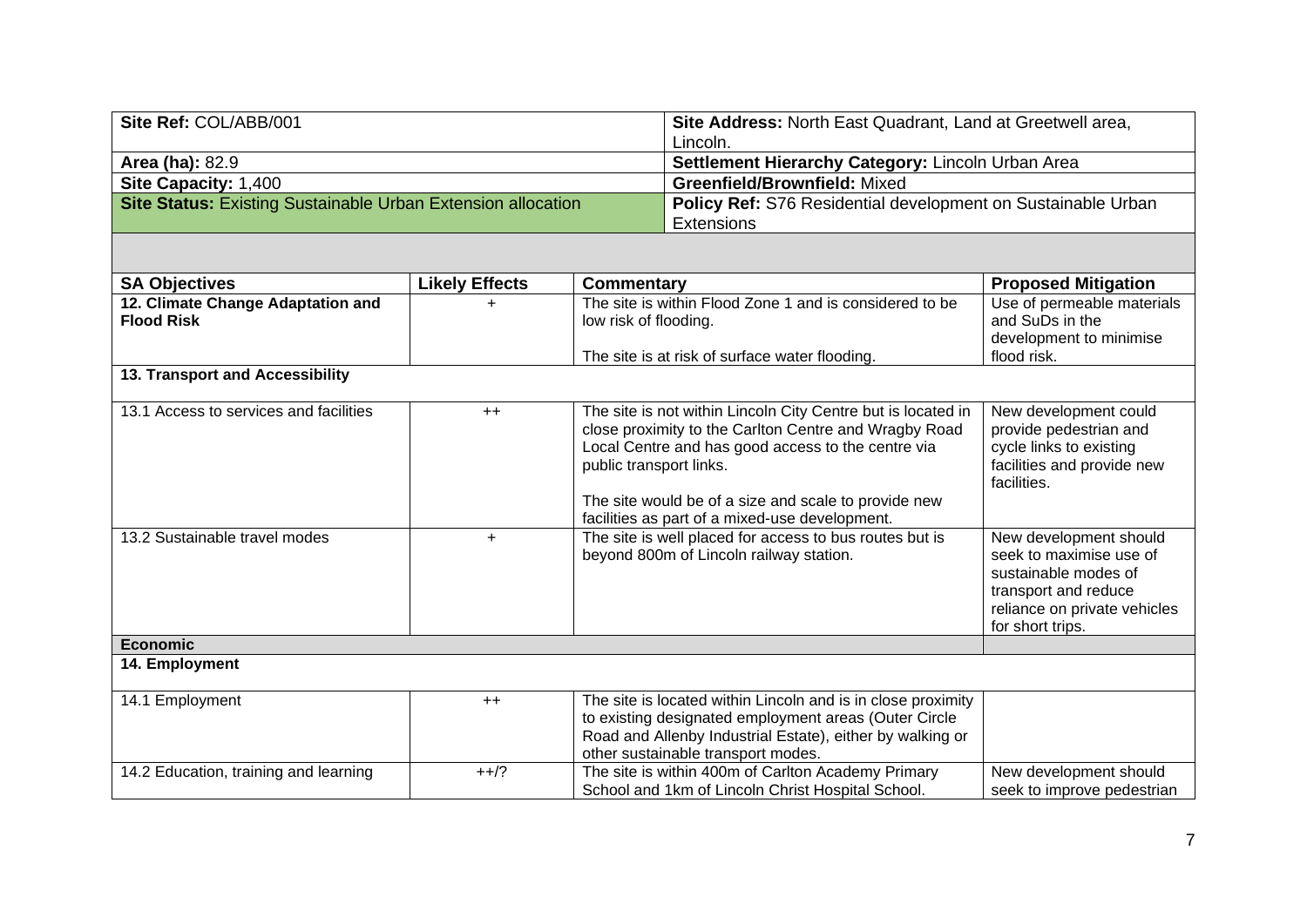| Site Ref: COL/ABB/001 | Site Address: North East Quadrant, Land at Greetwell area, Lincoln. |
|---|---|
| **Area (ha):** 82.9 | **Settlement Hierarchy Category:** Lincoln Urban Area |
| **Site Capacity:** 1,400 | **Greenfield/Brownfield:** Mixed |
| **Site Status:** Existing Sustainable Urban Extension allocation | **Policy Ref:** S76 Residential development on Sustainable Urban Extensions |

| SA Objectives | Likely Effects | Commentary | Proposed Mitigation |
|---|---|---|---|
| **12. Climate Change Adaptation and Flood Risk** | + | The site is within Flood Zone 1 and is considered to be low risk of flooding.<br><br>The site is at risk of surface water flooding. | Use of permeable materials and SuDs in the development to minimise flood risk. |
| **13. Transport and Accessibility** | | | |
| 13.1 Access to services and facilities | ++ | The site is not within Lincoln City Centre but is located in close proximity to the Carlton Centre and Wragby Road Local Centre and has good access to the centre via public transport links.<br><br>The site would be of a size and scale to provide new facilities as part of a mixed-use development. | New development could provide pedestrian and cycle links to existing facilities and provide new facilities. |
| 13.2 Sustainable travel modes | + | The site is well placed for access to bus routes but is beyond 800m of Lincoln railway station. | New development should seek to maximise use of sustainable modes of transport and reduce reliance on private vehicles for short trips. |
| **Economic** | | | |
| **14. Employment** | | | |
| 14.1 Employment | ++ | The site is located within Lincoln and is in close proximity to existing designated employment areas (Outer Circle Road and Allenby Industrial Estate), either by walking or other sustainable transport modes. | |
| 14.2 Education, training and learning | ++/? | The site is within 400m of Carlton Academy Primary School and 1km of Lincoln Christ Hospital School. | New development should seek to improve pedestrian |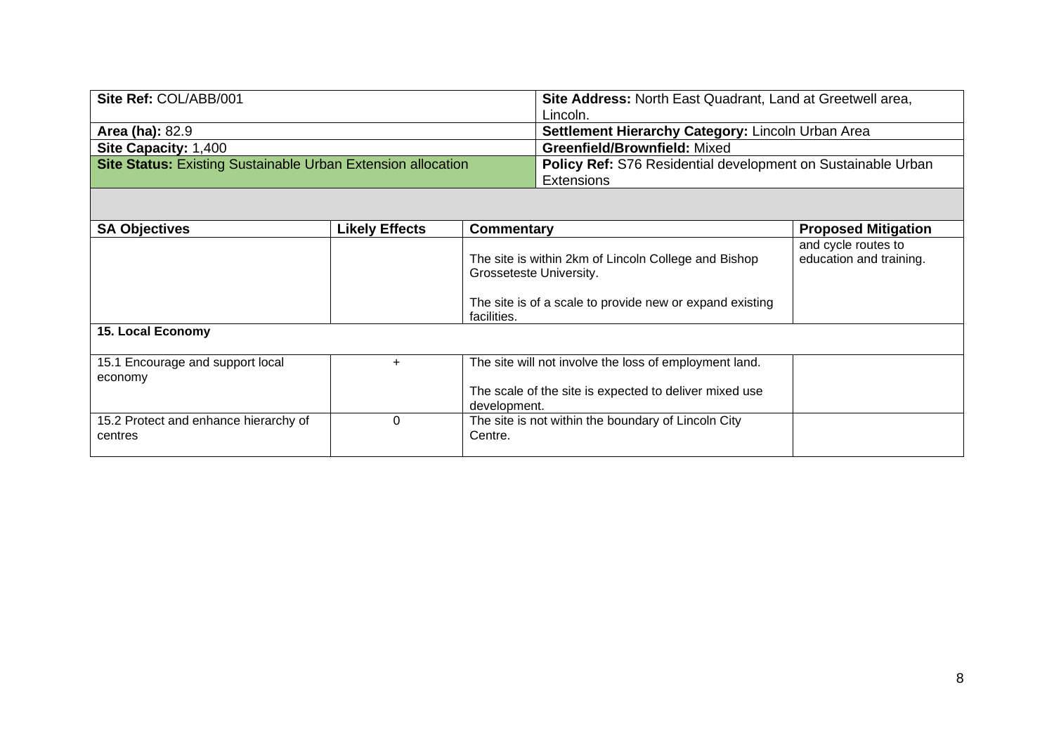| Site Ref: COL/ABB/001 | Site Address: North East Quadrant, Land at Greetwell area, Lincoln. |
|---|---|
| **Area (ha):** 82.9 | **Settlement Hierarchy Category:** Lincoln Urban Area |
| **Site Capacity:** 1,400 | **Greenfield/Brownfield:** Mixed |
| **Site Status:** Existing Sustainable Urban Extension allocation | **Policy Ref:** S76 Residential development on Sustainable Urban Extensions |

| SA Objectives | Likely Effects | Commentary | Proposed Mitigation |
|---|---|---|---|
| | | The site is within 2km of Lincoln College and Bishop Grosseteste University.<br><br>The site is of a scale to provide new or expand existing facilities. | and cycle routes to education and training. |
| **15. Local Economy** | | | |
| 15.1 Encourage and support local economy | + | The site will not involve the loss of employment land.<br><br>The scale of the site is expected to deliver mixed use development. | |
| 15.2 Protect and enhance hierarchy of centres | 0 | The site is not within the boundary of Lincoln City Centre. | |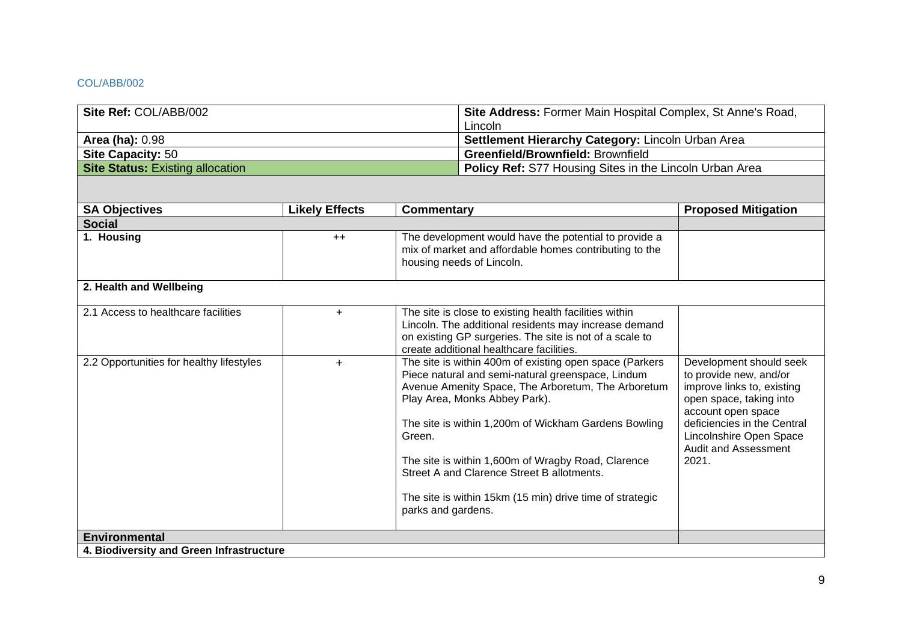COL/ABB/002

| Site Ref: COL/ABB/002 | Site Address: Former Main Hospital Complex, St Anne's Road, Lincoln |
|---|---|
| **Area (ha):** 0.98 | **Settlement Hierarchy Category:** Lincoln Urban Area |
| **Site Capacity:** 50 | **Greenfield/Brownfield:** Brownfield |
| **Site Status:** Existing allocation | **Policy Ref:** S77 Housing Sites in the Lincoln Urban Area |

| SA Objectives | Likely Effects | Commentary | Proposed Mitigation |
|---|---|---|---|
| **Social** | | | |
| **1. Housing** | ++ | The development would have the potential to provide a mix of market and affordable homes contributing to the housing needs of Lincoln. | |
| **2. Health and Wellbeing** | | | |
| 2.1 Access to healthcare facilities | + | The site is close to existing health facilities within Lincoln. The additional residents may increase demand on existing GP surgeries. The site is not of a scale to create additional healthcare facilities. | |
| 2.2 Opportunities for healthy lifestyles | + | The site is within 400m of existing open space (Parkers Piece natural and semi-natural greenspace, Lindum Avenue Amenity Space, The Arboretum, The Arboretum Play Area, Monks Abbey Park).<br><br>The site is within 1,200m of Wickham Gardens Bowling Green.<br><br>The site is within 1,600m of Wragby Road, Clarence Street A and Clarence Street B allotments.<br><br>The site is within 15km (15 min) drive time of strategic parks and gardens. | Development should seek to provide new, and/or improve links to, existing open space, taking into account open space deficiencies in the Central Lincolnshire Open Space Audit and Assessment 2021. |
| **Environmental** | | | |
| **4. Biodiversity and Green Infrastructure** | | | |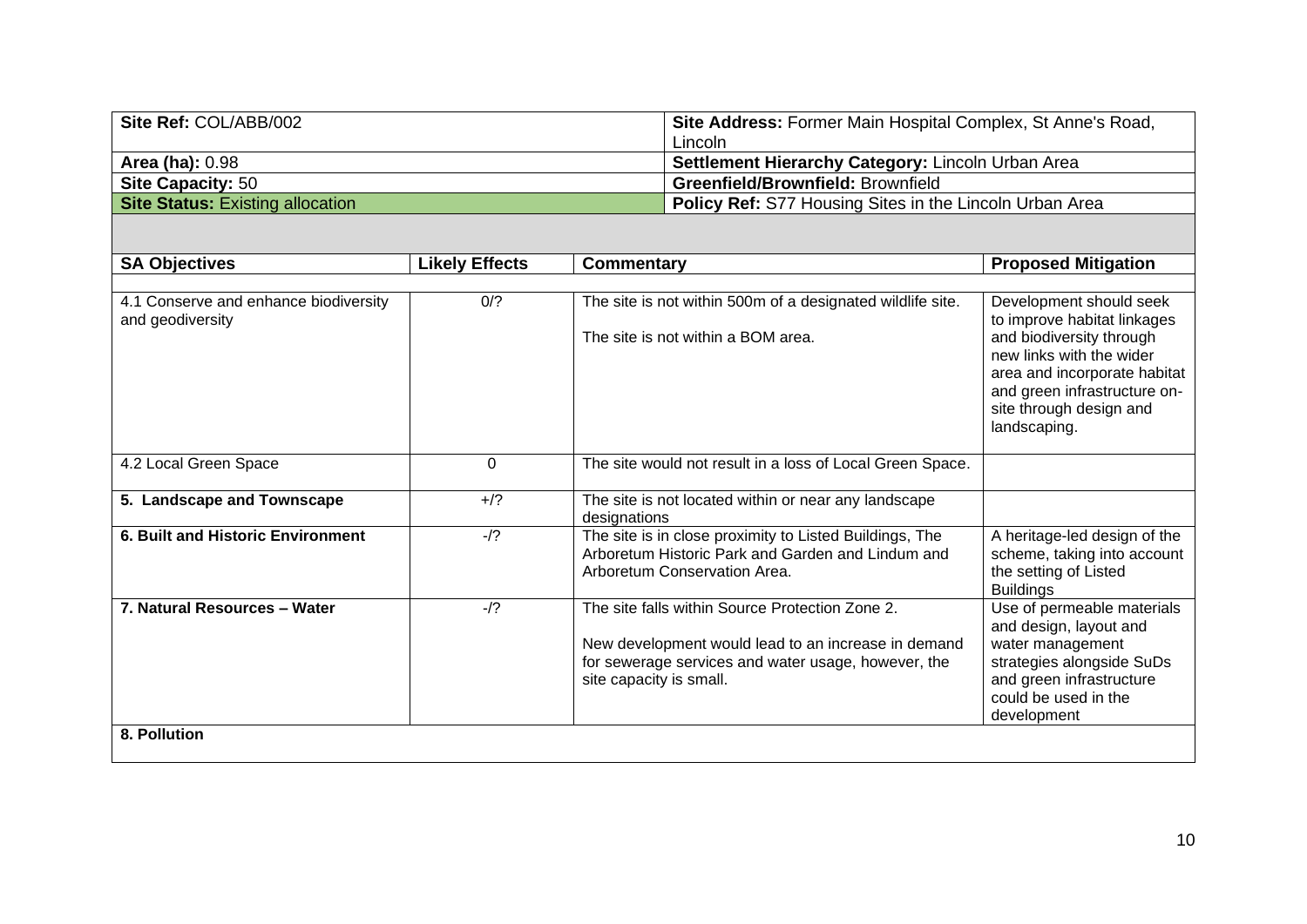| Site Ref: COL/ABB/002 | Site Address: Former Main Hospital Complex, St Anne's Road, Lincoln |
|---|---|
| **Area (ha):** 0.98 | **Settlement Hierarchy Category:** Lincoln Urban Area |
| **Site Capacity:** 50 | **Greenfield/Brownfield:** Brownfield |
| **Site Status:** Existing allocation | **Policy Ref:** S77 Housing Sites in the Lincoln Urban Area |

| SA Objectives | Likely Effects | Commentary | Proposed Mitigation |
|---|---|---|---|
| 4.1 Conserve and enhance biodiversity and geodiversity | 0/? | The site is not within 500m of a designated wildlife site.<br><br>The site is not within a BOM area. | Development should seek to improve habitat linkages and biodiversity through new links with the wider area and incorporate habitat and green infrastructure on-site through design and landscaping. |
| 4.2 Local Green Space | 0 | The site would not result in a loss of Local Green Space. | |
| **5. Landscape and Townscape** | +/? | The site is not located within or near any landscape designations | |
| **6. Built and Historic Environment** | -/? | The site is in close proximity to Listed Buildings, The Arboretum Historic Park and Garden and Lindum and Arboretum Conservation Area. | A heritage-led design of the scheme, taking into account the setting of Listed Buildings |
| **7. Natural Resources – Water** | -/? | The site falls within Source Protection Zone 2.<br><br>New development would lead to an increase in demand for sewerage services and water usage, however, the site capacity is small. | Use of permeable materials and design, layout and water management strategies alongside SuDs and green infrastructure could be used in the development |
| **8. Pollution** | | | |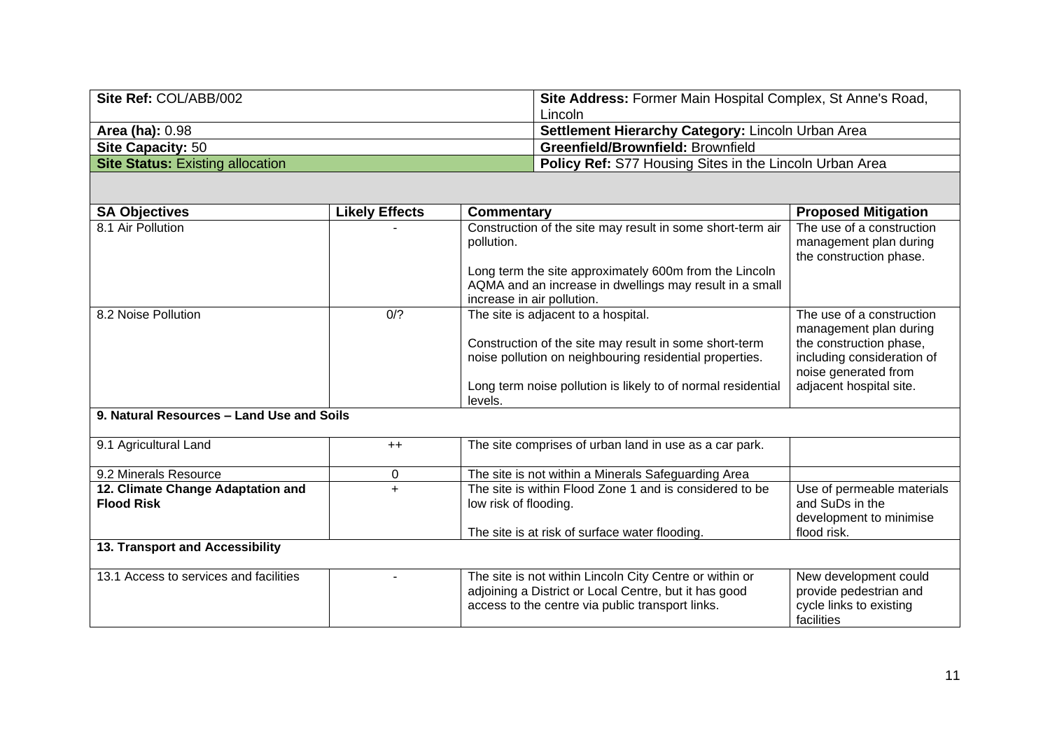| **Site Ref:** COL/ABB/002 | | **Site Address:** Former Main Hospital Complex, St Anne's Road, Lincoln | |
|---|---|---|---|
| **Area (ha):** 0.98 | | **Settlement Hierarchy Category:** Lincoln Urban Area | |
| **Site Capacity:** 50 | | **Greenfield/Brownfield:** Brownfield | |
| **Site Status:** Existing allocation | | **Policy Ref:** S77 Housing Sites in the Lincoln Urban Area | |

| **SA Objectives** | **Likely Effects** | **Commentary** | **Proposed Mitigation** |
|---|---|---|---|
| 8.1 Air Pollution | - | Construction of the site may result in some short-term air pollution.<br><br>Long term the site approximately 600m from the Lincoln AQMA and an increase in dwellings may result in a small increase in air pollution. | The use of a construction management plan during the construction phase. |
| 8.2 Noise Pollution | 0/? | The site is adjacent to a hospital.<br><br>Construction of the site may result in some short-term noise pollution on neighbouring residential properties.<br><br>Long term noise pollution is likely to of normal residential levels. | The use of a construction management plan during the construction phase, including consideration of noise generated from adjacent hospital site. |
| **9. Natural Resources – Land Use and Soils** | | | |
| 9.1 Agricultural Land | ++ | The site comprises of urban land in use as a car park. | |
| 9.2 Minerals Resource | 0 | The site is not within a Minerals Safeguarding Area | |
| **12. Climate Change Adaptation and Flood Risk** | + | The site is within Flood Zone 1 and is considered to be low risk of flooding.<br><br>The site is at risk of surface water flooding. | Use of permeable materials and SuDs in the development to minimise flood risk. |
| **13. Transport and Accessibility** | | | |
| 13.1 Access to services and facilities | - | The site is not within Lincoln City Centre or within or adjoining a District or Local Centre, but it has good access to the centre via public transport links. | New development could provide pedestrian and cycle links to existing facilities |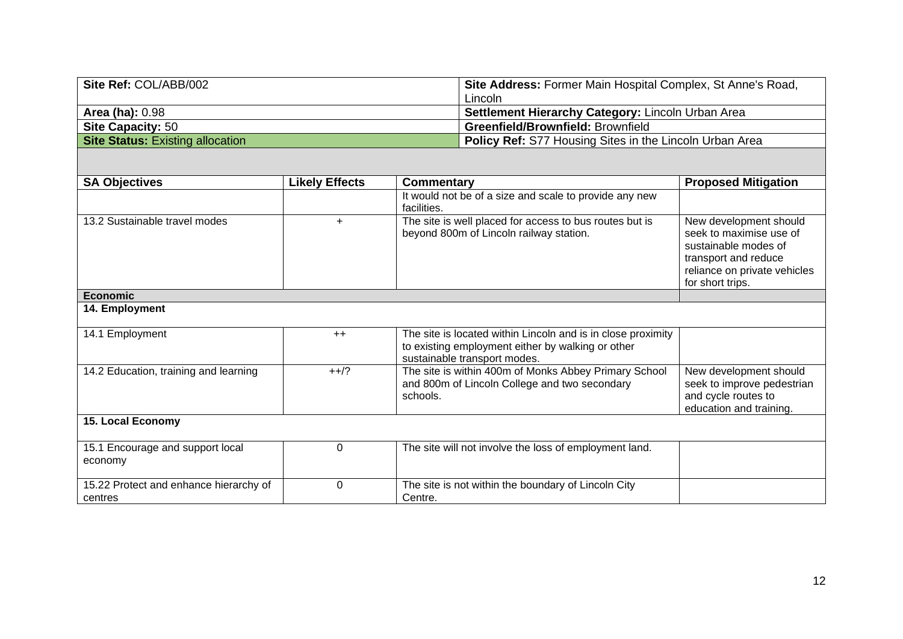| **Site Ref:** COL/ABB/002 | **Site Address:** Former Main Hospital Complex, St Anne's Road, Lincoln |
|---|---|
| **Area (ha):** 0.98 | **Settlement Hierarchy Category:** Lincoln Urban Area |
| **Site Capacity:** 50 | **Greenfield/Brownfield:** Brownfield |
| **Site Status:** Existing allocation | **Policy Ref:** S77 Housing Sites in the Lincoln Urban Area |

| SA Objectives | Likely Effects | Commentary | Proposed Mitigation |
|---|---|---|---|
| | | It would not be of a size and scale to provide any new facilities. | |
| 13.2 Sustainable travel modes | + | The site is well placed for access to bus routes but is beyond 800m of Lincoln railway station. | New development should seek to maximise use of sustainable modes of transport and reduce reliance on private vehicles for short trips. |
| **Economic** | | | |
| **14. Employment** | | | |
| 14.1 Employment | ++ | The site is located within Lincoln and is in close proximity to existing employment either by walking or other sustainable transport modes. | |
| 14.2 Education, training and learning | ++/? | The site is within 400m of Monks Abbey Primary School and 800m of Lincoln College and two secondary schools. | New development should seek to improve pedestrian and cycle routes to education and training. |
| **15. Local Economy** | | | |
| 15.1 Encourage and support local economy | 0 | The site will not involve the loss of employment land. | |
| 15.22 Protect and enhance hierarchy of centres | 0 | The site is not within the boundary of Lincoln City Centre. | |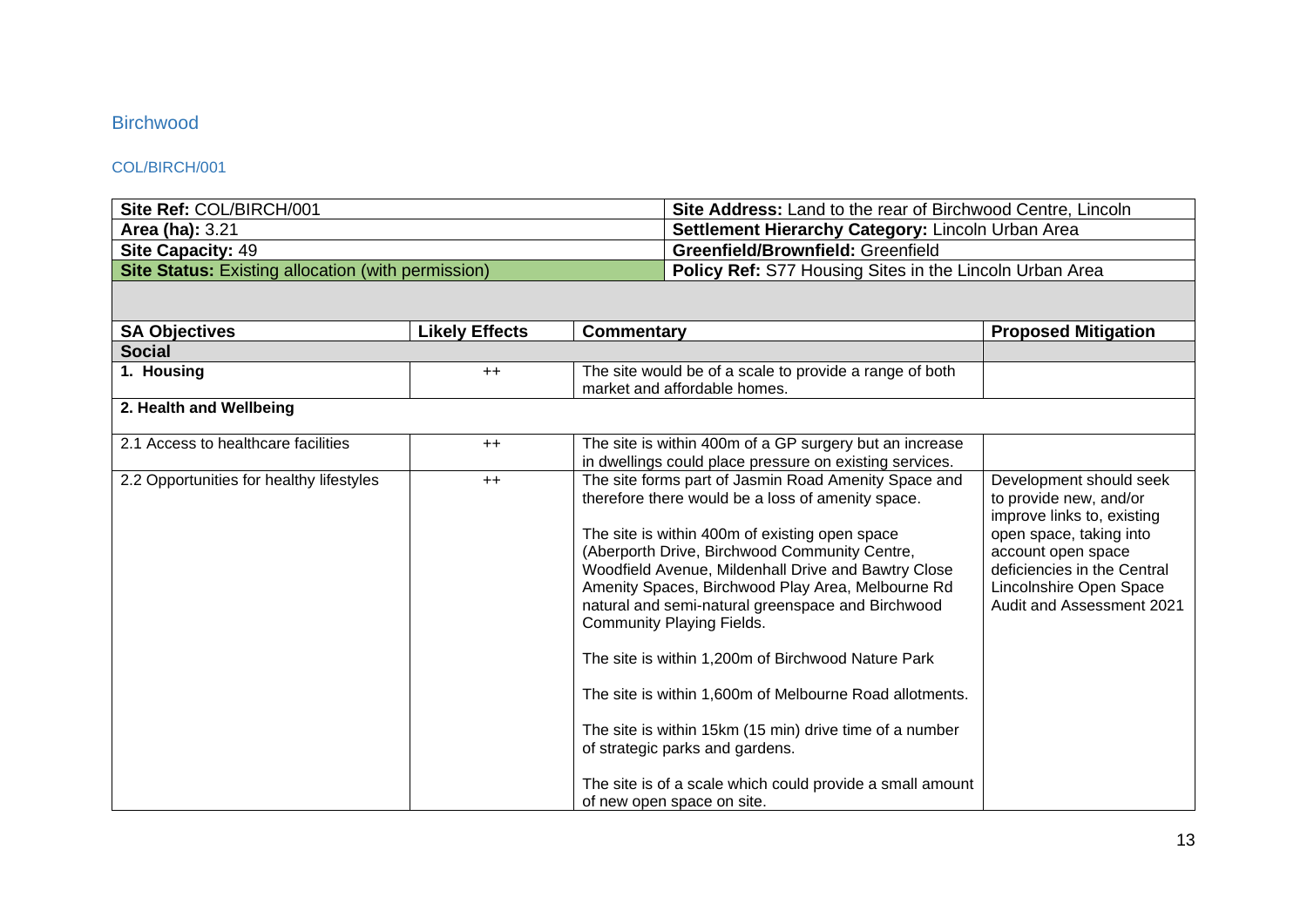## Birchwood

### COL/BIRCH/001

| **Site Ref:** COL/BIRCH/001 | **Site Address:** Land to the rear of Birchwood Centre, Lincoln |
|---|---|
| **Area (ha):** 3.21 | **Settlement Hierarchy Category:** Lincoln Urban Area |
| **Site Capacity:** 49 | **Greenfield/Brownfield:** Greenfield |
| **Site Status:** Existing allocation (with permission) | **Policy Ref:** S77 Housing Sites in the Lincoln Urban Area |

| **SA Objectives** | **Likely Effects** | **Commentary** | **Proposed Mitigation** |
|---|---|---|---|
| **Social** | | | |
| **1. Housing** | ++ | The site would be of a scale to provide a range of both market and affordable homes. | |
| **2. Health and Wellbeing** | | | |
| 2.1 Access to healthcare facilities | ++ | The site is within 400m of a GP surgery but an increase in dwellings could place pressure on existing services. | |
| 2.2 Opportunities for healthy lifestyles | ++ | The site forms part of Jasmin Road Amenity Space and therefore there would be a loss of amenity space.<br><br>The site is within 400m of existing open space (Aberporth Drive, Birchwood Community Centre, Woodfield Avenue, Mildenhall Drive and Bawtry Close Amenity Spaces, Birchwood Play Area, Melbourne Rd natural and semi-natural greenspace and Birchwood Community Playing Fields.<br><br>The site is within 1,200m of Birchwood Nature Park<br><br>The site is within 1,600m of Melbourne Road allotments.<br><br>The site is within 15km (15 min) drive time of a number of strategic parks and gardens.<br><br>The site is of a scale which could provide a small amount of new open space on site. | Development should seek to provide new, and/or improve links to, existing open space, taking into account open space deficiencies in the Central Lincolnshire Open Space Audit and Assessment 2021 |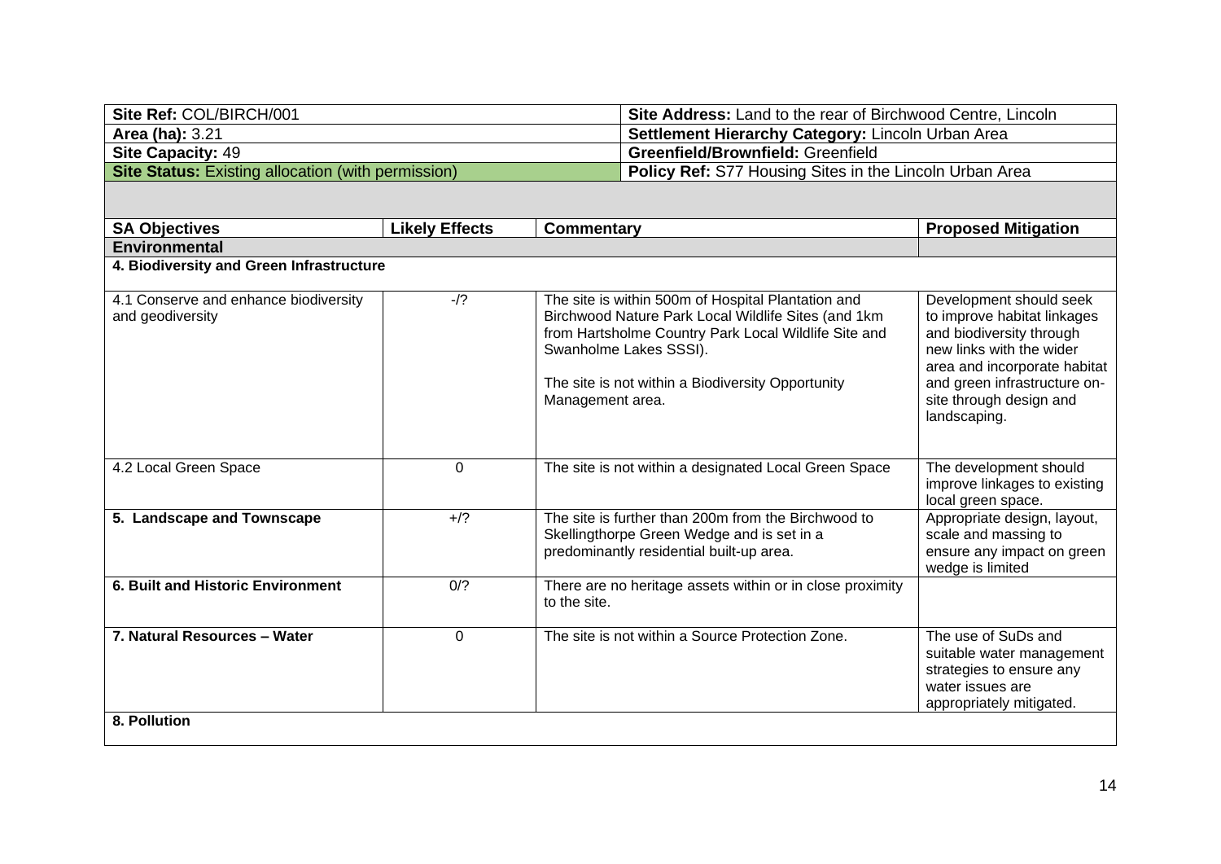| Site Ref: COL/BIRCH/001 | Site Address: Land to the rear of Birchwood Centre, Lincoln |
|---|---|
| Area (ha): 3.21 | Settlement Hierarchy Category: Lincoln Urban Area |
| Site Capacity: 49 | Greenfield/Brownfield: Greenfield |
| Site Status: Existing allocation (with permission) | Policy Ref: S77 Housing Sites in the Lincoln Urban Area |

| SA Objectives | Likely Effects | Commentary | Proposed Mitigation |
|---|---|---|---|
| **Environmental** | | | |
| **4. Biodiversity and Green Infrastructure** | | | |
| 4.1 Conserve and enhance biodiversity and geodiversity | -/? | The site is within 500m of Hospital Plantation and Birchwood Nature Park Local Wildlife Sites (and 1km from Hartsholme Country Park Local Wildlife Site and Swanholme Lakes SSSI).<br><br>The site is not within a Biodiversity Opportunity Management area. | Development should seek to improve habitat linkages and biodiversity through new links with the wider area and incorporate habitat and green infrastructure on-site through design and landscaping. |
| 4.2 Local Green Space | 0 | The site is not within a designated Local Green Space | The development should improve linkages to existing local green space. |
| **5. Landscape and Townscape** | +/? | The site is further than 200m from the Birchwood to Skellingthorpe Green Wedge and is set in a predominantly residential built-up area. | Appropriate design, layout, scale and massing to ensure any impact on green wedge is limited |
| **6. Built and Historic Environment** | 0/? | There are no heritage assets within or in close proximity to the site. | |
| **7. Natural Resources – Water** | 0 | The site is not within a Source Protection Zone. | The use of SuDs and suitable water management strategies to ensure any water issues are appropriately mitigated. |
| **8. Pollution** | | | |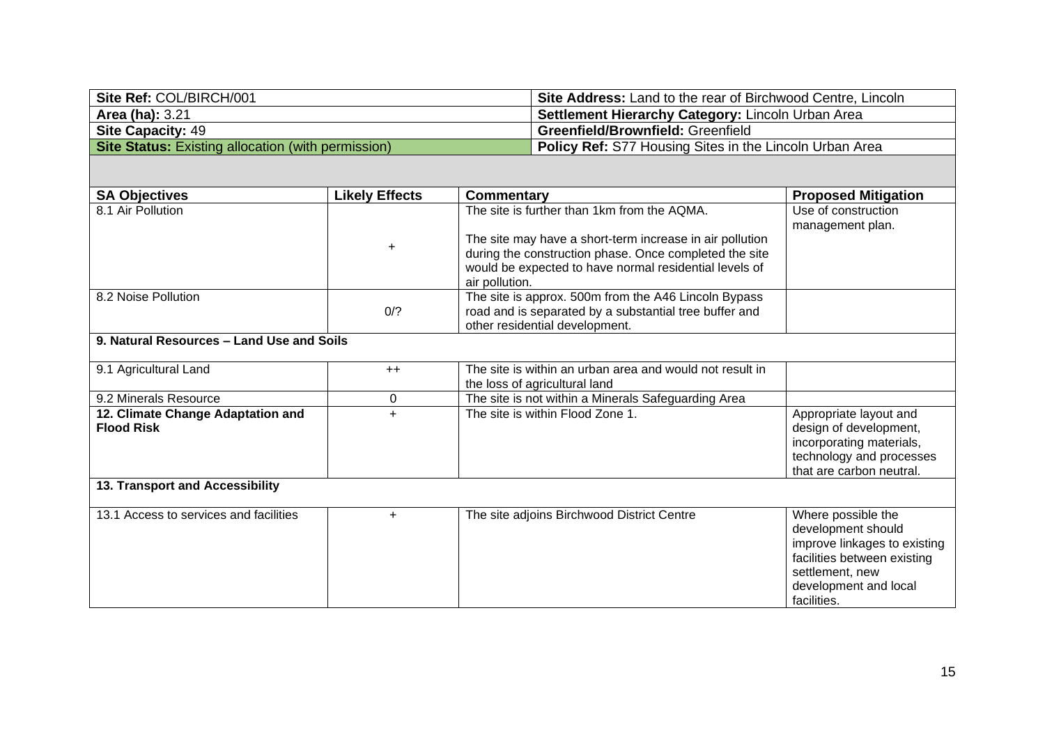| **Site Ref:** COL/BIRCH/001 | **Site Address:** Land to the rear of Birchwood Centre, Lincoln |
|---|---|
| **Area (ha):** 3.21 | **Settlement Hierarchy Category:** Lincoln Urban Area |
| **Site Capacity:** 49 | **Greenfield/Brownfield:** Greenfield |
| **Site Status:** Existing allocation (with permission) | **Policy Ref:** S77 Housing Sites in the Lincoln Urban Area |

| SA Objectives | Likely Effects | Commentary | Proposed Mitigation |
|---|---|---|---|
| 8.1 Air Pollution | + | The site is further than 1km from the AQMA.<br><br>The site may have a short-term increase in air pollution during the construction phase. Once completed the site would be expected to have normal residential levels of air pollution. | Use of construction management plan. |
| 8.2 Noise Pollution | 0/? | The site is approx. 500m from the A46 Lincoln Bypass road and is separated by a substantial tree buffer and other residential development. | |
| **9. Natural Resources – Land Use and Soils** | | | |
| 9.1 Agricultural Land | ++ | The site is within an urban area and would not result in the loss of agricultural land | |
| 9.2 Minerals Resource | 0 | The site is not within a Minerals Safeguarding Area | |
| **12. Climate Change Adaptation and Flood Risk** | + | The site is within Flood Zone 1. | Appropriate layout and design of development, incorporating materials, technology and processes that are carbon neutral. |
| **13. Transport and Accessibility** | | | |
| 13.1 Access to services and facilities | + | The site adjoins Birchwood District Centre | Where possible the development should improve linkages to existing facilities between existing settlement, new development and local facilities. |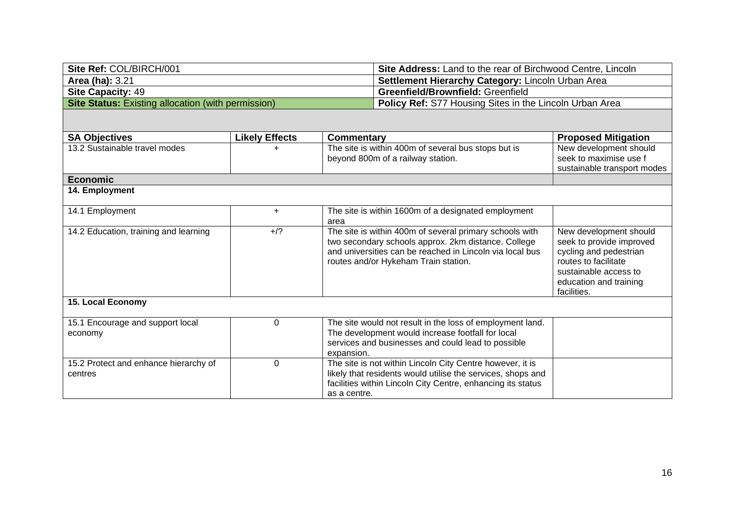| **Site Ref:** COL/BIRCH/001 | **Site Address:** Land to the rear of Birchwood Centre, Lincoln |
|---|---|
| **Area (ha):** 3.21 | **Settlement Hierarchy Category:** Lincoln Urban Area |
| **Site Capacity:** 49 | **Greenfield/Brownfield:** Greenfield |
| **Site Status:** Existing allocation (with permission) | **Policy Ref:** S77 Housing Sites in the Lincoln Urban Area |

| SA Objectives | Likely Effects | Commentary | Proposed Mitigation |
|---|---|---|---|
| 13.2 Sustainable travel modes | + | The site is within 400m of several bus stops but is beyond 800m of a railway station. | New development should seek to maximise use f sustainable transport modes |
| **Economic** | | | |
| **14. Employment** | | | |
| 14.1 Employment | + | The site is within 1600m of a designated employment area | |
| 14.2 Education, training and learning | +/? | The site is within 400m of several primary schools with two secondary schools approx. 2km distance. College and universities can be reached in Lincoln via local bus routes and/or Hykeham Train station. | New development should seek to provide improved cycling and pedestrian routes to facilitate sustainable access to education and training facilities. |
| **15. Local Economy** | | | |
| 15.1 Encourage and support local economy | 0 | The site would not result in the loss of employment land. The development would increase footfall for local services and businesses and could lead to possible expansion. | |
| 15.2 Protect and enhance hierarchy of centres | 0 | The site is not within Lincoln City Centre however, it is likely that residents would utilise the services, shops and facilities within Lincoln City Centre, enhancing its status as a centre. | |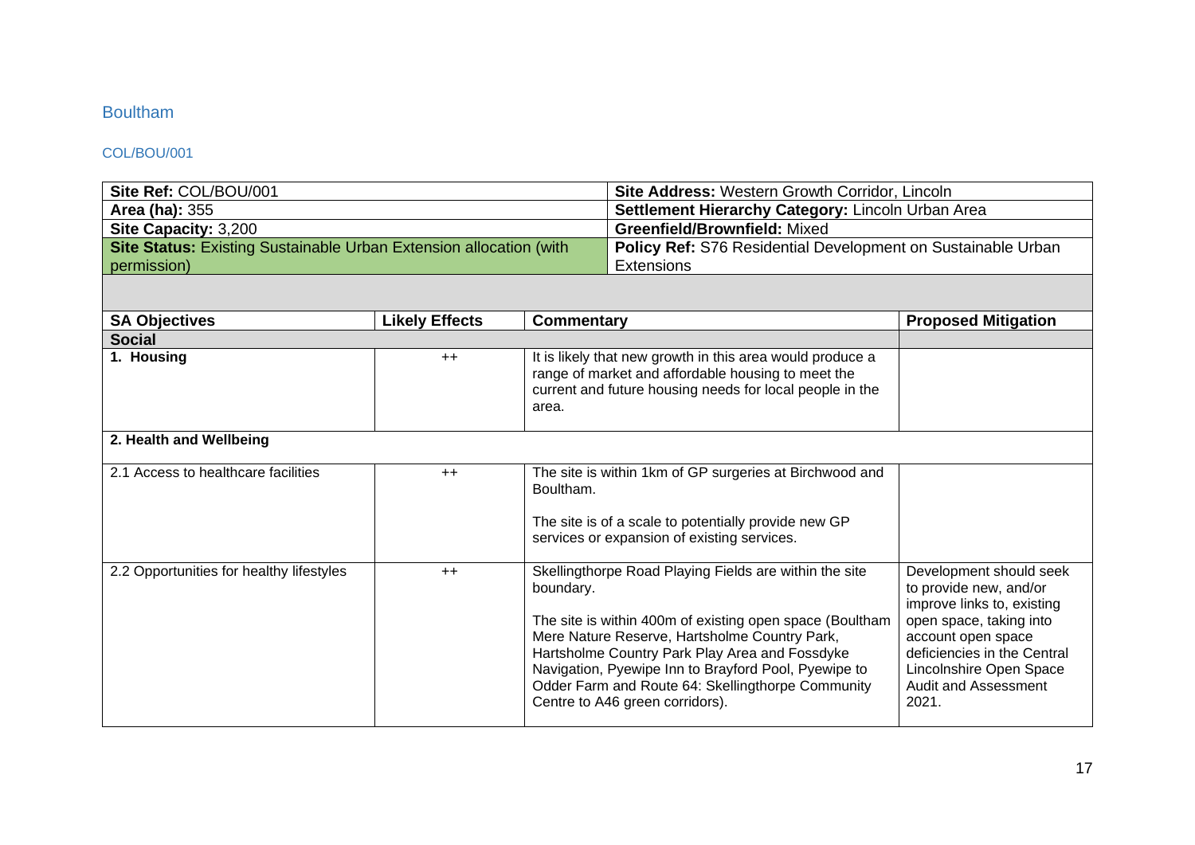## Boultham

### COL/BOU/001

| Site Ref: COL/BOU/001 | Site Address: Western Growth Corridor, Lincoln |
|---|---|
| **Area (ha):** 355 | **Settlement Hierarchy Category:** Lincoln Urban Area |
| **Site Capacity:** 3,200 | **Greenfield/Brownfield:** Mixed |
| **Site Status:** Existing Sustainable Urban Extension allocation (with permission) | **Policy Ref:** S76 Residential Development on Sustainable Urban Extensions |

| SA Objectives | Likely Effects | Commentary | Proposed Mitigation |
|---|---|---|---|
| **Social** | | | |
| **1. Housing** | ++ | It is likely that new growth in this area would produce a range of market and affordable housing to meet the current and future housing needs for local people in the area. | |
| **2. Health and Wellbeing** | | | |
| 2.1 Access to healthcare facilities | ++ | The site is within 1km of GP surgeries at Birchwood and Boultham.<br><br>The site is of a scale to potentially provide new GP services or expansion of existing services. | |
| 2.2 Opportunities for healthy lifestyles | ++ | Skellingthorpe Road Playing Fields are within the site boundary.<br><br>The site is within 400m of existing open space (Boultham Mere Nature Reserve, Hartsholme Country Park, Hartsholme Country Park Play Area and Fossdyke Navigation, Pyewipe Inn to Brayford Pool, Pyewipe to Odder Farm and Route 64: Skellingthorpe Community Centre to A46 green corridors). | Development should seek to provide new, and/or improve links to, existing open space, taking into account open space deficiencies in the Central Lincolnshire Open Space Audit and Assessment 2021. |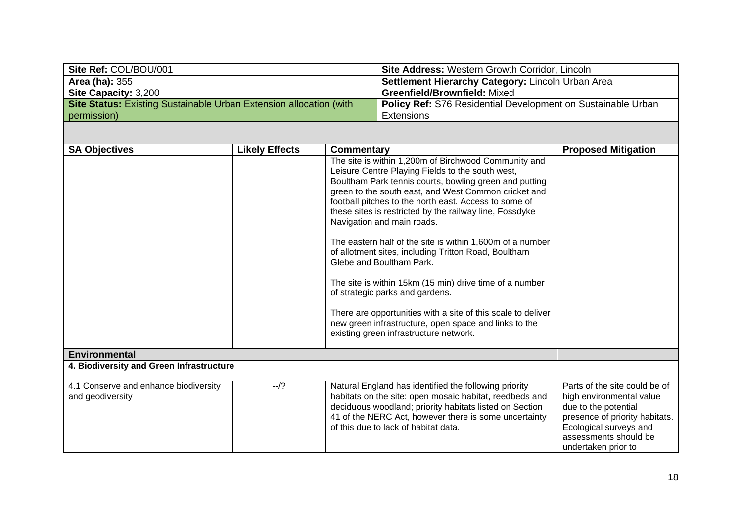| Site Ref: COL/BOU/001 | Site Address: Western Growth Corridor, Lincoln |
|---|---|
| Area (ha): 355 | Settlement Hierarchy Category: Lincoln Urban Area |
| Site Capacity: 3,200 | Greenfield/Brownfield: Mixed |
| Site Status: Existing Sustainable Urban Extension allocation (with permission) | Policy Ref: S76 Residential Development on Sustainable Urban Extensions |

| SA Objectives | Likely Effects | Commentary | Proposed Mitigation |
|---|---|---|---|
| | | The site is within 1,200m of Birchwood Community and Leisure Centre Playing Fields to the south west, Boultham Park tennis courts, bowling green and putting green to the south east, and West Common cricket and football pitches to the north east. Access to some of these sites is restricted by the railway line, Fossdyke Navigation and main roads.<br><br>The eastern half of the site is within 1,600m of a number of allotment sites, including Tritton Road, Boultham Glebe and Boultham Park.<br><br>The site is within 15km (15 min) drive time of a number of strategic parks and gardens.<br><br>There are opportunities with a site of this scale to deliver new green infrastructure, open space and links to the existing green infrastructure network. | |
| **Environmental** | | | |
| **4. Biodiversity and Green Infrastructure** | | | |
| 4.1 Conserve and enhance biodiversity and geodiversity | --/? | Natural England has identified the following priority habitats on the site: open mosaic habitat, reedbeds and deciduous woodland; priority habitats listed on Section 41 of the NERC Act, however there is some uncertainty of this due to lack of habitat data. | Parts of the site could be of high environmental value due to the potential presence of priority habitats. Ecological surveys and assessments should be undertaken prior to |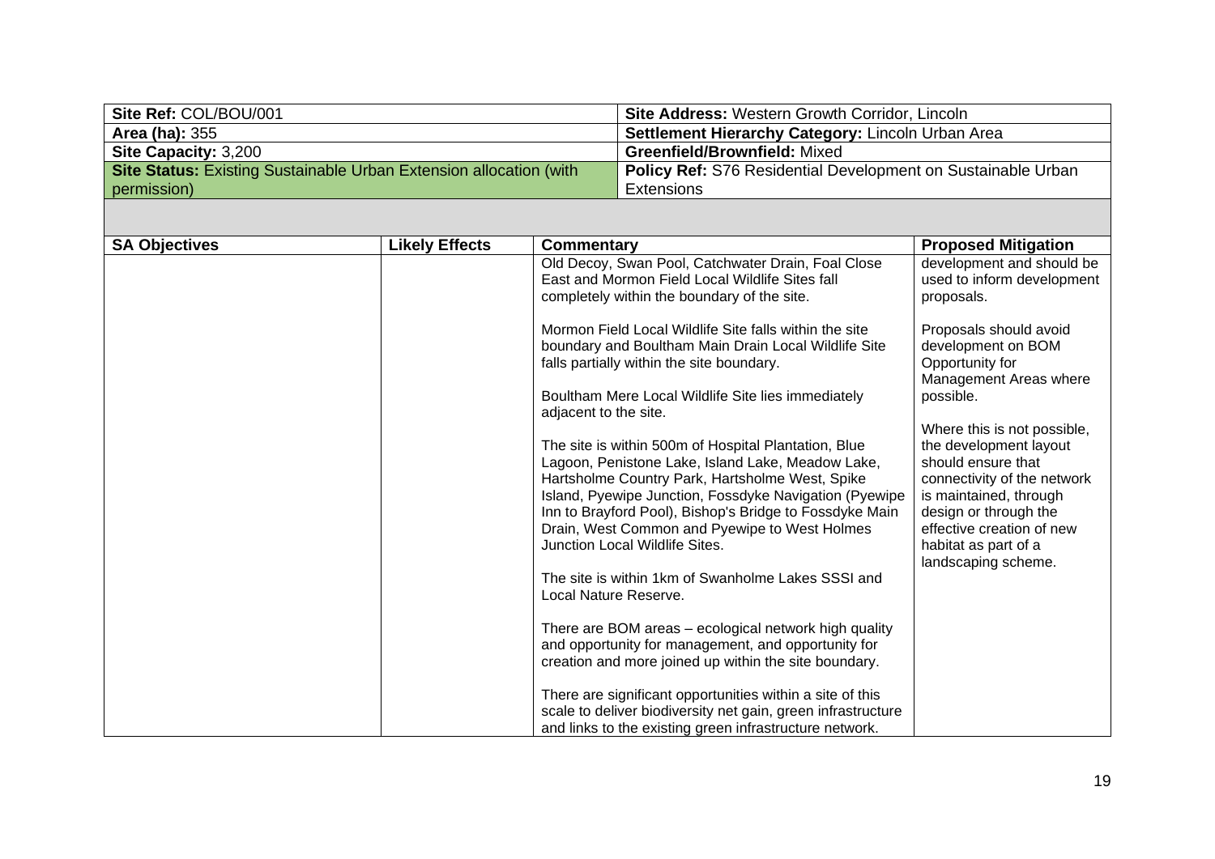| Site Ref: COL/BOU/001 | Site Address: Western Growth Corridor, Lincoln |
|---|---|
| **Area (ha):** 355 | **Settlement Hierarchy Category:** Lincoln Urban Area |
| **Site Capacity:** 3,200 | **Greenfield/Brownfield:** Mixed |
| **Site Status:** Existing Sustainable Urban Extension allocation (with permission) | **Policy Ref:** S76 Residential Development on Sustainable Urban Extensions |

| SA Objectives | Likely Effects | Commentary | Proposed Mitigation |
|---|---|---|---|
| | | Old Decoy, Swan Pool, Catchwater Drain, Foal Close East and Mormon Field Local Wildlife Sites fall completely within the boundary of the site.<br><br>Mormon Field Local Wildlife Site falls within the site boundary and Boultham Main Drain Local Wildlife Site falls partially within the site boundary.<br><br>Boultham Mere Local Wildlife Site lies immediately adjacent to the site.<br><br>The site is within 500m of Hospital Plantation, Blue Lagoon, Penistone Lake, Island Lake, Meadow Lake, Hartsholme Country Park, Hartsholme West, Spike Island, Pyewipe Junction, Fossdyke Navigation (Pyewipe Inn to Brayford Pool), Bishop's Bridge to Fossdyke Main Drain, West Common and Pyewipe to West Holmes Junction Local Wildlife Sites.<br><br>The site is within 1km of Swanholme Lakes SSSI and Local Nature Reserve.<br><br>There are BOM areas – ecological network high quality and opportunity for management, and opportunity for creation and more joined up within the site boundary.<br><br>There are significant opportunities within a site of this scale to deliver biodiversity net gain, green infrastructure and links to the existing green infrastructure network. | development and should be used to inform development proposals.<br><br>Proposals should avoid development on BOM Opportunity for Management Areas where possible.<br><br>Where this is not possible, the development layout should ensure that connectivity of the network is maintained, through design or through the effective creation of new habitat as part of a landscaping scheme. |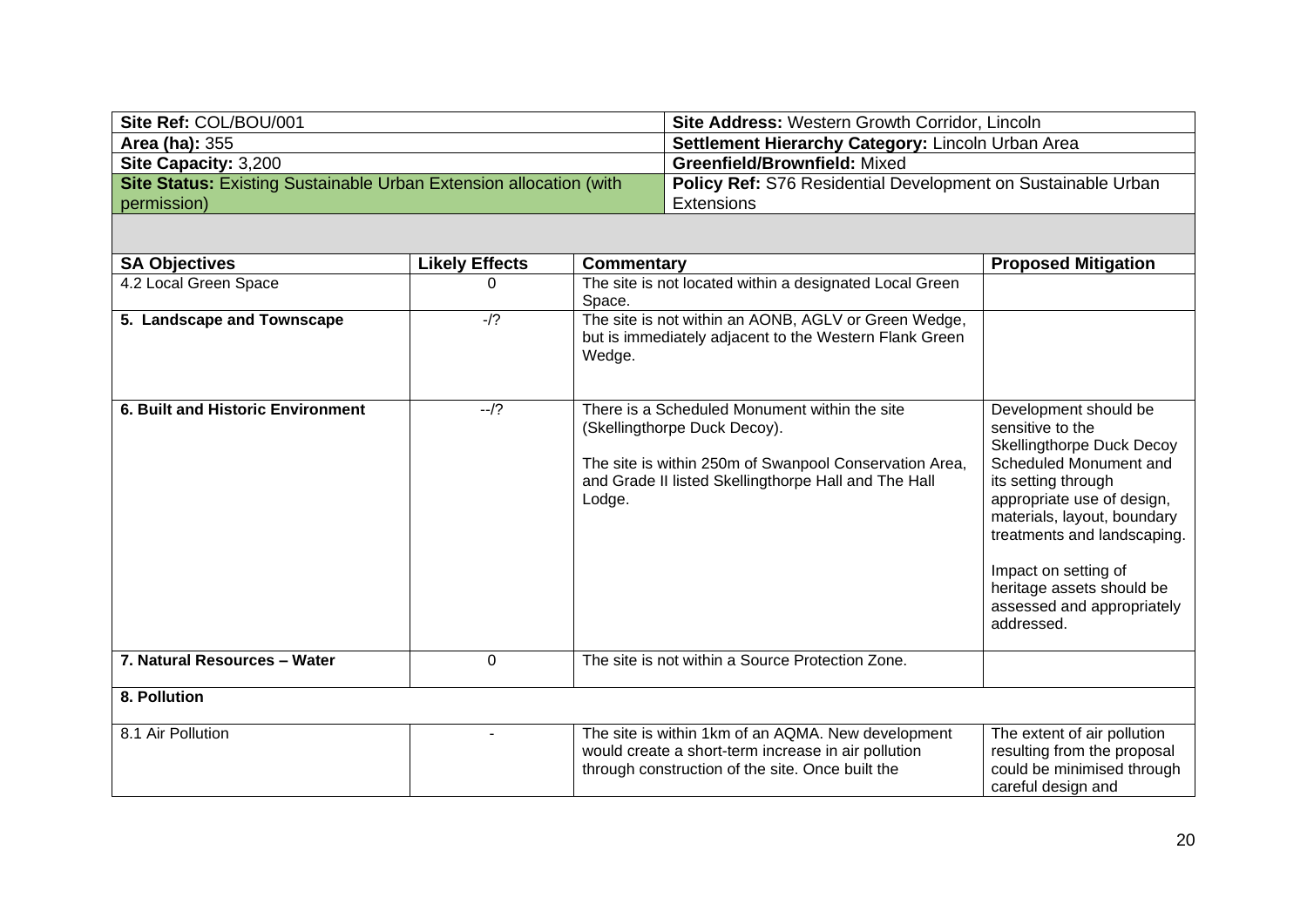| Site Ref: COL/BOU/001 | Site Address: Western Growth Corridor, Lincoln |
|---|---|
| **Area (ha):** 355 | **Settlement Hierarchy Category:** Lincoln Urban Area |
| **Site Capacity:** 3,200 | **Greenfield/Brownfield:** Mixed |
| **Site Status:** Existing Sustainable Urban Extension allocation (with permission) | **Policy Ref:** S76 Residential Development on Sustainable Urban Extensions |

| SA Objectives | Likely Effects | Commentary | Proposed Mitigation |
|---|---|---|---|
| 4.2 Local Green Space | 0 | The site is not located within a designated Local Green Space. | |
| **5. Landscape and Townscape** | -/? | The site is not within an AONB, AGLV or Green Wedge, but is immediately adjacent to the Western Flank Green Wedge. | |
| **6. Built and Historic Environment** | --/? | There is a Scheduled Monument within the site (Skellingthorpe Duck Decoy).<br><br>The site is within 250m of Swanpool Conservation Area, and Grade II listed Skellingthorpe Hall and The Hall Lodge. | Development should be sensitive to the Skellingthorpe Duck Decoy Scheduled Monument and its setting through appropriate use of design, materials, layout, boundary treatments and landscaping.<br><br>Impact on setting of heritage assets should be assessed and appropriately addressed. |
| **7. Natural Resources – Water** | 0 | The site is not within a Source Protection Zone. | |
| **8. Pollution** | | | |
| 8.1 Air Pollution | - | The site is within 1km of an AQMA. New development would create a short-term increase in air pollution through construction of the site. Once built the | The extent of air pollution resulting from the proposal could be minimised through careful design and |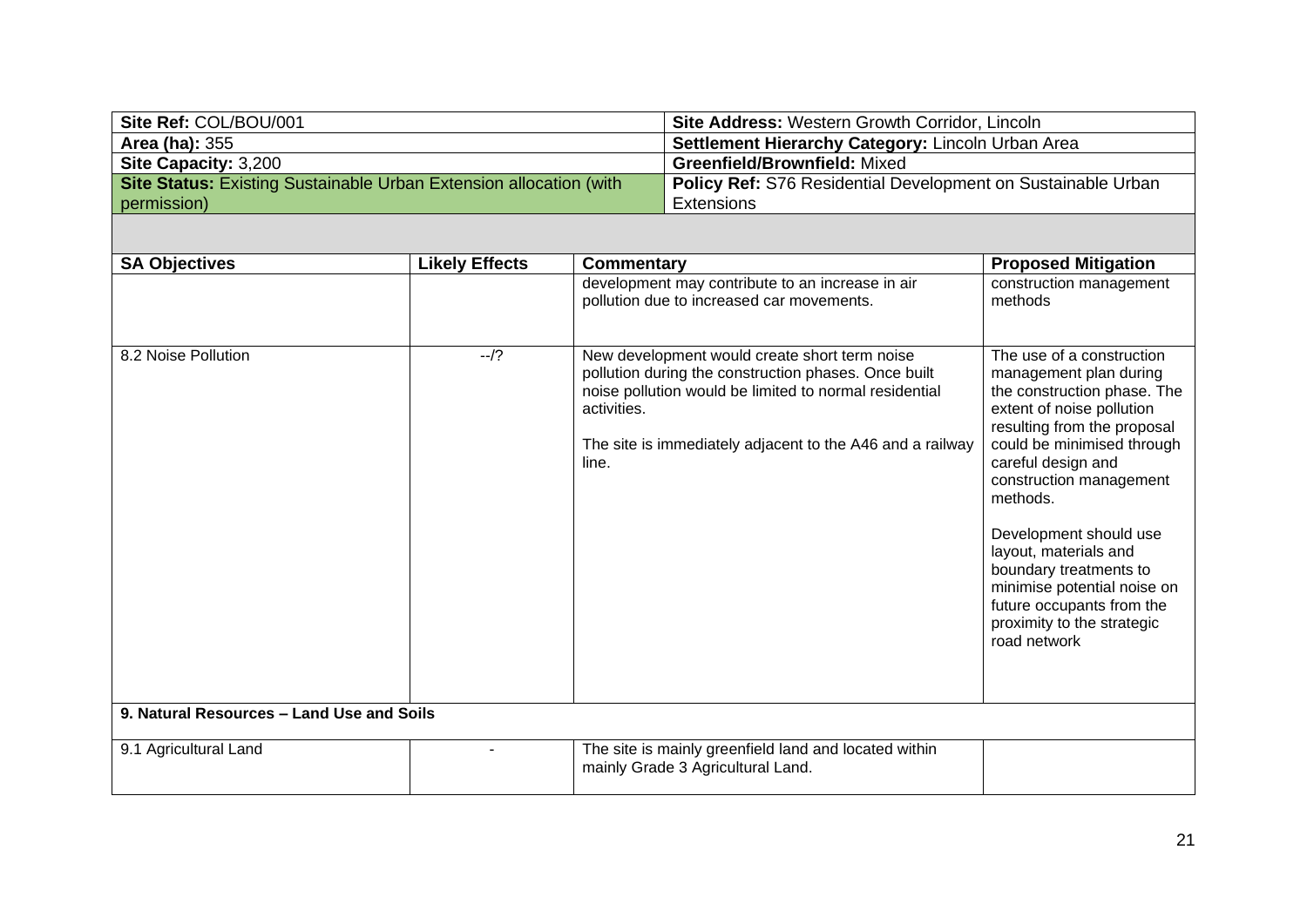| Site Ref: COL/BOU/001 | Site Address: Western Growth Corridor, Lincoln |
|---|---|
| **Area (ha):** 355 | **Settlement Hierarchy Category:** Lincoln Urban Area |
| **Site Capacity:** 3,200 | **Greenfield/Brownfield:** Mixed |
| **Site Status:** Existing Sustainable Urban Extension allocation (with permission) | **Policy Ref:** S76 Residential Development on Sustainable Urban Extensions |

| SA Objectives | Likely Effects | Commentary | Proposed Mitigation |
|---|---|---|---|
| | | development may contribute to an increase in air pollution due to increased car movements. | construction management methods |
| 8.2 Noise Pollution | --/? | New development would create short term noise pollution during the construction phases. Once built noise pollution would be limited to normal residential activities.<br><br>The site is immediately adjacent to the A46 and a railway line. | The use of a construction management plan during the construction phase. The extent of noise pollution resulting from the proposal could be minimised through careful design and construction management methods.<br><br>Development should use layout, materials and boundary treatments to minimise potential noise on future occupants from the proximity to the strategic road network |
| **9. Natural Resources – Land Use and Soils** | | | |
| 9.1 Agricultural Land | - | The site is mainly greenfield land and located within mainly Grade 3 Agricultural Land. | |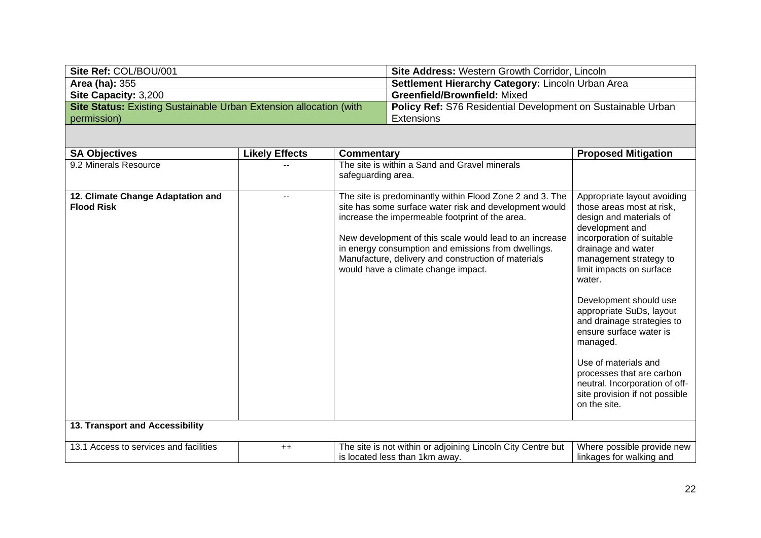| Site Ref: COL/BOU/001 | Site Address: Western Growth Corridor, Lincoln |
|---|---|
| **Area (ha):** 355 | **Settlement Hierarchy Category:** Lincoln Urban Area |
| **Site Capacity:** 3,200 | **Greenfield/Brownfield:** Mixed |
| **Site Status:** Existing Sustainable Urban Extension allocation (with permission) | **Policy Ref:** S76 Residential Development on Sustainable Urban Extensions |

| SA Objectives | Likely Effects | Commentary | Proposed Mitigation |
|---|---|---|---|
| 9.2 Minerals Resource | -- | The site is within a Sand and Gravel minerals safeguarding area. | |
| **12. Climate Change Adaptation and Flood Risk** | -- | The site is predominantly within Flood Zone 2 and 3. The site has some surface water risk and development would increase the impermeable footprint of the area.<br><br>New development of this scale would lead to an increase in energy consumption and emissions from dwellings. Manufacture, delivery and construction of materials would have a climate change impact. | Appropriate layout avoiding those areas most at risk, design and materials of development and incorporation of suitable drainage and water management strategy to limit impacts on surface water.<br><br>Development should use appropriate SuDs, layout and drainage strategies to ensure surface water is managed.<br><br>Use of materials and processes that are carbon neutral. Incorporation of off-site provision if not possible on the site. |
| **13. Transport and Accessibility** | | | |
| 13.1 Access to services and facilities | ++ | The site is not within or adjoining Lincoln City Centre but is located less than 1km away. | Where possible provide new linkages for walking and |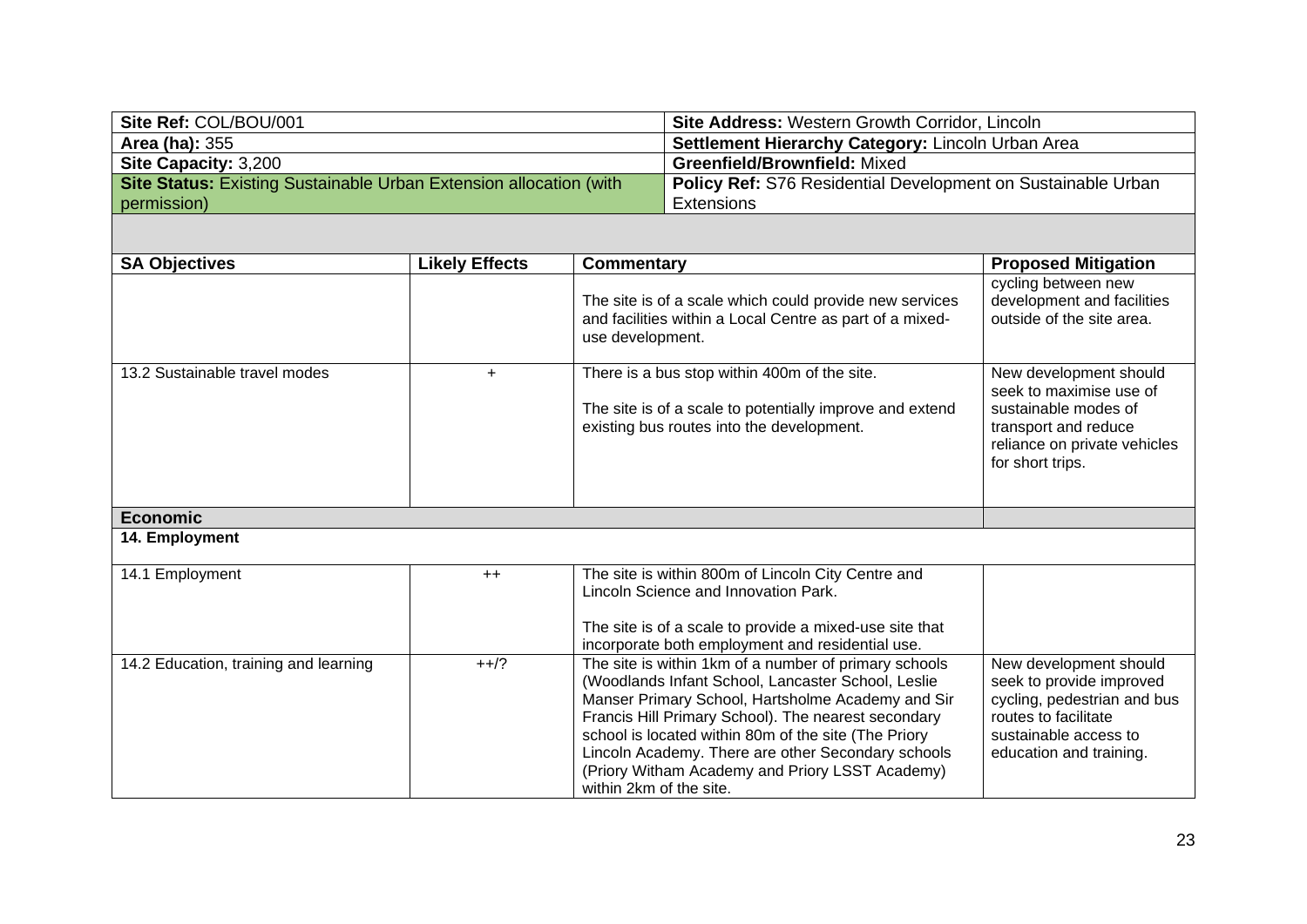| Site Ref: COL/BOU/001 | Site Address: Western Growth Corridor, Lincoln |
|---|---|
| Area (ha): 355 | Settlement Hierarchy Category: Lincoln Urban Area |
| Site Capacity: 3,200 | Greenfield/Brownfield: Mixed |
| Site Status: Existing Sustainable Urban Extension allocation (with permission) | Policy Ref: S76 Residential Development on Sustainable Urban Extensions |

| SA Objectives | Likely Effects | Commentary | Proposed Mitigation |
|---|---|---|---|
| | | The site is of a scale which could provide new services and facilities within a Local Centre as part of a mixed-use development. | cycling between new development and facilities outside of the site area. |
| 13.2 Sustainable travel modes | + | There is a bus stop within 400m of the site.<br><br>The site is of a scale to potentially improve and extend existing bus routes into the development. | New development should seek to maximise use of sustainable modes of transport and reduce reliance on private vehicles for short trips. |
| **Economic** | | | |
| **14. Employment** | | | |
| 14.1 Employment | ++ | The site is within 800m of Lincoln City Centre and Lincoln Science and Innovation Park.<br><br>The site is of a scale to provide a mixed-use site that incorporate both employment and residential use. | |
| 14.2 Education, training and learning | ++/? | The site is within 1km of a number of primary schools (Woodlands Infant School, Lancaster School, Leslie Manser Primary School, Hartsholme Academy and Sir Francis Hill Primary School). The nearest secondary school is located within 80m of the site (The Priory Lincoln Academy. There are other Secondary schools (Priory Witham Academy and Priory LSST Academy) within 2km of the site. | New development should seek to provide improved cycling, pedestrian and bus routes to facilitate sustainable access to education and training. |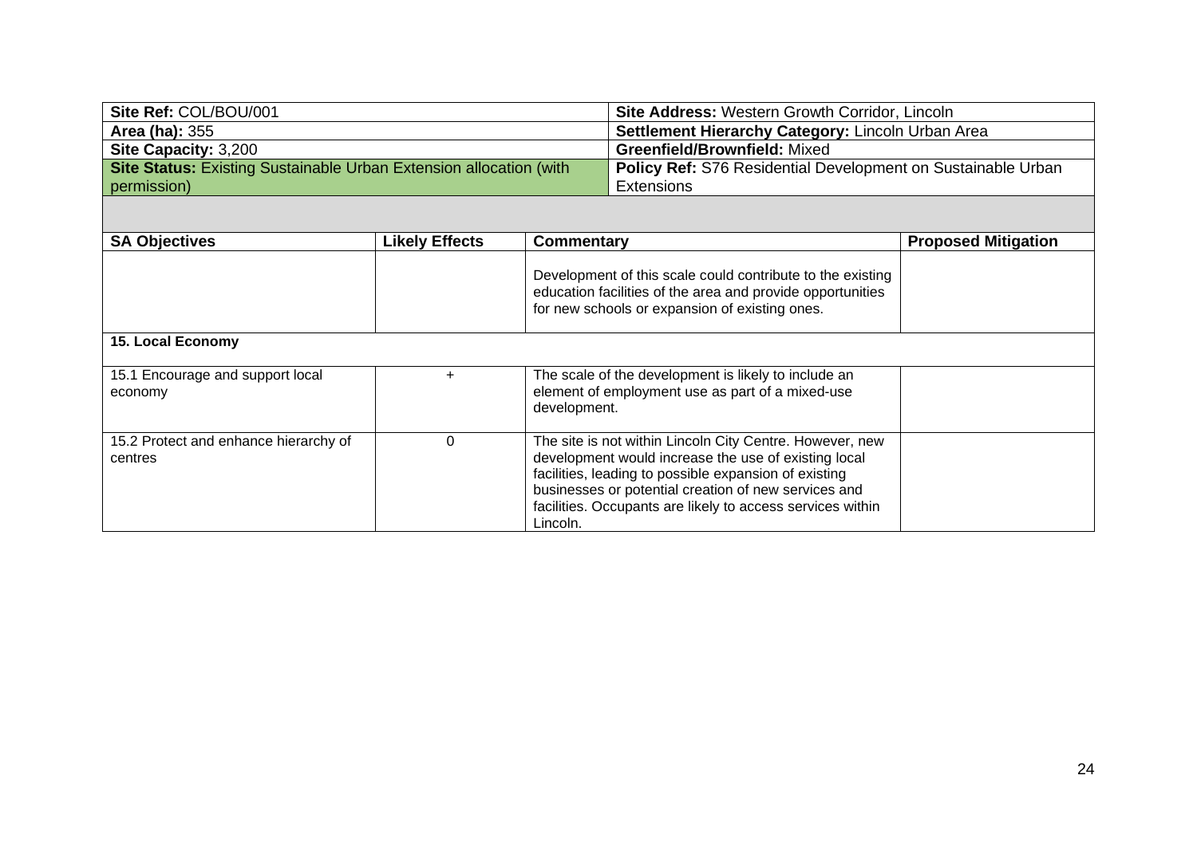| Site Ref: COL/BOU/001 | Site Address: Western Growth Corridor, Lincoln |
|---|---|
| **Area (ha):** 355 | **Settlement Hierarchy Category:** Lincoln Urban Area |
| **Site Capacity:** 3,200 | **Greenfield/Brownfield:** Mixed |
| **Site Status:** Existing Sustainable Urban Extension allocation (with permission) | **Policy Ref:** S76 Residential Development on Sustainable Urban Extensions |

| SA Objectives | Likely Effects | Commentary | Proposed Mitigation |
|---|---|---|---|
| | | Development of this scale could contribute to the existing education facilities of the area and provide opportunities for new schools or expansion of existing ones. | |
| **15. Local Economy** | | | |
| 15.1 Encourage and support local economy | + | The scale of the development is likely to include an element of employment use as part of a mixed-use development. | |
| 15.2 Protect and enhance hierarchy of centres | 0 | The site is not within Lincoln City Centre. However, new development would increase the use of existing local facilities, leading to possible expansion of existing businesses or potential creation of new services and facilities. Occupants are likely to access services within Lincoln. | |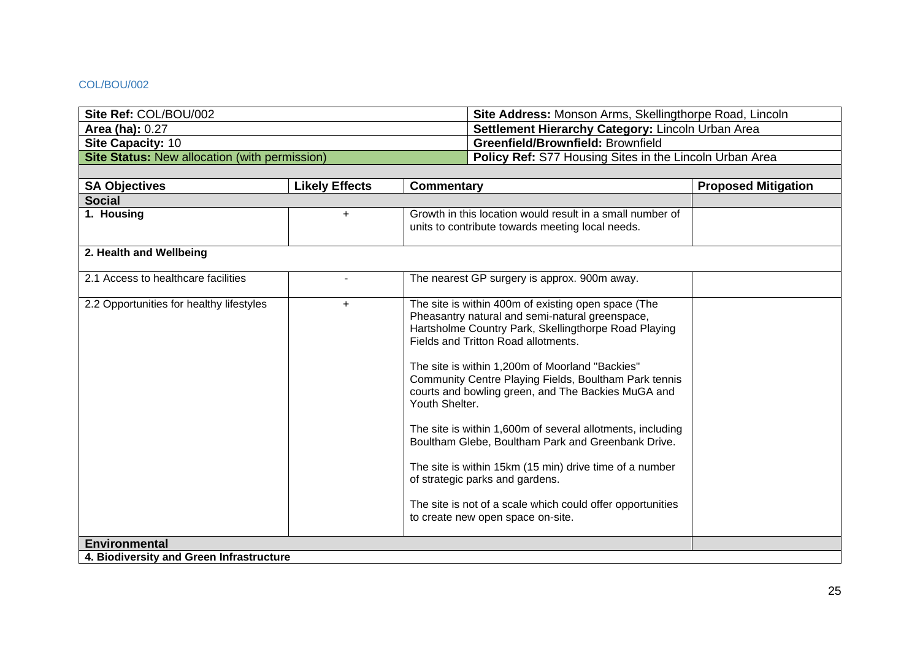COL/BOU/002

| Site Ref: COL/BOU/002 | Site Address: Monson Arms, Skellingthorpe Road, Lincoln |
|---|---|
| **Area (ha):** 0.27 | **Settlement Hierarchy Category:** Lincoln Urban Area |
| **Site Capacity:** 10 | **Greenfield/Brownfield:** Brownfield |
| **Site Status:** New allocation (with permission) | **Policy Ref:** S77 Housing Sites in the Lincoln Urban Area |

| SA Objectives | Likely Effects | Commentary | Proposed Mitigation |
|---|---|---|---|
| **Social** | | | |
| **1. Housing** | + | Growth in this location would result in a small number of units to contribute towards meeting local needs. | |
| **2. Health and Wellbeing** | | | |
| 2.1 Access to healthcare facilities | - | The nearest GP surgery is approx. 900m away. | |
| 2.2 Opportunities for healthy lifestyles | + | The site is within 400m of existing open space (The Pheasantry natural and semi-natural greenspace, Hartsholme Country Park, Skellingthorpe Road Playing Fields and Tritton Road allotments.<br><br>The site is within 1,200m of Moorland "Backies" Community Centre Playing Fields, Boultham Park tennis courts and bowling green, and The Backies MuGA and Youth Shelter.<br><br>The site is within 1,600m of several allotments, including Boultham Glebe, Boultham Park and Greenbank Drive.<br><br>The site is within 15km (15 min) drive time of a number of strategic parks and gardens.<br><br>The site is not of a scale which could offer opportunities to create new open space on-site. | |
| **Environmental** | | | |
| **4. Biodiversity and Green Infrastructure** | | | |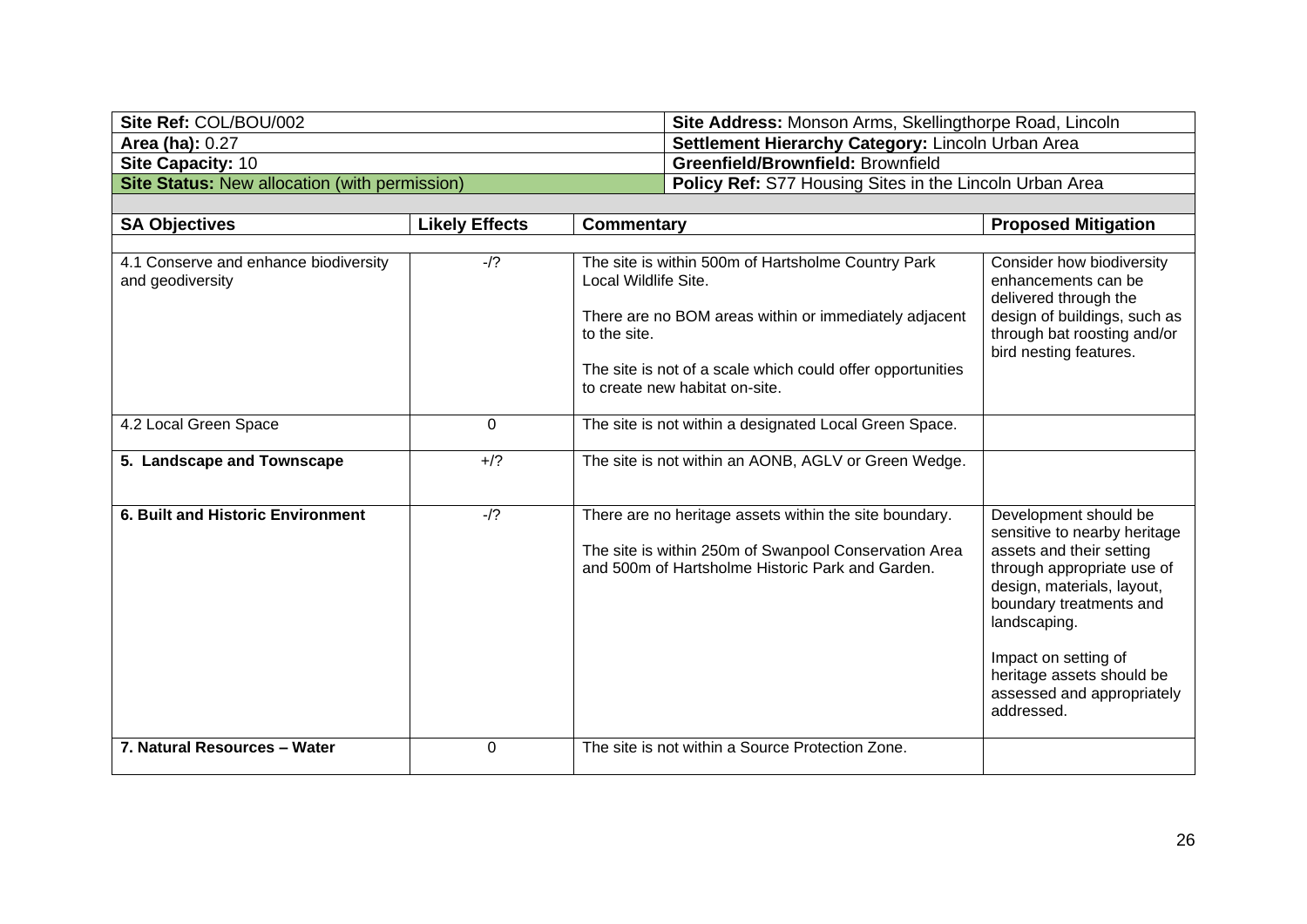| Site Ref: COL/BOU/002 | Site Address: Monson Arms, Skellingthorpe Road, Lincoln |
|---|---|
| **Area (ha):** 0.27 | **Settlement Hierarchy Category:** Lincoln Urban Area |
| **Site Capacity:** 10 | **Greenfield/Brownfield:** Brownfield |
| **Site Status:** New allocation (with permission) | **Policy Ref:** S77 Housing Sites in the Lincoln Urban Area |

| SA Objectives | Likely Effects | Commentary | Proposed Mitigation |
|---|---|---|---|
| 4.1 Conserve and enhance biodiversity and geodiversity | -/? | The site is within 500m of Hartsholme Country Park Local Wildlife Site.<br><br>There are no BOM areas within or immediately adjacent to the site.<br><br>The site is not of a scale which could offer opportunities to create new habitat on-site. | Consider how biodiversity enhancements can be delivered through the design of buildings, such as through bat roosting and/or bird nesting features. |
| 4.2 Local Green Space | 0 | The site is not within a designated Local Green Space. | |
| **5. Landscape and Townscape** | +/? | The site is not within an AONB, AGLV or Green Wedge. | |
| **6. Built and Historic Environment** | -/? | There are no heritage assets within the site boundary.<br><br>The site is within 250m of Swanpool Conservation Area and 500m of Hartsholme Historic Park and Garden. | Development should be sensitive to nearby heritage assets and their setting through appropriate use of design, materials, layout, boundary treatments and landscaping.<br><br>Impact on setting of heritage assets should be assessed and appropriately addressed. |
| **7. Natural Resources – Water** | 0 | The site is not within a Source Protection Zone. | |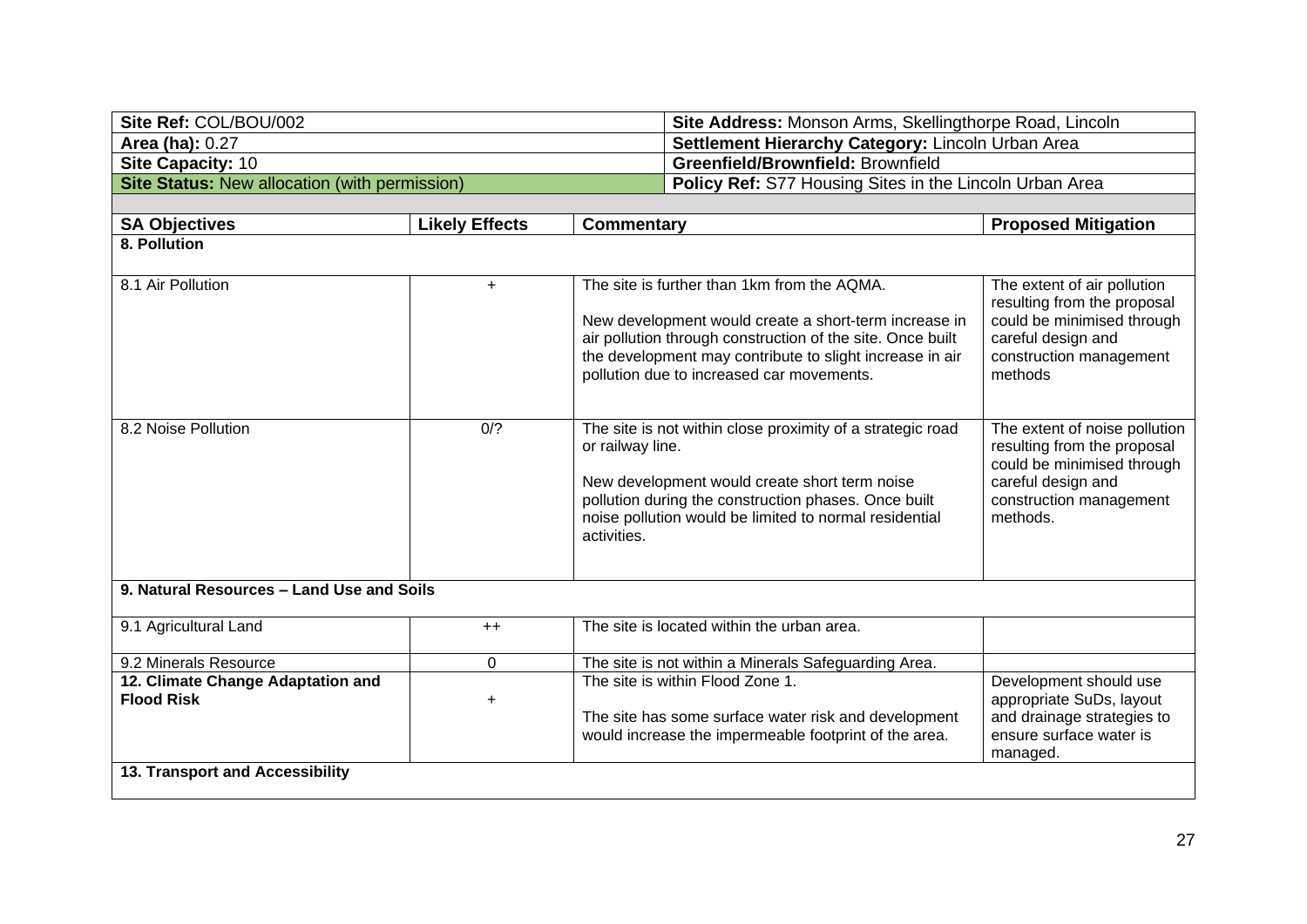| Site Ref: COL/BOU/002 | | Site Address: Monson Arms, Skellingthorpe Road, Lincoln | |
|---|---|---|---|
| **Area (ha):** 0.27 | | **Settlement Hierarchy Category:** Lincoln Urban Area | |
| **Site Capacity:** 10 | | **Greenfield/Brownfield:** Brownfield | |
| **Site Status:** New allocation (with permission) | | **Policy Ref:** S77 Housing Sites in the Lincoln Urban Area | |

| SA Objectives | Likely Effects | Commentary | Proposed Mitigation |
|---|---|---|---|
| **8. Pollution** | | | |
| 8.1 Air Pollution | + | The site is further than 1km from the AQMA.<br><br>New development would create a short-term increase in air pollution through construction of the site. Once built the development may contribute to slight increase in air pollution due to increased car movements. | The extent of air pollution resulting from the proposal could be minimised through careful design and construction management methods |
| 8.2 Noise Pollution | 0/? | The site is not within close proximity of a strategic road or railway line.<br><br>New development would create short term noise pollution during the construction phases. Once built noise pollution would be limited to normal residential activities. | The extent of noise pollution resulting from the proposal could be minimised through careful design and construction management methods. |
| **9. Natural Resources – Land Use and Soils** | | | |
| 9.1 Agricultural Land | ++ | The site is located within the urban area. | |
| 9.2 Minerals Resource | 0 | The site is not within a Minerals Safeguarding Area. | |
| **12. Climate Change Adaptation and Flood Risk** | + | The site is within Flood Zone 1.<br><br>The site has some surface water risk and development would increase the impermeable footprint of the area. | Development should use appropriate SuDs, layout and drainage strategies to ensure surface water is managed. |
| **13. Transport and Accessibility** | | | |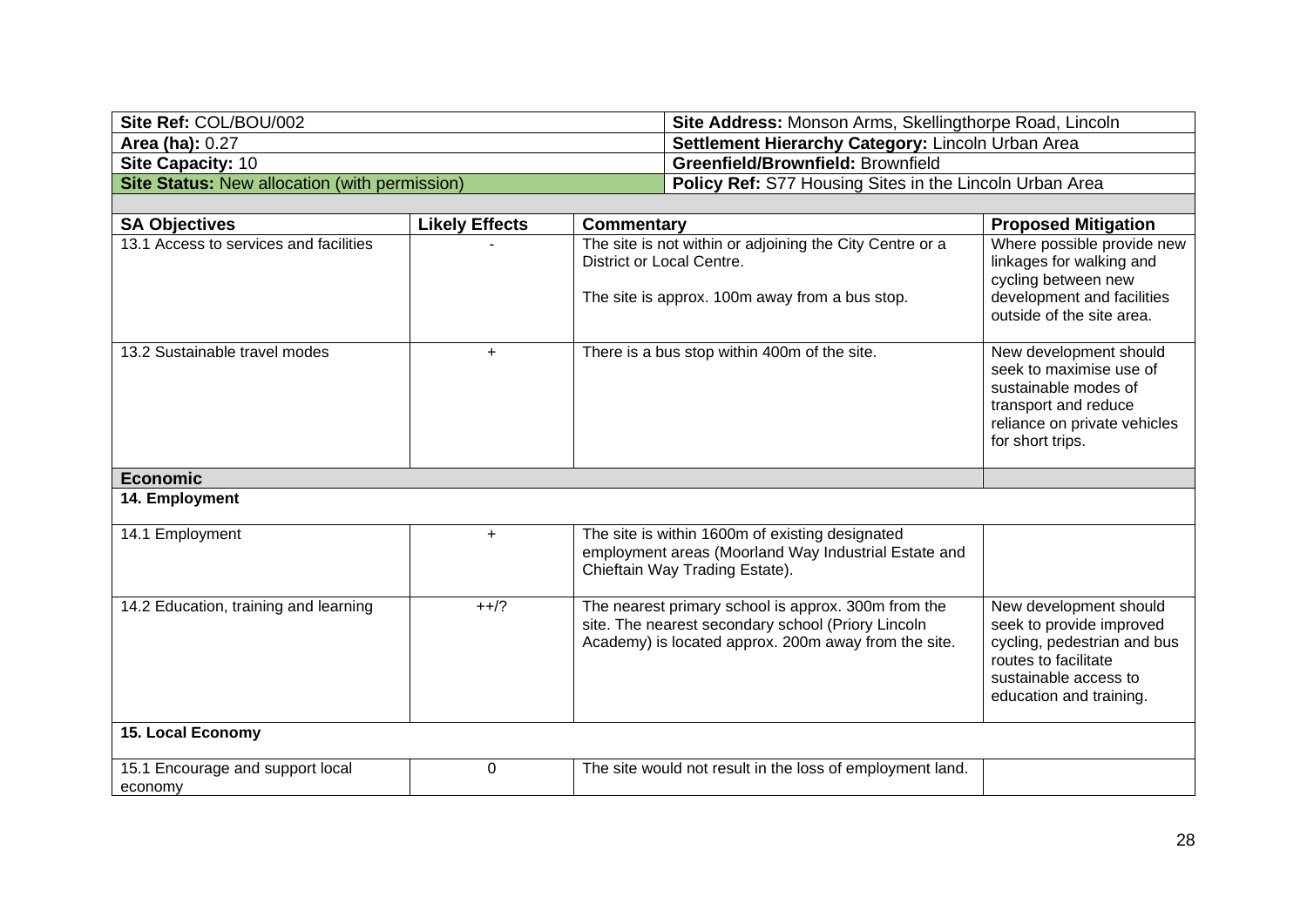| Site Ref: COL/BOU/002 | Site Address: Monson Arms, Skellingthorpe Road, Lincoln |
|---|---|
| **Area (ha):** 0.27 | **Settlement Hierarchy Category:** Lincoln Urban Area |
| **Site Capacity:** 10 | **Greenfield/Brownfield:** Brownfield |
| **Site Status:** New allocation (with permission) | **Policy Ref:** S77 Housing Sites in the Lincoln Urban Area |

| SA Objectives | Likely Effects | Commentary | Proposed Mitigation |
|---|---|---|---|
| 13.1 Access to services and facilities | - | The site is not within or adjoining the City Centre or a District or Local Centre.<br><br>The site is approx. 100m away from a bus stop. | Where possible provide new linkages for walking and cycling between new development and facilities outside of the site area. |
| 13.2 Sustainable travel modes | + | There is a bus stop within 400m of the site. | New development should seek to maximise use of sustainable modes of transport and reduce reliance on private vehicles for short trips. |
| **Economic** | | | |
| **14. Employment** | | | |
| 14.1 Employment | + | The site is within 1600m of existing designated employment areas (Moorland Way Industrial Estate and Chieftain Way Trading Estate). | |
| 14.2 Education, training and learning | ++/? | The nearest primary school is approx. 300m from the site. The nearest secondary school (Priory Lincoln Academy) is located approx. 200m away from the site. | New development should seek to provide improved cycling, pedestrian and bus routes to facilitate sustainable access to education and training. |
| **15. Local Economy** | | | |
| 15.1 Encourage and support local economy | 0 | The site would not result in the loss of employment land. | |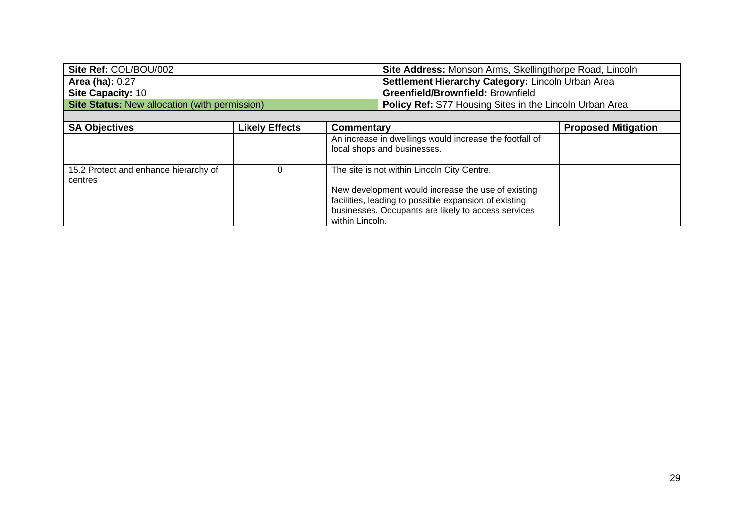| Site Ref: COL/BOU/002 | | | Site Address: Monson Arms, Skellingthorpe Road, Lincoln | |
|---|---|---|---|---|
| **Area (ha):** 0.27 | | | **Settlement Hierarchy Category:** Lincoln Urban Area | |
| **Site Capacity:** 10 | | | **Greenfield/Brownfield:** Brownfield | |
| **Site Status:** New allocation (with permission) | | | **Policy Ref:** S77 Housing Sites in the Lincoln Urban Area | |

| SA Objectives | Likely Effects | Commentary | Proposed Mitigation |
|---|---|---|---|
| | | An increase in dwellings would increase the footfall of local shops and businesses. | |
| 15.2 Protect and enhance hierarchy of centres | 0 | The site is not within Lincoln City Centre.<br><br>New development would increase the use of existing facilities, leading to possible expansion of existing businesses. Occupants are likely to access services within Lincoln. | |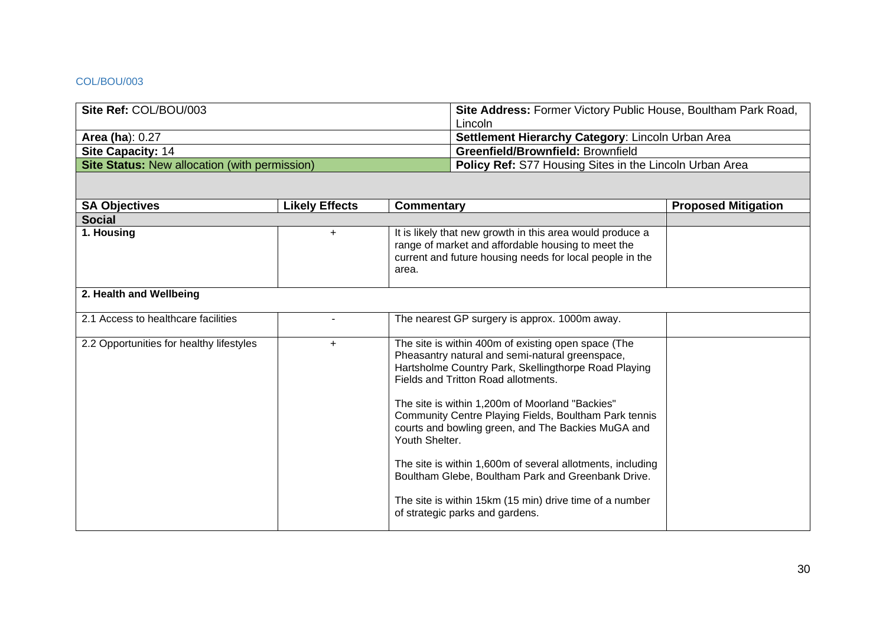COL/BOU/003

| **Site Ref:** COL/BOU/003 | **Site Address:** Former Victory Public House, Boultham Park Road, Lincoln |
|---|---|
| **Area (ha)**: 0.27 | **Settlement Hierarchy Category**: Lincoln Urban Area |
| **Site Capacity:** 14 | **Greenfield/Brownfield:** Brownfield |
| **Site Status:** New allocation (with permission) | **Policy Ref:** S77 Housing Sites in the Lincoln Urban Area |

| SA Objectives | Likely Effects | Commentary | Proposed Mitigation |
|---|---|---|---|
| **Social** | | | |
| **1. Housing** | + | It is likely that new growth in this area would produce a range of market and affordable housing to meet the current and future housing needs for local people in the area. | |
| **2. Health and Wellbeing** | | | |
| 2.1 Access to healthcare facilities | - | The nearest GP surgery is approx. 1000m away. | |
| 2.2 Opportunities for healthy lifestyles | + | The site is within 400m of existing open space (The Pheasantry natural and semi-natural greenspace, Hartsholme Country Park, Skellingthorpe Road Playing Fields and Tritton Road allotments.<br><br>The site is within 1,200m of Moorland "Backies" Community Centre Playing Fields, Boultham Park tennis courts and bowling green, and The Backies MuGA and Youth Shelter.<br><br>The site is within 1,600m of several allotments, including Boultham Glebe, Boultham Park and Greenbank Drive.<br><br>The site is within 15km (15 min) drive time of a number of strategic parks and gardens. | |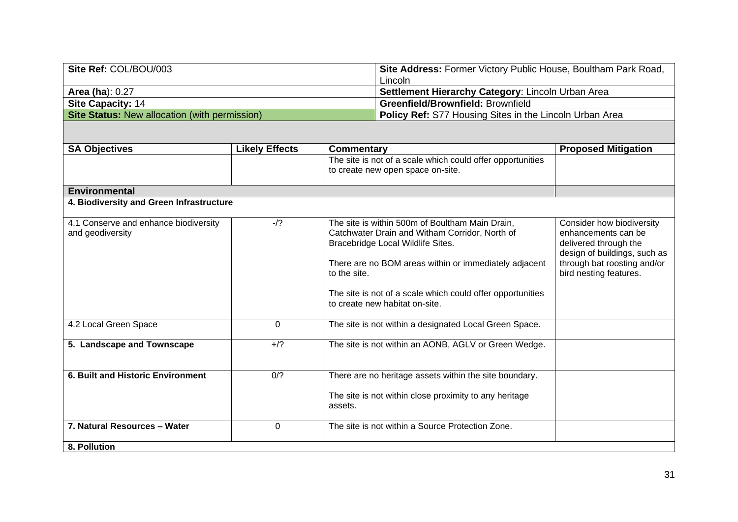| Site Ref: COL/BOU/003 | Site Address: Former Victory Public House, Boultham Park Road, Lincoln |
|---|---|
| Area (ha): 0.27 | Settlement Hierarchy Category: Lincoln Urban Area |
| Site Capacity: 14 | Greenfield/Brownfield: Brownfield |
| Site Status: New allocation (with permission) | Policy Ref: S77 Housing Sites in the Lincoln Urban Area |

| SA Objectives | Likely Effects | Commentary | Proposed Mitigation |
|---|---|---|---|
| | | The site is not of a scale which could offer opportunities to create new open space on-site. | |
| **Environmental** | | | |
| **4. Biodiversity and Green Infrastructure** | | | |
| 4.1 Conserve and enhance biodiversity and geodiversity | -/? | The site is within 500m of Boultham Main Drain, Catchwater Drain and Witham Corridor, North of Bracebridge Local Wildlife Sites.<br><br>There are no BOM areas within or immediately adjacent to the site.<br><br>The site is not of a scale which could offer opportunities to create new habitat on-site. | Consider how biodiversity enhancements can be delivered through the design of buildings, such as through bat roosting and/or bird nesting features. |
| 4.2 Local Green Space | 0 | The site is not within a designated Local Green Space. | |
| **5. Landscape and Townscape** | +/? | The site is not within an AONB, AGLV or Green Wedge. | |
| **6. Built and Historic Environment** | 0/? | There are no heritage assets within the site boundary.<br><br>The site is not within close proximity to any heritage assets. | |
| **7. Natural Resources – Water** | 0 | The site is not within a Source Protection Zone. | |
| **8. Pollution** | | | |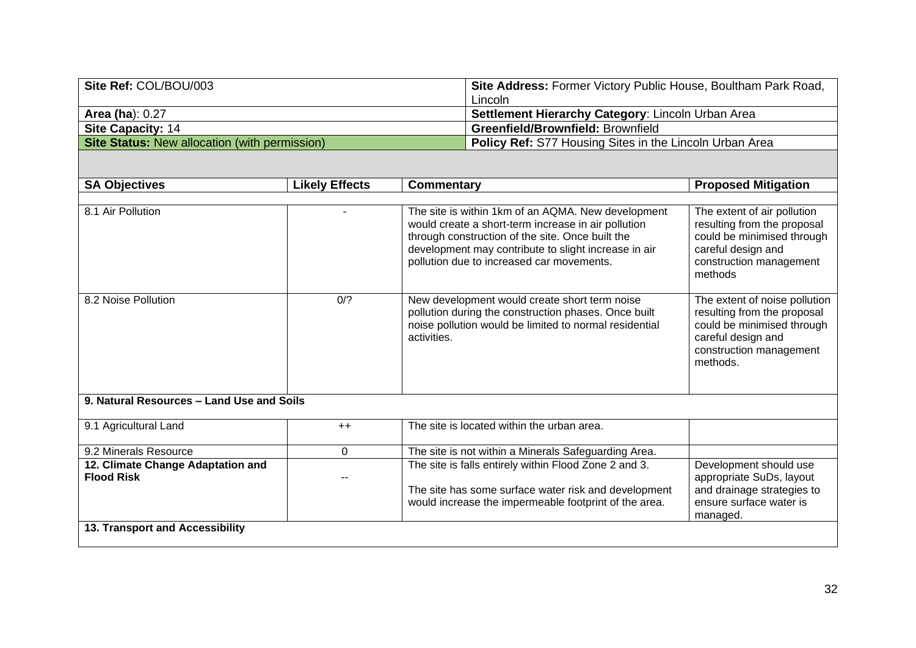| Site Ref: COL/BOU/003 | Site Address: Former Victory Public House, Boultham Park Road, Lincoln |
|---|---|
| **Area (ha)**: 0.27 | **Settlement Hierarchy Category**: Lincoln Urban Area |
| **Site Capacity:** 14 | **Greenfield/Brownfield:** Brownfield |
| **Site Status:** New allocation (with permission) | **Policy Ref:** S77 Housing Sites in the Lincoln Urban Area |

| SA Objectives | Likely Effects | Commentary | Proposed Mitigation |
|---|---|---|---|
| 8.1 Air Pollution | - | The site is within 1km of an AQMA. New development would create a short-term increase in air pollution through construction of the site. Once built the development may contribute to slight increase in air pollution due to increased car movements. | The extent of air pollution resulting from the proposal could be minimised through careful design and construction management methods |
| 8.2 Noise Pollution | 0/? | New development would create short term noise pollution during the construction phases. Once built noise pollution would be limited to normal residential activities. | The extent of noise pollution resulting from the proposal could be minimised through careful design and construction management methods. |
| **9. Natural Resources – Land Use and Soils** | | | |
| 9.1 Agricultural Land | ++ | The site is located within the urban area. | |
| 9.2 Minerals Resource | 0 | The site is not within a Minerals Safeguarding Area. | |
| **12. Climate Change Adaptation and Flood Risk** | -- | The site is falls entirely within Flood Zone 2 and 3.<br><br>The site has some surface water risk and development would increase the impermeable footprint of the area. | Development should use appropriate SuDs, layout and drainage strategies to ensure surface water is managed. |
| **13. Transport and Accessibility** | | | |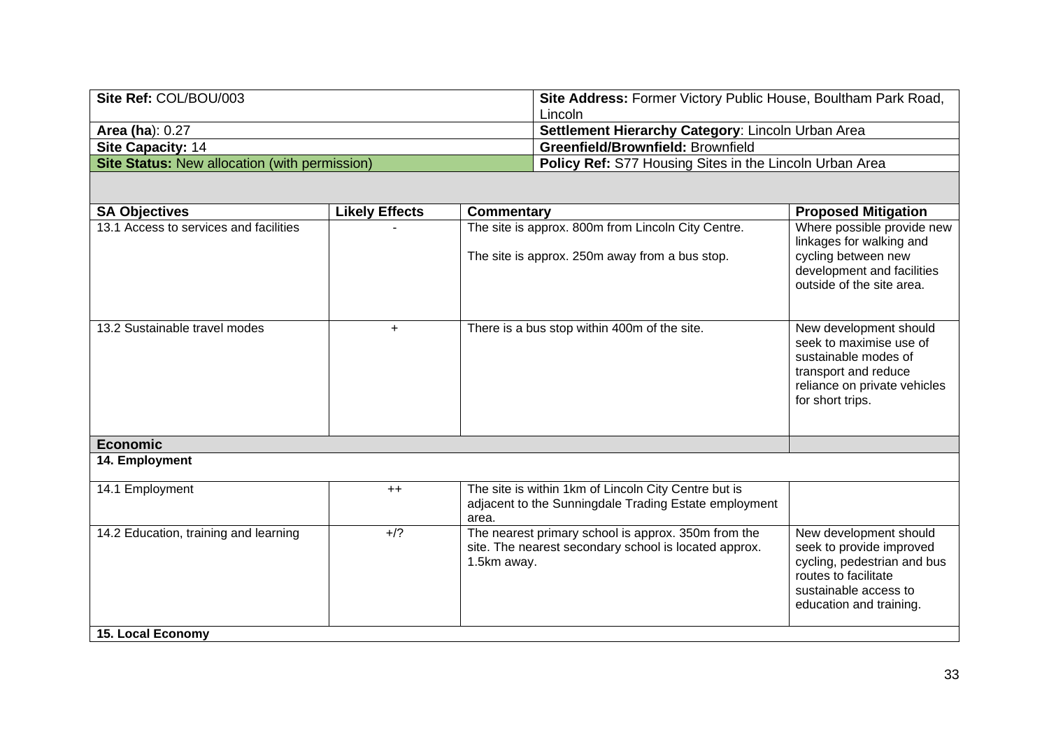| Site Ref: COL/BOU/003 | Site Address: Former Victory Public House, Boultham Park Road, Lincoln |
|---|---|
| **Area (ha)**: 0.27 | **Settlement Hierarchy Category**: Lincoln Urban Area |
| **Site Capacity:** 14 | **Greenfield/Brownfield:** Brownfield |
| **Site Status:** New allocation (with permission) | **Policy Ref:** S77 Housing Sites in the Lincoln Urban Area |

| SA Objectives | Likely Effects | Commentary | Proposed Mitigation |
|---|---|---|---|
| 13.1 Access to services and facilities | - | The site is approx. 800m from Lincoln City Centre.<br><br>The site is approx. 250m away from a bus stop. | Where possible provide new linkages for walking and cycling between new development and facilities outside of the site area. |
| 13.2 Sustainable travel modes | + | There is a bus stop within 400m of the site. | New development should seek to maximise use of sustainable modes of transport and reduce reliance on private vehicles for short trips. |
| **Economic** | | | |
| **14. Employment** | | | |
| 14.1 Employment | ++ | The site is within 1km of Lincoln City Centre but is adjacent to the Sunningdale Trading Estate employment area. | |
| 14.2 Education, training and learning | +/? | The nearest primary school is approx. 350m from the site. The nearest secondary school is located approx. 1.5km away. | New development should seek to provide improved cycling, pedestrian and bus routes to facilitate sustainable access to education and training. |
| **15. Local Economy** | | | |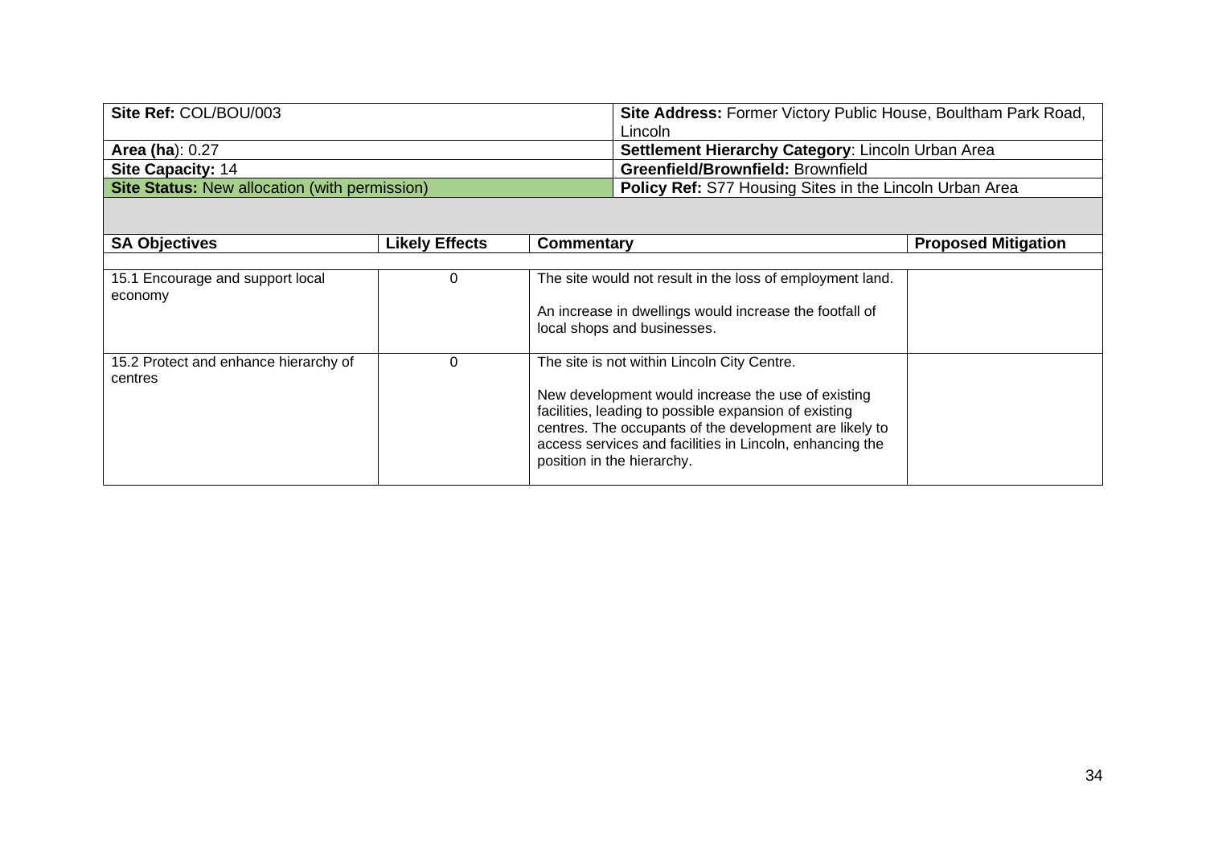| Site Ref: COL/BOU/003 | Site Address: Former Victory Public House, Boultham Park Road, Lincoln |
|---|---|
| **Area (ha)**: 0.27 | **Settlement Hierarchy Category**: Lincoln Urban Area |
| **Site Capacity:** 14 | **Greenfield/Brownfield:** Brownfield |
| **Site Status:** New allocation (with permission) | **Policy Ref:** S77 Housing Sites in the Lincoln Urban Area |

| SA Objectives | Likely Effects | Commentary | Proposed Mitigation |
|---|---|---|---|
| 15.1 Encourage and support local economy | 0 | The site would not result in the loss of employment land.<br><br>An increase in dwellings would increase the footfall of local shops and businesses. | |
| 15.2 Protect and enhance hierarchy of centres | 0 | The site is not within Lincoln City Centre.<br><br>New development would increase the use of existing facilities, leading to possible expansion of existing centres. The occupants of the development are likely to access services and facilities in Lincoln, enhancing the position in the hierarchy. | |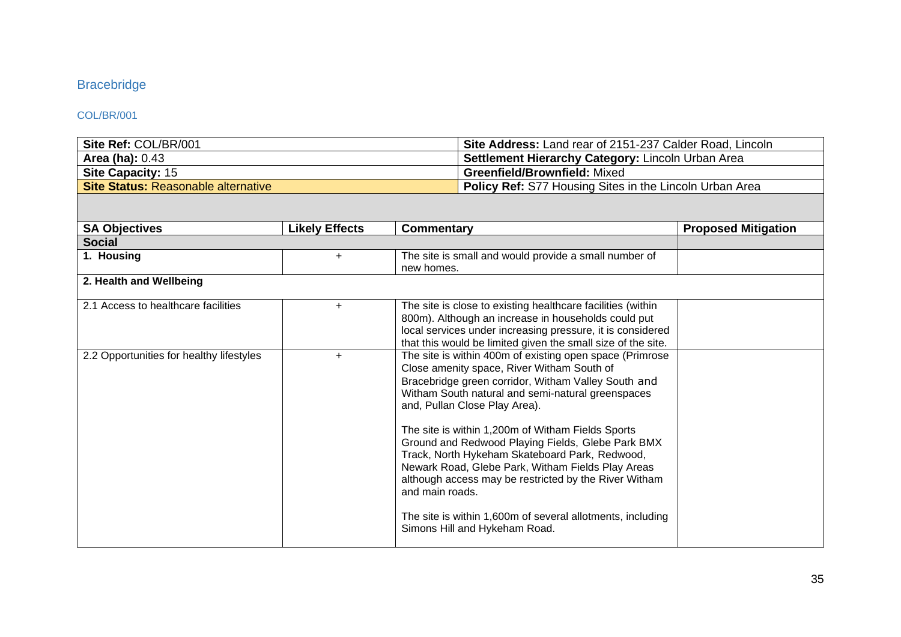## Bracebridge

### COL/BR/001

| | |
|---|---|
| **Site Ref:** COL/BR/001 | **Site Address:** Land rear of 2151-237 Calder Road, Lincoln |
| **Area (ha):** 0.43 | **Settlement Hierarchy Category:** Lincoln Urban Area |
| **Site Capacity:** 15 | **Greenfield/Brownfield:** Mixed |
| **Site Status:** Reasonable alternative | **Policy Ref:** S77 Housing Sites in the Lincoln Urban Area |

| SA Objectives | Likely Effects | Commentary | Proposed Mitigation |
|---|---|---|---|
| **Social** | | | |
| **1. Housing** | + | The site is small and would provide a small number of new homes. | |
| **2. Health and Wellbeing** | | | |
| 2.1 Access to healthcare facilities | + | The site is close to existing healthcare facilities (within 800m). Although an increase in households could put local services under increasing pressure, it is considered that this would be limited given the small size of the site. | |
| 2.2 Opportunities for healthy lifestyles | + | The site is within 400m of existing open space (Primrose Close amenity space, River Witham South of Bracebridge green corridor, Witham Valley South and Witham South natural and semi-natural greenspaces and, Pullan Close Play Area).<br><br>The site is within 1,200m of Witham Fields Sports Ground and Redwood Playing Fields, Glebe Park BMX Track, North Hykeham Skateboard Park, Redwood, Newark Road, Glebe Park, Witham Fields Play Areas although access may be restricted by the River Witham and main roads.<br><br>The site is within 1,600m of several allotments, including Simons Hill and Hykeham Road. | |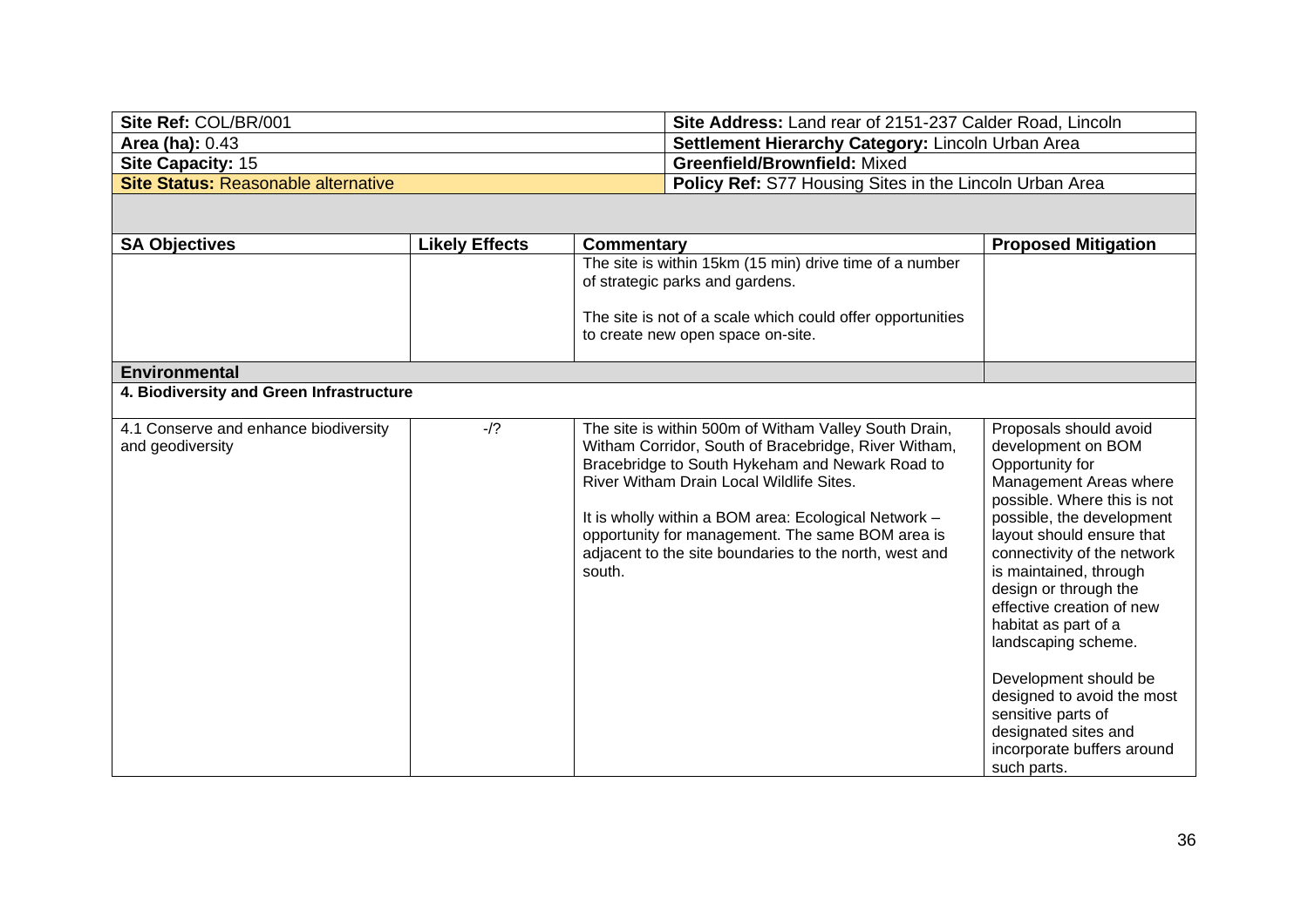| Site Ref: COL/BR/001 | Site Address: Land rear of 2151-237 Calder Road, Lincoln |
|---|---|
| **Area (ha):** 0.43 | **Settlement Hierarchy Category:** Lincoln Urban Area |
| **Site Capacity:** 15 | **Greenfield/Brownfield:** Mixed |
| **Site Status:** Reasonable alternative | **Policy Ref:** S77 Housing Sites in the Lincoln Urban Area |

| SA Objectives | Likely Effects | Commentary | Proposed Mitigation |
|---|---|---|---|
| | | The site is within 15km (15 min) drive time of a number of strategic parks and gardens.<br><br>The site is not of a scale which could offer opportunities to create new open space on-site. | |
| **Environmental** | | | |
| **4. Biodiversity and Green Infrastructure** | | | |
| 4.1 Conserve and enhance biodiversity and geodiversity | -/? | The site is within 500m of Witham Valley South Drain, Witham Corridor, South of Bracebridge, River Witham, Bracebridge to South Hykeham and Newark Road to River Witham Drain Local Wildlife Sites.<br><br>It is wholly within a BOM area: Ecological Network – opportunity for management. The same BOM area is adjacent to the site boundaries to the north, west and south. | Proposals should avoid development on BOM Opportunity for Management Areas where possible. Where this is not possible, the development layout should ensure that connectivity of the network is maintained, through design or through the effective creation of new habitat as part of a landscaping scheme.<br><br>Development should be designed to avoid the most sensitive parts of designated sites and incorporate buffers around such parts. |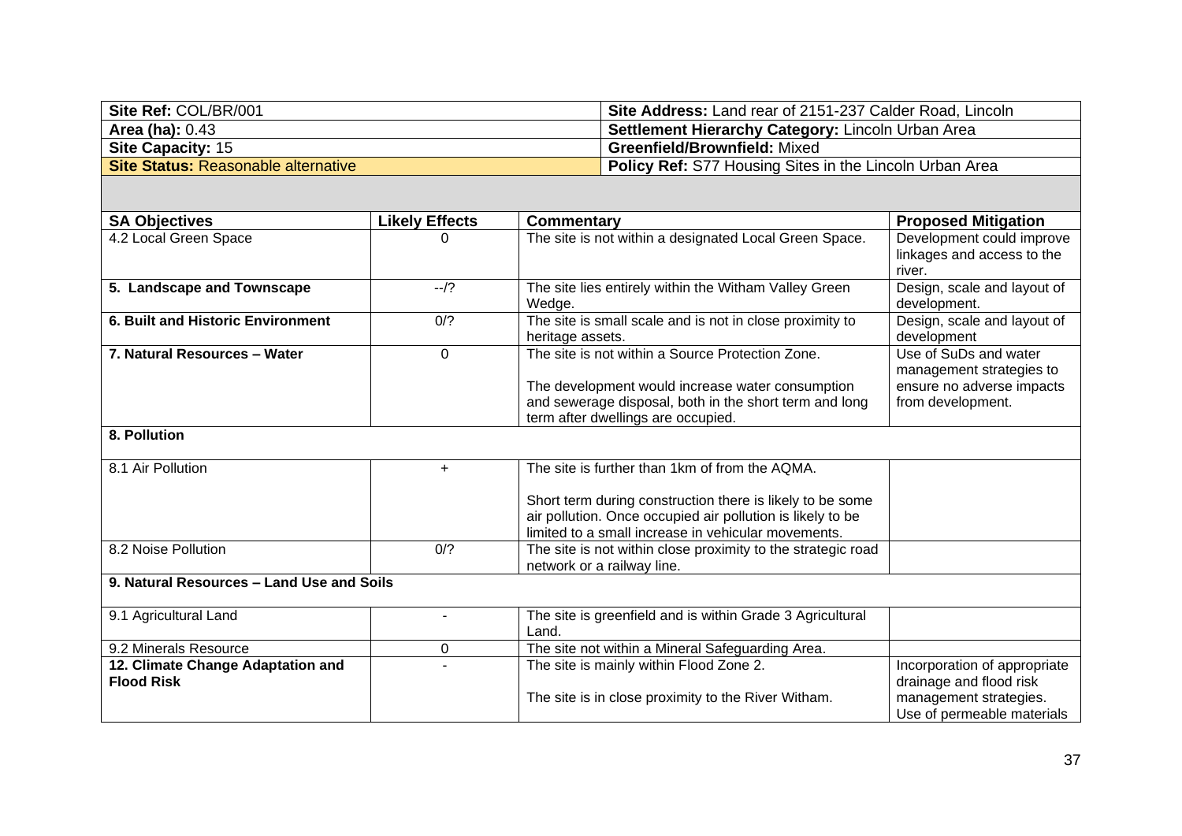| Site Ref: COL/BR/001 | Site Address: Land rear of 2151-237 Calder Road, Lincoln |
|---|---|
| **Area (ha):** 0.43 | **Settlement Hierarchy Category:** Lincoln Urban Area |
| **Site Capacity:** 15 | **Greenfield/Brownfield:** Mixed |
| **Site Status:** Reasonable alternative | **Policy Ref:** S77 Housing Sites in the Lincoln Urban Area |

| SA Objectives | Likely Effects | Commentary | Proposed Mitigation |
|---|---|---|---|
| 4.2 Local Green Space | 0 | The site is not within a designated Local Green Space. | Development could improve linkages and access to the river. |
| **5. Landscape and Townscape** | --/? | The site lies entirely within the Witham Valley Green Wedge. | Design, scale and layout of development. |
| **6. Built and Historic Environment** | 0/? | The site is small scale and is not in close proximity to heritage assets. | Design, scale and layout of development |
| **7. Natural Resources – Water** | 0 | The site is not within a Source Protection Zone.<br><br>The development would increase water consumption and sewerage disposal, both in the short term and long term after dwellings are occupied. | Use of SuDs and water management strategies to ensure no adverse impacts from development. |
| **8. Pollution** | | | |
| 8.1 Air Pollution | + | The site is further than 1km of from the AQMA.<br><br>Short term during construction there is likely to be some air pollution. Once occupied air pollution is likely to be limited to a small increase in vehicular movements. | |
| 8.2 Noise Pollution | 0/? | The site is not within close proximity to the strategic road network or a railway line. | |
| **9. Natural Resources – Land Use and Soils** | | | |
| 9.1 Agricultural Land | - | The site is greenfield and is within Grade 3 Agricultural Land. | |
| 9.2 Minerals Resource | 0 | The site not within a Mineral Safeguarding Area. | |
| **12. Climate Change Adaptation and Flood Risk** | - | The site is mainly within Flood Zone 2.<br><br>The site is in close proximity to the River Witham. | Incorporation of appropriate drainage and flood risk management strategies. Use of permeable materials |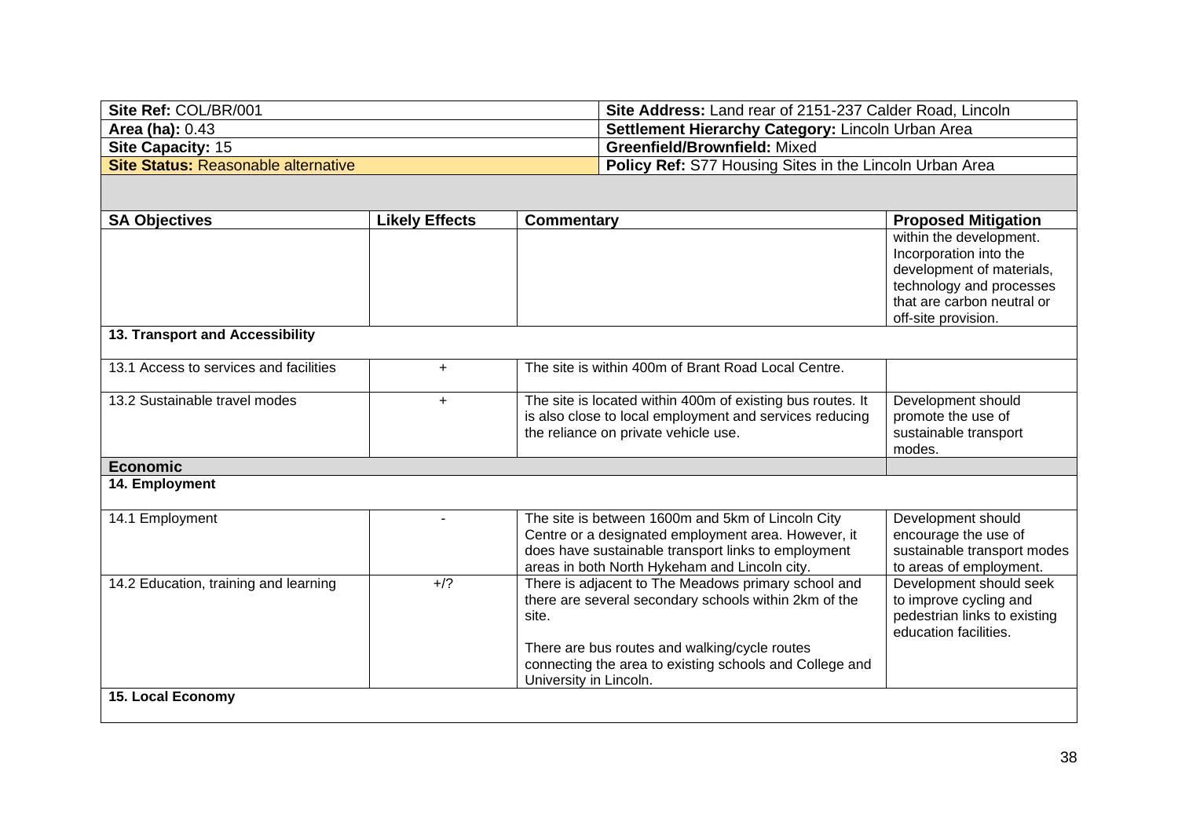| Site Ref: COL/BR/001 | Site Address: Land rear of 2151-237 Calder Road, Lincoln |
|---|---|
| **Area (ha):** 0.43 | **Settlement Hierarchy Category:** Lincoln Urban Area |
| **Site Capacity:** 15 | **Greenfield/Brownfield:** Mixed |
| **Site Status:** Reasonable alternative | **Policy Ref:** S77 Housing Sites in the Lincoln Urban Area |

| SA Objectives | Likely Effects | Commentary | Proposed Mitigation |
|---|---|---|---|
| | | | within the development. Incorporation into the development of materials, technology and processes that are carbon neutral or off-site provision. |
| **13. Transport and Accessibility** | | | |
| 13.1 Access to services and facilities | + | The site is within 400m of Brant Road Local Centre. | |
| 13.2 Sustainable travel modes | + | The site is located within 400m of existing bus routes. It is also close to local employment and services reducing the reliance on private vehicle use. | Development should promote the use of sustainable transport modes. |
| **Economic** | | | |
| **14. Employment** | | | |
| 14.1 Employment | - | The site is between 1600m and 5km of Lincoln City Centre or a designated employment area. However, it does have sustainable transport links to employment areas in both North Hykeham and Lincoln city. | Development should encourage the use of sustainable transport modes to areas of employment. |
| 14.2 Education, training and learning | +/? | There is adjacent to The Meadows primary school and there are several secondary schools within 2km of the site.<br><br>There are bus routes and walking/cycle routes connecting the area to existing schools and College and University in Lincoln. | Development should seek to improve cycling and pedestrian links to existing education facilities. |
| **15. Local Economy** | | | |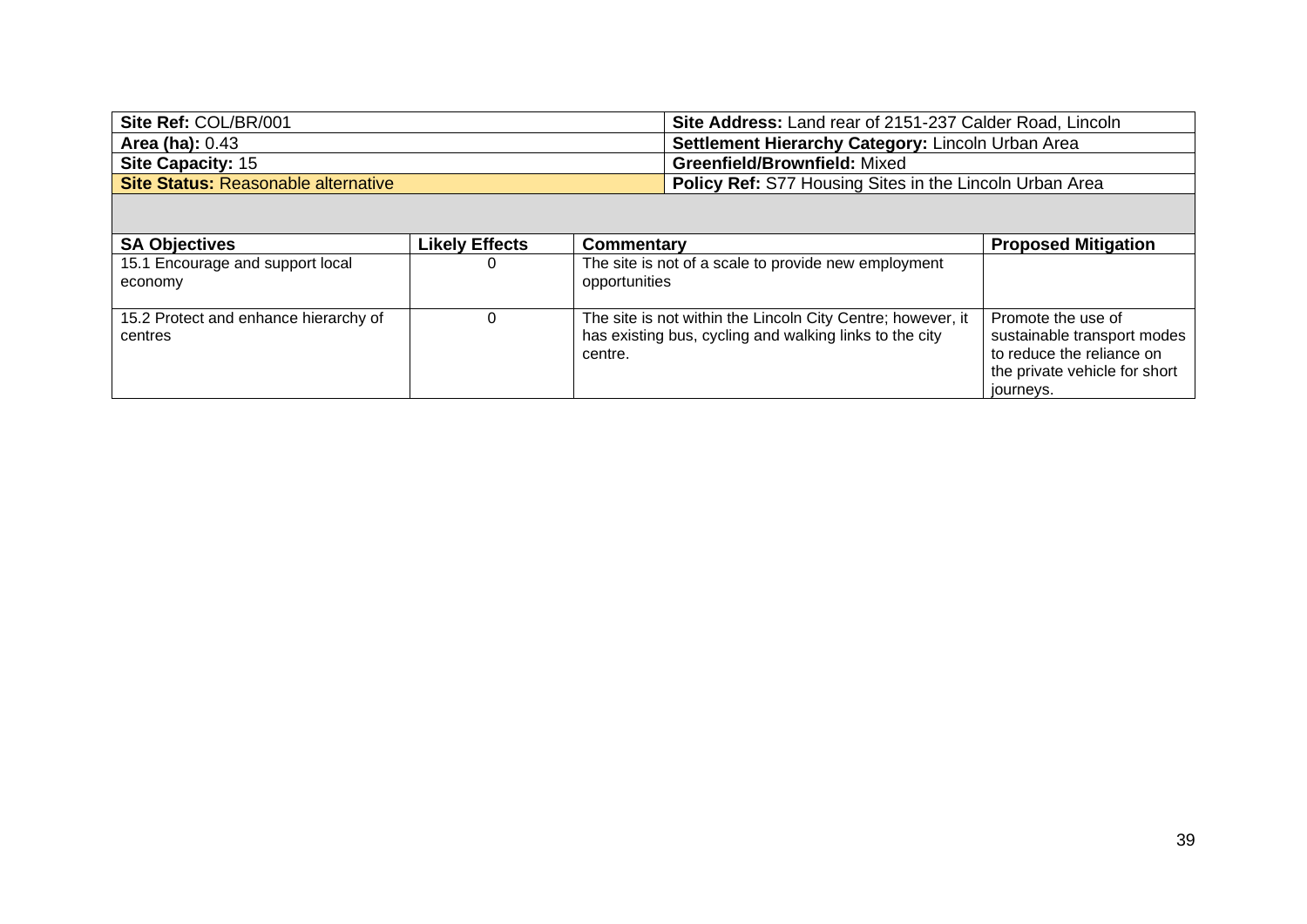| **Site Ref:** COL/BR/001 | **Site Address:** Land rear of 2151-237 Calder Road, Lincoln |
|---|---|
| **Area (ha):** 0.43 | **Settlement Hierarchy Category:** Lincoln Urban Area |
| **Site Capacity:** 15 | **Greenfield/Brownfield:** Mixed |
| **Site Status:** Reasonable alternative | **Policy Ref:** S77 Housing Sites in the Lincoln Urban Area |

| **SA Objectives** | **Likely Effects** | **Commentary** | **Proposed Mitigation** |
|---|---|---|---|
| 15.1 Encourage and support local economy | 0 | The site is not of a scale to provide new employment opportunities | |
| 15.2 Protect and enhance hierarchy of centres | 0 | The site is not within the Lincoln City Centre; however, it has existing bus, cycling and walking links to the city centre. | Promote the use of sustainable transport modes to reduce the reliance on the private vehicle for short journeys. |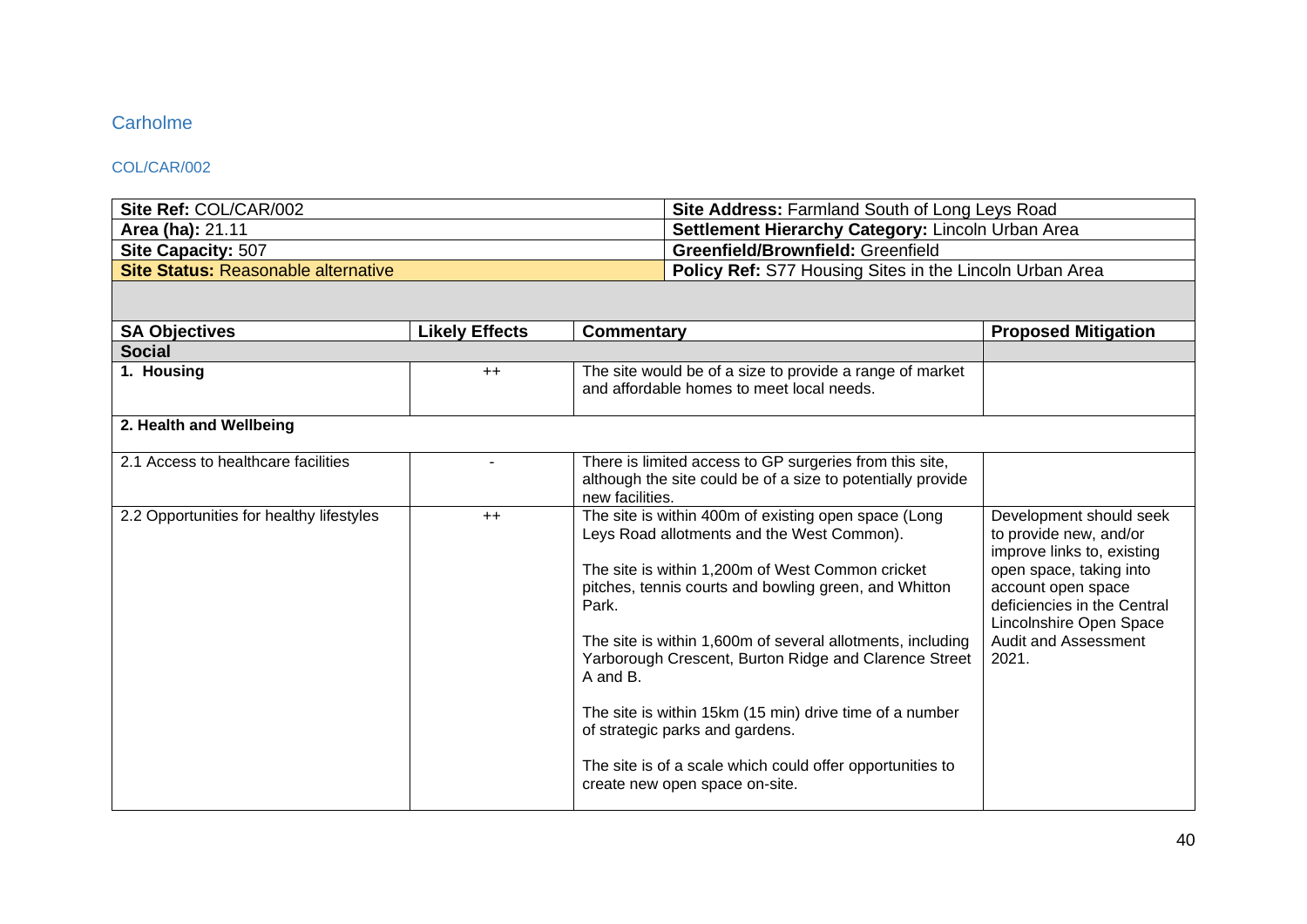## Carholme

### COL/CAR/002

| **Site Ref:** COL/CAR/002 | **Site Address:** Farmland South of Long Leys Road |
|---|---|
| **Area (ha):** 21.11 | **Settlement Hierarchy Category:** Lincoln Urban Area |
| **Site Capacity:** 507 | **Greenfield/Brownfield:** Greenfield |
| **Site Status:** Reasonable alternative | **Policy Ref:** S77 Housing Sites in the Lincoln Urban Area |

| SA Objectives | Likely Effects | Commentary | Proposed Mitigation |
|---|---|---|---|
| **Social** | | | |
| **1. Housing** | ++ | The site would be of a size to provide a range of market and affordable homes to meet local needs. | |
| **2. Health and Wellbeing** | | | |
| 2.1 Access to healthcare facilities | - | There is limited access to GP surgeries from this site, although the site could be of a size to potentially provide new facilities. | |
| 2.2 Opportunities for healthy lifestyles | ++ | The site is within 400m of existing open space (Long Leys Road allotments and the West Common).<br><br>The site is within 1,200m of West Common cricket pitches, tennis courts and bowling green, and Whitton Park.<br><br>The site is within 1,600m of several allotments, including Yarborough Crescent, Burton Ridge and Clarence Street A and B.<br><br>The site is within 15km (15 min) drive time of a number of strategic parks and gardens.<br><br>The site is of a scale which could offer opportunities to create new open space on-site. | Development should seek to provide new, and/or improve links to, existing open space, taking into account open space deficiencies in the Central Lincolnshire Open Space Audit and Assessment 2021. |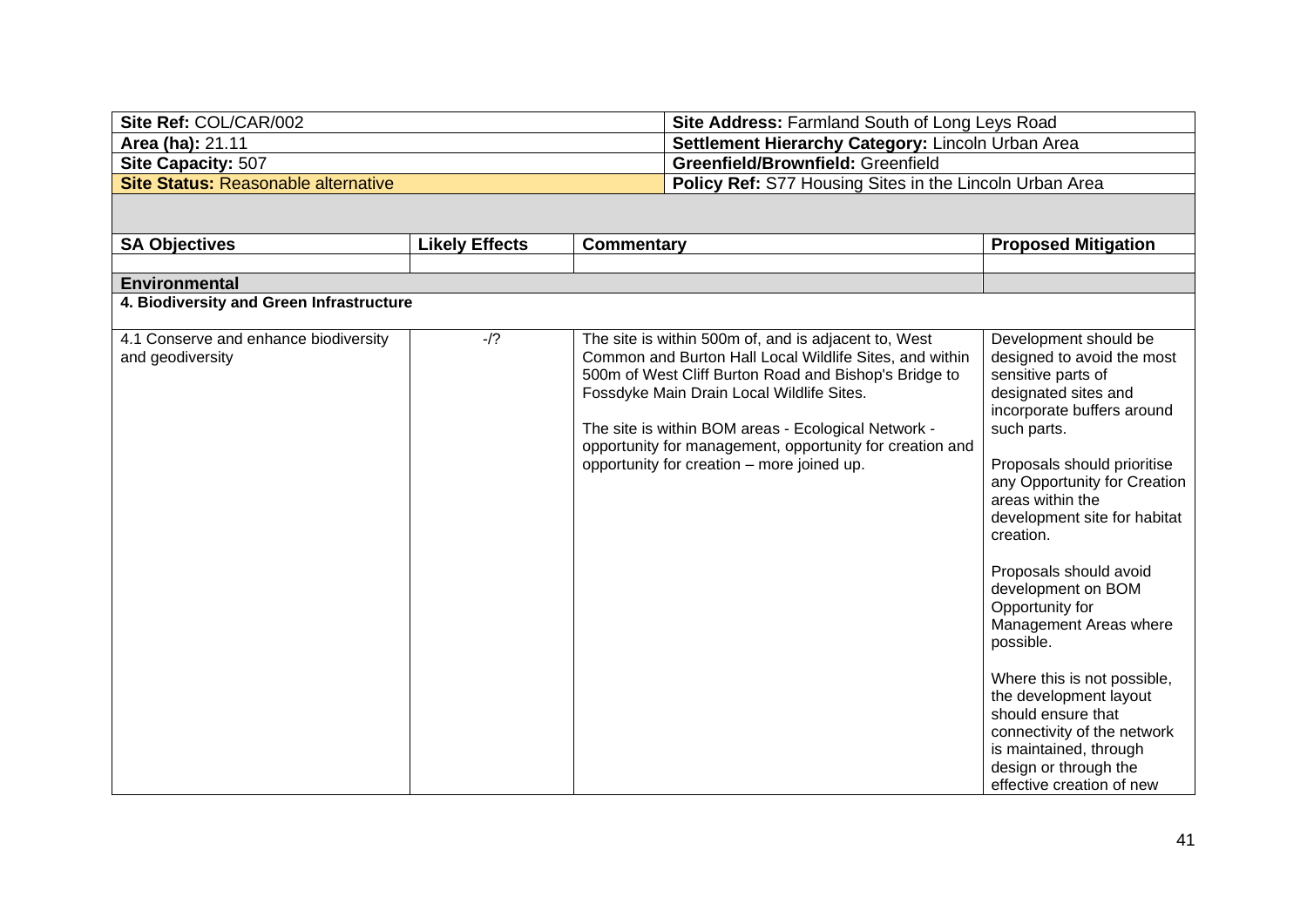| Site Ref: COL/CAR/002 | Site Address: Farmland South of Long Leys Road |
|---|---|
| Area (ha): 21.11 | Settlement Hierarchy Category: Lincoln Urban Area |
| Site Capacity: 507 | Greenfield/Brownfield: Greenfield |
| Site Status: Reasonable alternative | Policy Ref: S77 Housing Sites in the Lincoln Urban Area |

| SA Objectives | Likely Effects | Commentary | Proposed Mitigation |
|---|---|---|---|
| | | | |
| **Environmental** | | | |
| **4. Biodiversity and Green Infrastructure** | | | |
| 4.1 Conserve and enhance biodiversity and geodiversity | -/? | The site is within 500m of, and is adjacent to, West Common and Burton Hall Local Wildlife Sites, and within 500m of West Cliff Burton Road and Bishop's Bridge to Fossdyke Main Drain Local Wildlife Sites.<br><br>The site is within BOM areas - Ecological Network - opportunity for management, opportunity for creation and opportunity for creation – more joined up. | Development should be designed to avoid the most sensitive parts of designated sites and incorporate buffers around such parts.<br><br>Proposals should prioritise any Opportunity for Creation areas within the development site for habitat creation.<br><br>Proposals should avoid development on BOM Opportunity for Management Areas where possible.<br><br>Where this is not possible, the development layout should ensure that connectivity of the network is maintained, through design or through the effective creation of new |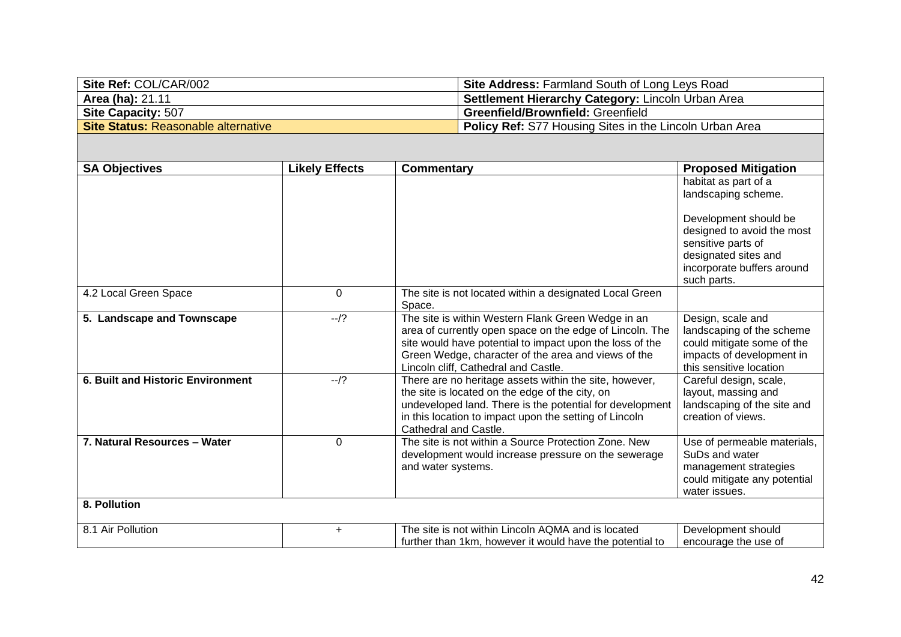| Site Ref: COL/CAR/002 | Site Address: Farmland South of Long Leys Road |
|---|---|
| Area (ha): 21.11 | Settlement Hierarchy Category: Lincoln Urban Area |
| Site Capacity: 507 | Greenfield/Brownfield: Greenfield |
| Site Status: Reasonable alternative | Policy Ref: S77 Housing Sites in the Lincoln Urban Area |

| SA Objectives | Likely Effects | Commentary | Proposed Mitigation |
|---|---|---|---|
| | | | habitat as part of a landscaping scheme.<br><br>Development should be designed to avoid the most sensitive parts of designated sites and incorporate buffers around such parts. |
| 4.2 Local Green Space | 0 | The site is not located within a designated Local Green Space. | |
| **5. Landscape and Townscape** | --/? | The site is within Western Flank Green Wedge in an area of currently open space on the edge of Lincoln. The site would have potential to impact upon the loss of the Green Wedge, character of the area and views of the Lincoln cliff, Cathedral and Castle. | Design, scale and landscaping of the scheme could mitigate some of the impacts of development in this sensitive location |
| **6. Built and Historic Environment** | --/? | There are no heritage assets within the site, however, the site is located on the edge of the city, on undeveloped land. There is the potential for development in this location to impact upon the setting of Lincoln Cathedral and Castle. | Careful design, scale, layout, massing and landscaping of the site and creation of views. |
| **7. Natural Resources – Water** | 0 | The site is not within a Source Protection Zone. New development would increase pressure on the sewerage and water systems. | Use of permeable materials, SuDs and water management strategies could mitigate any potential water issues. |
| **8. Pollution** | | | |
| 8.1 Air Pollution | + | The site is not within Lincoln AQMA and is located further than 1km, however it would have the potential to | Development should encourage the use of |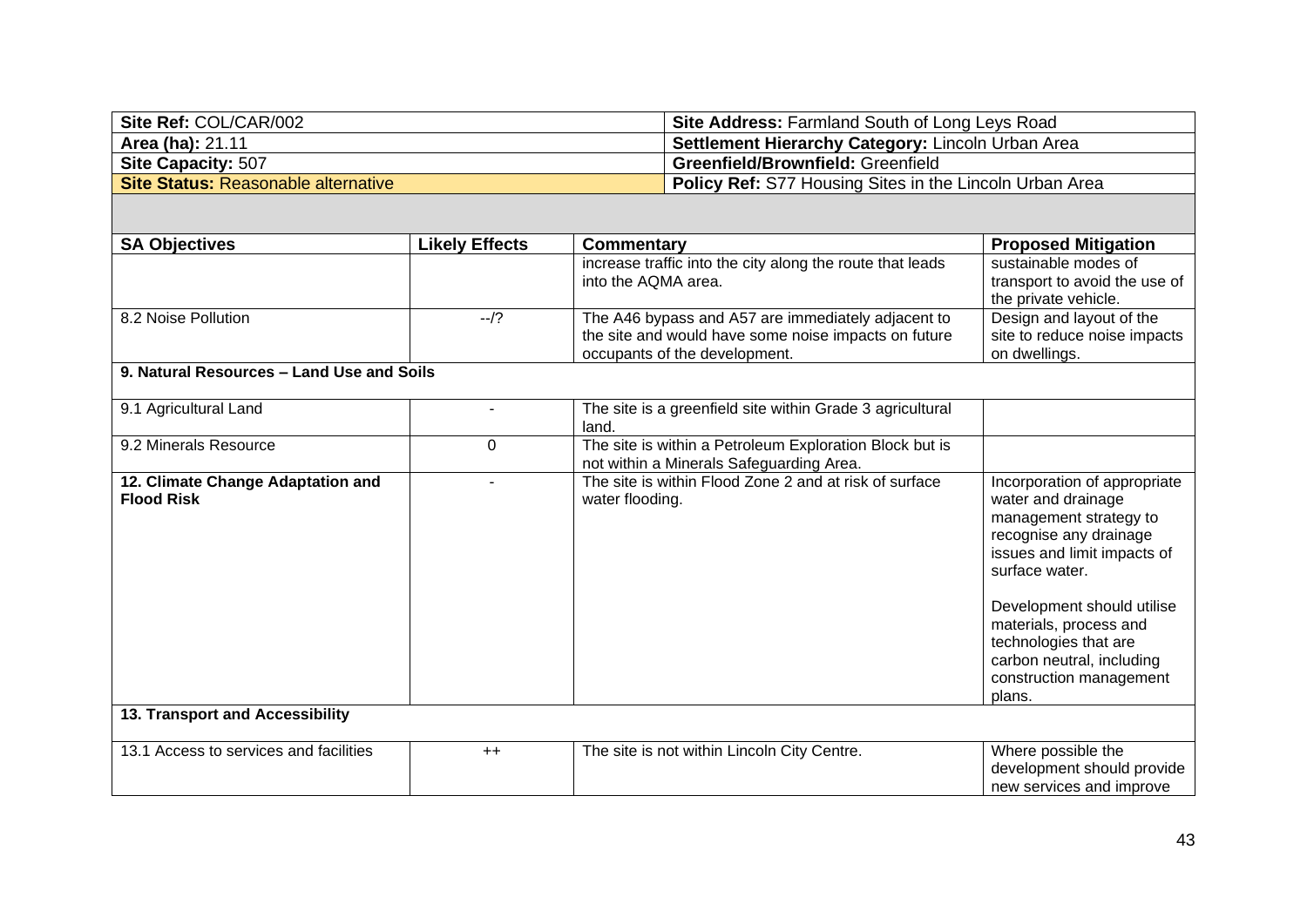| Site Ref: COL/CAR/002 | Site Address: Farmland South of Long Leys Road |
|---|---|
| **Area (ha):** 21.11 | **Settlement Hierarchy Category:** Lincoln Urban Area |
| **Site Capacity:** 507 | **Greenfield/Brownfield:** Greenfield |
| **Site Status:** Reasonable alternative | **Policy Ref:** S77 Housing Sites in the Lincoln Urban Area |

| SA Objectives | Likely Effects | Commentary | Proposed Mitigation |
|---|---|---|---|
| | | increase traffic into the city along the route that leads into the AQMA area. | sustainable modes of transport to avoid the use of the private vehicle. |
| 8.2 Noise Pollution | --/? | The A46 bypass and A57 are immediately adjacent to the site and would have some noise impacts on future occupants of the development. | Design and layout of the site to reduce noise impacts on dwellings. |
| **9. Natural Resources – Land Use and Soils** | | | |
| 9.1 Agricultural Land | - | The site is a greenfield site within Grade 3 agricultural land. | |
| 9.2 Minerals Resource | 0 | The site is within a Petroleum Exploration Block but is not within a Minerals Safeguarding Area. | |
| **12. Climate Change Adaptation and Flood Risk** | - | The site is within Flood Zone 2 and at risk of surface water flooding. | Incorporation of appropriate water and drainage management strategy to recognise any drainage issues and limit impacts of surface water.<br><br>Development should utilise materials, process and technologies that are carbon neutral, including construction management plans. |
| **13. Transport and Accessibility** | | | |
| 13.1 Access to services and facilities | ++ | The site is not within Lincoln City Centre. | Where possible the development should provide new services and improve |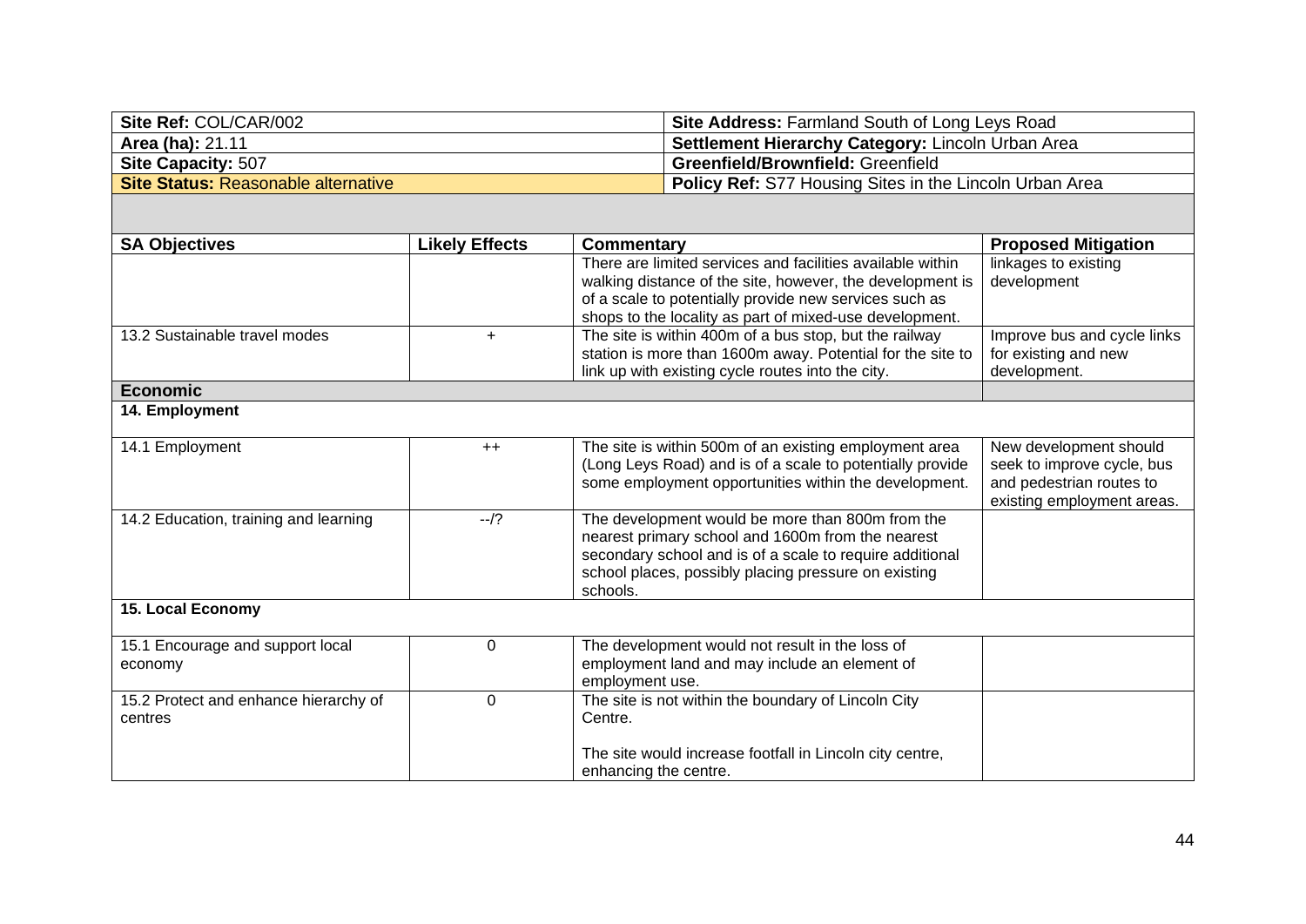| **Site Ref:** COL/CAR/002 | **Site Address:** Farmland South of Long Leys Road |
|---|---|
| **Area (ha):** 21.11 | **Settlement Hierarchy Category:** Lincoln Urban Area |
| **Site Capacity:** 507 | **Greenfield/Brownfield:** Greenfield |
| **Site Status:** Reasonable alternative | **Policy Ref:** S77 Housing Sites in the Lincoln Urban Area |

| SA Objectives | Likely Effects | Commentary | Proposed Mitigation |
|---|---|---|---|
| | | There are limited services and facilities available within walking distance of the site, however, the development is of a scale to potentially provide new services such as shops to the locality as part of mixed-use development. | linkages to existing development |
| 13.2 Sustainable travel modes | + | The site is within 400m of a bus stop, but the railway station is more than 1600m away. Potential for the site to link up with existing cycle routes into the city. | Improve bus and cycle links for existing and new development. |
| **Economic** | | | |
| **14. Employment** | | | |
| 14.1 Employment | ++ | The site is within 500m of an existing employment area (Long Leys Road) and is of a scale to potentially provide some employment opportunities within the development. | New development should seek to improve cycle, bus and pedestrian routes to existing employment areas. |
| 14.2 Education, training and learning | --/? | The development would be more than 800m from the nearest primary school and 1600m from the nearest secondary school and is of a scale to require additional school places, possibly placing pressure on existing schools. | |
| **15. Local Economy** | | | |
| 15.1 Encourage and support local economy | 0 | The development would not result in the loss of employment land and may include an element of employment use. | |
| 15.2 Protect and enhance hierarchy of centres | 0 | The site is not within the boundary of Lincoln City Centre.<br><br>The site would increase footfall in Lincoln city centre, enhancing the centre. | |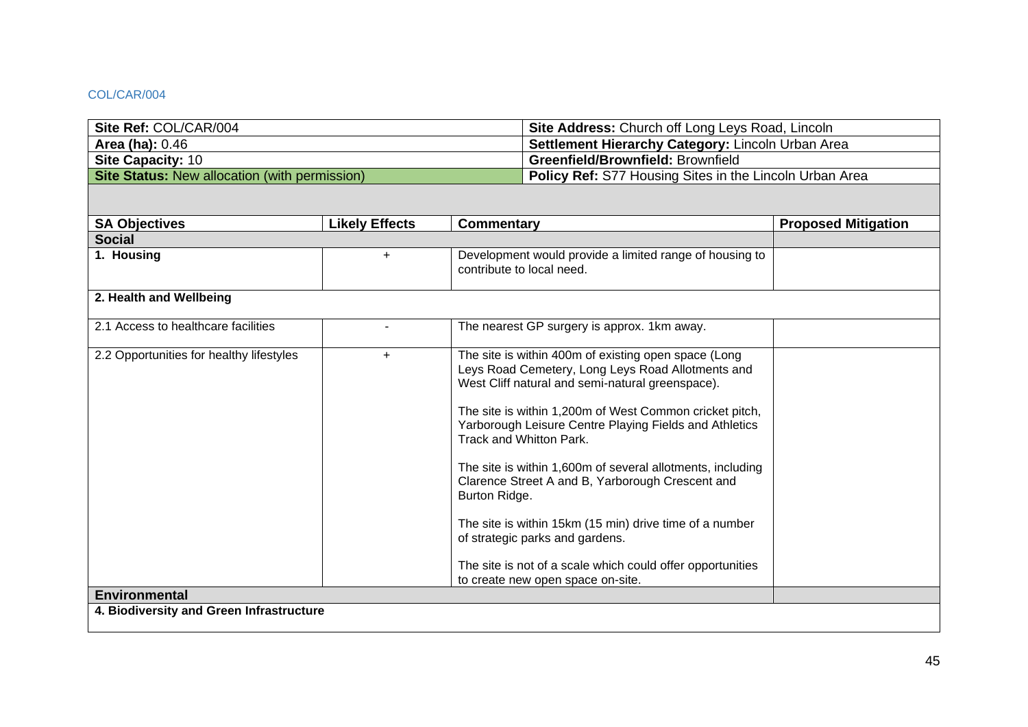COL/CAR/004

| **Site Ref:** COL/CAR/004 | **Site Address:** Church off Long Leys Road, Lincoln |
|---|---|
| **Area (ha):** 0.46 | **Settlement Hierarchy Category:** Lincoln Urban Area |
| **Site Capacity:** 10 | **Greenfield/Brownfield:** Brownfield |
| **Site Status:** New allocation (with permission) | **Policy Ref:** S77 Housing Sites in the Lincoln Urban Area |

| **SA Objectives** | **Likely Effects** | **Commentary** | **Proposed Mitigation** |
|---|---|---|---|
| **Social** | | | |
| **1. Housing** | + | Development would provide a limited range of housing to contribute to local need. | |
| **2. Health and Wellbeing** | | | |
| 2.1 Access to healthcare facilities | - | The nearest GP surgery is approx. 1km away. | |
| 2.2 Opportunities for healthy lifestyles | + | The site is within 400m of existing open space (Long Leys Road Cemetery, Long Leys Road Allotments and West Cliff natural and semi-natural greenspace).<br><br>The site is within 1,200m of West Common cricket pitch, Yarborough Leisure Centre Playing Fields and Athletics Track and Whitton Park.<br><br>The site is within 1,600m of several allotments, including Clarence Street A and B, Yarborough Crescent and Burton Ridge.<br><br>The site is within 15km (15 min) drive time of a number of strategic parks and gardens.<br><br>The site is not of a scale which could offer opportunities to create new open space on-site. | |
| **Environmental** | | | |
| **4. Biodiversity and Green Infrastructure** | | | |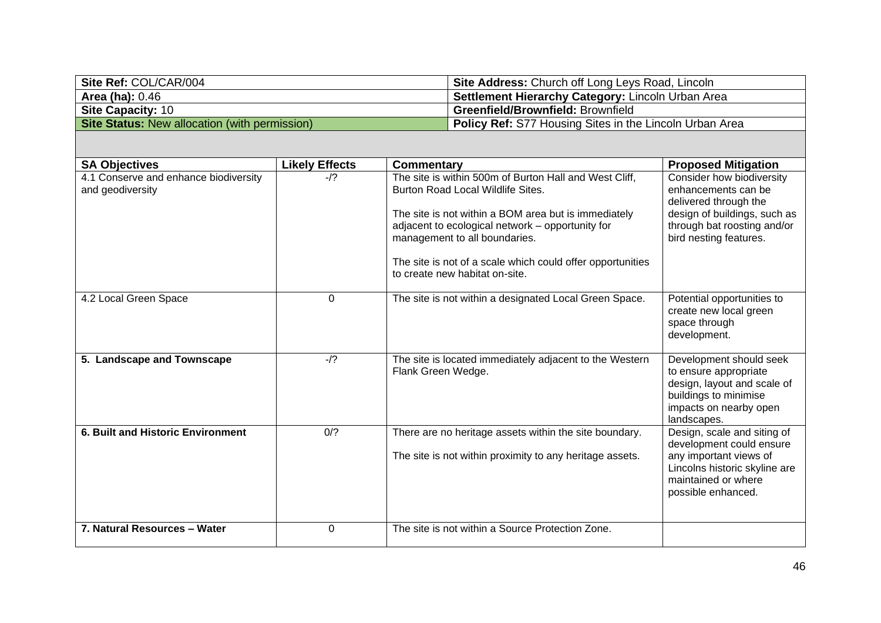| Site Ref: COL/CAR/004 | Site Address: Church off Long Leys Road, Lincoln |
|---|---|
| **Area (ha):** 0.46 | **Settlement Hierarchy Category:** Lincoln Urban Area |
| **Site Capacity:** 10 | **Greenfield/Brownfield:** Brownfield |
| **Site Status:** New allocation (with permission) | **Policy Ref:** S77 Housing Sites in the Lincoln Urban Area |

| SA Objectives | Likely Effects | Commentary | Proposed Mitigation |
|---|---|---|---|
| 4.1 Conserve and enhance biodiversity and geodiversity | -/? | The site is within 500m of Burton Hall and West Cliff, Burton Road Local Wildlife Sites.<br><br>The site is not within a BOM area but is immediately adjacent to ecological network – opportunity for management to all boundaries.<br><br>The site is not of a scale which could offer opportunities to create new habitat on-site. | Consider how biodiversity enhancements can be delivered through the design of buildings, such as through bat roosting and/or bird nesting features. |
| 4.2 Local Green Space | 0 | The site is not within a designated Local Green Space. | Potential opportunities to create new local green space through development. |
| **5. Landscape and Townscape** | -/? | The site is located immediately adjacent to the Western Flank Green Wedge. | Development should seek to ensure appropriate design, layout and scale of buildings to minimise impacts on nearby open landscapes. |
| **6. Built and Historic Environment** | 0/? | There are no heritage assets within the site boundary.<br><br>The site is not within proximity to any heritage assets. | Design, scale and siting of development could ensure any important views of Lincolns historic skyline are maintained or where possible enhanced. |
| **7. Natural Resources – Water** | 0 | The site is not within a Source Protection Zone. | |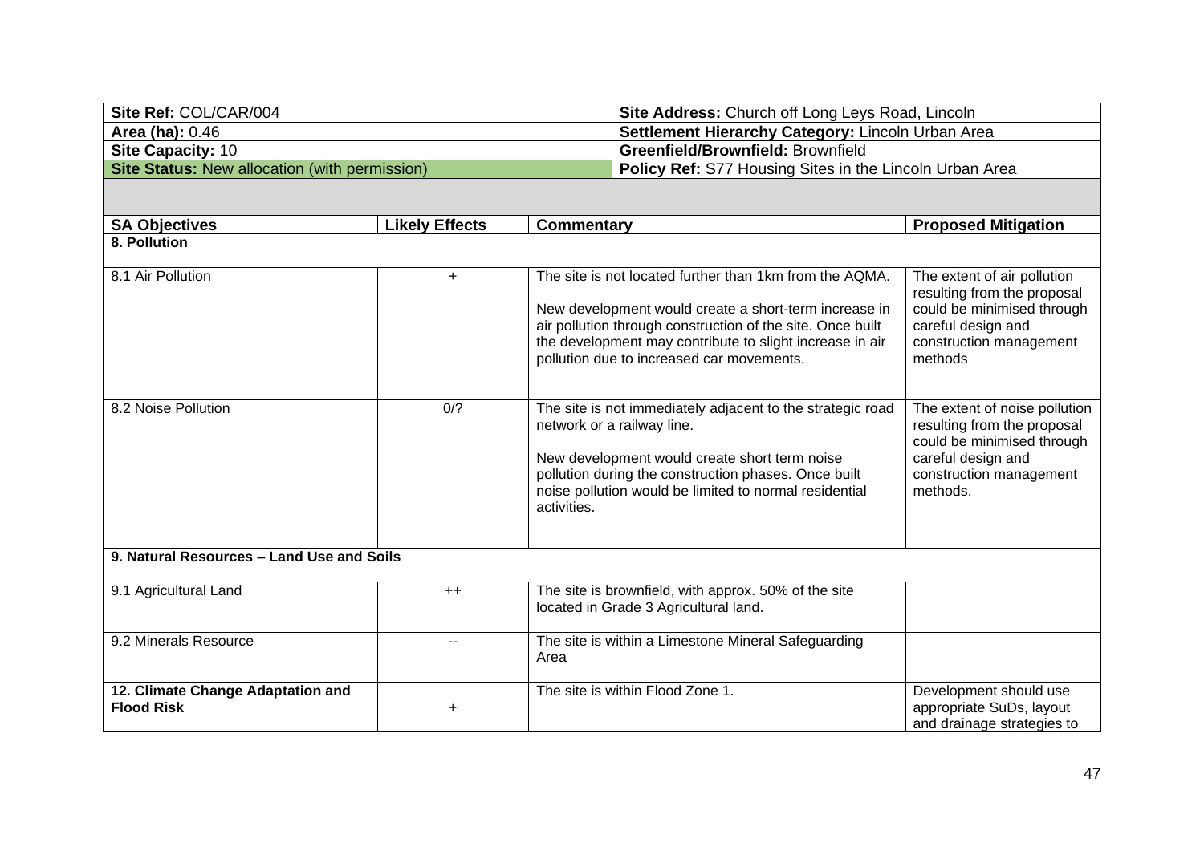| **Site Ref:** COL/CAR/004 | **Site Address:** Church off Long Leys Road, Lincoln |
|---|---|
| **Area (ha):** 0.46 | **Settlement Hierarchy Category:** Lincoln Urban Area |
| **Site Capacity:** 10 | **Greenfield/Brownfield:** Brownfield |
| **Site Status:** New allocation (with permission) | **Policy Ref:** S77 Housing Sites in the Lincoln Urban Area |

| SA Objectives | Likely Effects | Commentary | Proposed Mitigation |
|---|---|---|---|
| **8. Pollution** | | | |
| 8.1 Air Pollution | + | The site is not located further than 1km from the AQMA.<br><br>New development would create a short-term increase in air pollution through construction of the site. Once built the development may contribute to slight increase in air pollution due to increased car movements. | The extent of air pollution resulting from the proposal could be minimised through careful design and construction management methods |
| 8.2 Noise Pollution | 0/? | The site is not immediately adjacent to the strategic road network or a railway line.<br><br>New development would create short term noise pollution during the construction phases. Once built noise pollution would be limited to normal residential activities. | The extent of noise pollution resulting from the proposal could be minimised through careful design and construction management methods. |
| **9. Natural Resources – Land Use and Soils** | | | |
| 9.1 Agricultural Land | ++ | The site is brownfield, with approx. 50% of the site located in Grade 3 Agricultural land. | |
| 9.2 Minerals Resource | -- | The site is within a Limestone Mineral Safeguarding Area | |
| **12. Climate Change Adaptation and Flood Risk** | + | The site is within Flood Zone 1. | Development should use appropriate SuDs, layout and drainage strategies to |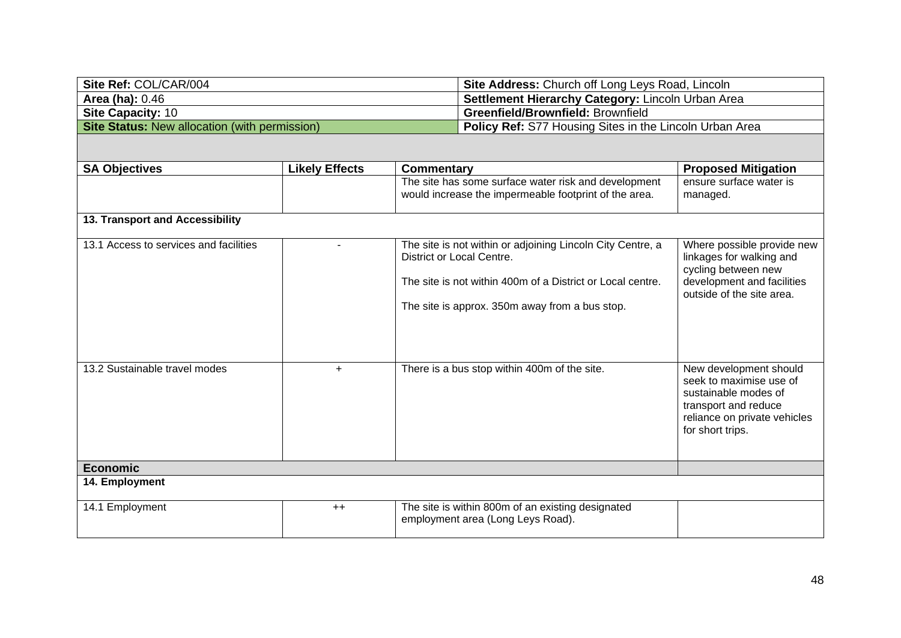| Site Ref: COL/CAR/004 | Site Address: Church off Long Leys Road, Lincoln |
|---|---|
| **Area (ha):** 0.46 | **Settlement Hierarchy Category:** Lincoln Urban Area |
| **Site Capacity:** 10 | **Greenfield/Brownfield:** Brownfield |
| **Site Status:** New allocation (with permission) | **Policy Ref:** S77 Housing Sites in the Lincoln Urban Area |

| SA Objectives | Likely Effects | Commentary | Proposed Mitigation |
|---|---|---|---|
| | | The site has some surface water risk and development would increase the impermeable footprint of the area. | ensure surface water is managed. |
| **13. Transport and Accessibility** | | | |
| 13.1 Access to services and facilities | - | The site is not within or adjoining Lincoln City Centre, a District or Local Centre.<br><br>The site is not within 400m of a District or Local centre.<br><br>The site is approx. 350m away from a bus stop. | Where possible provide new linkages for walking and cycling between new development and facilities outside of the site area. |
| 13.2 Sustainable travel modes | + | There is a bus stop within 400m of the site. | New development should seek to maximise use of sustainable modes of transport and reduce reliance on private vehicles for short trips. |
| **Economic** | | | |
| **14. Employment** | | | |
| 14.1 Employment | ++ | The site is within 800m of an existing designated employment area (Long Leys Road). | |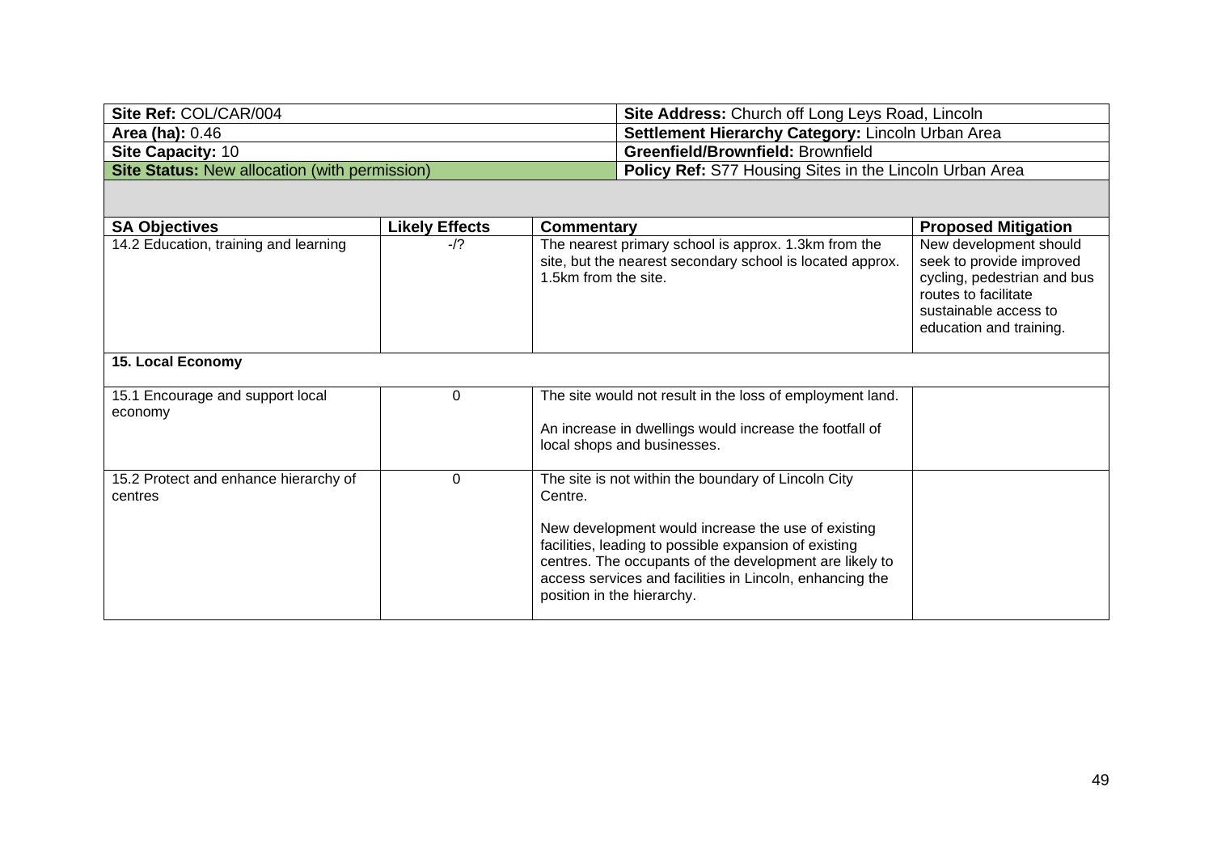| Site Ref: COL/CAR/004 | Site Address: Church off Long Leys Road, Lincoln |
|---|---|
| **Area (ha):** 0.46 | **Settlement Hierarchy Category:** Lincoln Urban Area |
| **Site Capacity:** 10 | **Greenfield/Brownfield:** Brownfield |
| **Site Status:** New allocation (with permission) | **Policy Ref:** S77 Housing Sites in the Lincoln Urban Area |

| SA Objectives | Likely Effects | Commentary | Proposed Mitigation |
|---|---|---|---|
| 14.2 Education, training and learning | -/? | The nearest primary school is approx. 1.3km from the site, but the nearest secondary school is located approx. 1.5km from the site. | New development should seek to provide improved cycling, pedestrian and bus routes to facilitate sustainable access to education and training. |
| **15. Local Economy** | | | |
| 15.1 Encourage and support local economy | 0 | The site would not result in the loss of employment land.<br><br>An increase in dwellings would increase the footfall of local shops and businesses. | |
| 15.2 Protect and enhance hierarchy of centres | 0 | The site is not within the boundary of Lincoln City Centre.<br><br>New development would increase the use of existing facilities, leading to possible expansion of existing centres. The occupants of the development are likely to access services and facilities in Lincoln, enhancing the position in the hierarchy. | |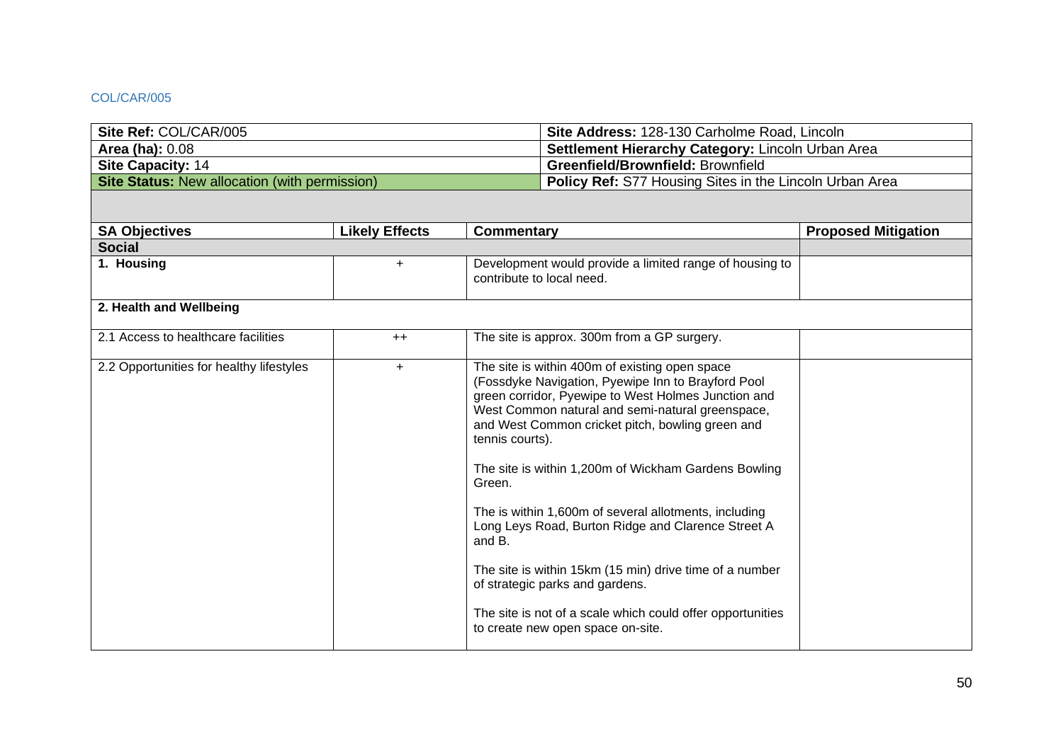COL/CAR/005

| **Site Ref:** COL/CAR/005 | **Site Address:** 128-130 Carholme Road, Lincoln |
|---|---|
| **Area (ha):** 0.08 | **Settlement Hierarchy Category:** Lincoln Urban Area |
| **Site Capacity:** 14 | **Greenfield/Brownfield:** Brownfield |
| **Site Status:** New allocation (with permission) | **Policy Ref:** S77 Housing Sites in the Lincoln Urban Area |

| SA Objectives | Likely Effects | Commentary | Proposed Mitigation |
|---|---|---|---|
| **Social** | | | |
| **1. Housing** | + | Development would provide a limited range of housing to contribute to local need. | |
| **2. Health and Wellbeing** | | | |
| 2.1 Access to healthcare facilities | ++ | The site is approx. 300m from a GP surgery. | |
| 2.2 Opportunities for healthy lifestyles | + | The site is within 400m of existing open space (Fossdyke Navigation, Pyewipe Inn to Brayford Pool green corridor, Pyewipe to West Holmes Junction and West Common natural and semi-natural greenspace, and West Common cricket pitch, bowling green and tennis courts).<br><br>The site is within 1,200m of Wickham Gardens Bowling Green.<br><br>The is within 1,600m of several allotments, including Long Leys Road, Burton Ridge and Clarence Street A and B.<br><br>The site is within 15km (15 min) drive time of a number of strategic parks and gardens.<br><br>The site is not of a scale which could offer opportunities to create new open space on-site. | |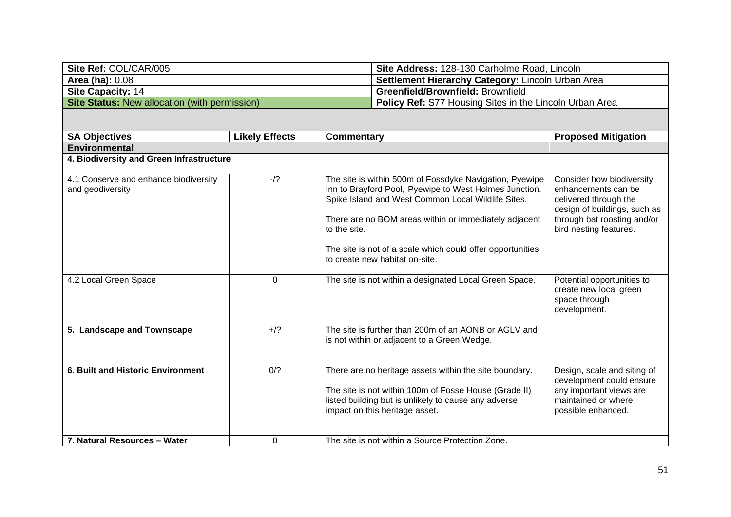| Site Ref: COL/CAR/005 | Site Address: 128-130 Carholme Road, Lincoln |
|---|---|
| **Area (ha):** 0.08 | **Settlement Hierarchy Category:** Lincoln Urban Area |
| **Site Capacity:** 14 | **Greenfield/Brownfield:** Brownfield |
| **Site Status:** New allocation (with permission) | **Policy Ref:** S77 Housing Sites in the Lincoln Urban Area |

| SA Objectives | Likely Effects | Commentary | Proposed Mitigation |
|---|---|---|---|
| **Environmental** | | | |
| **4. Biodiversity and Green Infrastructure** | | | |
| 4.1 Conserve and enhance biodiversity and geodiversity | -/? | The site is within 500m of Fossdyke Navigation, Pyewipe Inn to Brayford Pool, Pyewipe to West Holmes Junction, Spike Island and West Common Local Wildlife Sites.<br><br>There are no BOM areas within or immediately adjacent to the site.<br><br>The site is not of a scale which could offer opportunities to create new habitat on-site. | Consider how biodiversity enhancements can be delivered through the design of buildings, such as through bat roosting and/or bird nesting features. |
| 4.2 Local Green Space | 0 | The site is not within a designated Local Green Space. | Potential opportunities to create new local green space through development. |
| **5. Landscape and Townscape** | +/? | The site is further than 200m of an AONB or AGLV and is not within or adjacent to a Green Wedge. | |
| **6. Built and Historic Environment** | 0/? | There are no heritage assets within the site boundary.<br><br>The site is not within 100m of Fosse House (Grade II) listed building but is unlikely to cause any adverse impact on this heritage asset. | Design, scale and siting of development could ensure any important views are maintained or where possible enhanced. |
| **7. Natural Resources – Water** | 0 | The site is not within a Source Protection Zone. | |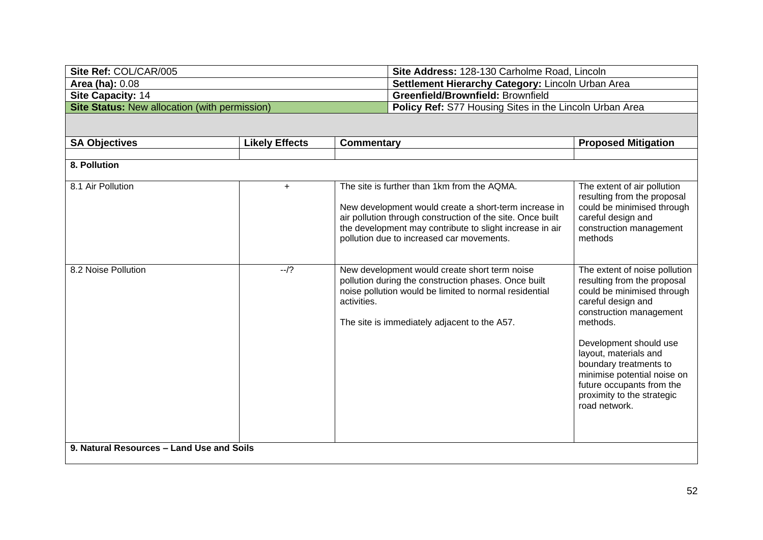| Site Ref: COL/CAR/005 | Site Address: 128-130 Carholme Road, Lincoln |
|---|---|
| **Area (ha):** 0.08 | **Settlement Hierarchy Category:** Lincoln Urban Area |
| **Site Capacity:** 14 | **Greenfield/Brownfield:** Brownfield |
| **Site Status:** New allocation (with permission) | **Policy Ref:** S77 Housing Sites in the Lincoln Urban Area |

| SA Objectives | Likely Effects | Commentary | Proposed Mitigation |
|---|---|---|---|
| | | | |
| **8. Pollution** | | | |
| 8.1 Air Pollution | + | The site is further than 1km from the AQMA.<br><br>New development would create a short-term increase in air pollution through construction of the site. Once built the development may contribute to slight increase in air pollution due to increased car movements. | The extent of air pollution resulting from the proposal could be minimised through careful design and construction management methods |
| 8.2 Noise Pollution | --/? | New development would create short term noise pollution during the construction phases. Once built noise pollution would be limited to normal residential activities.<br><br>The site is immediately adjacent to the A57. | The extent of noise pollution resulting from the proposal could be minimised through careful design and construction management methods.<br><br>Development should use layout, materials and boundary treatments to minimise potential noise on future occupants from the proximity to the strategic road network. |
| **9. Natural Resources – Land Use and Soils** | | | |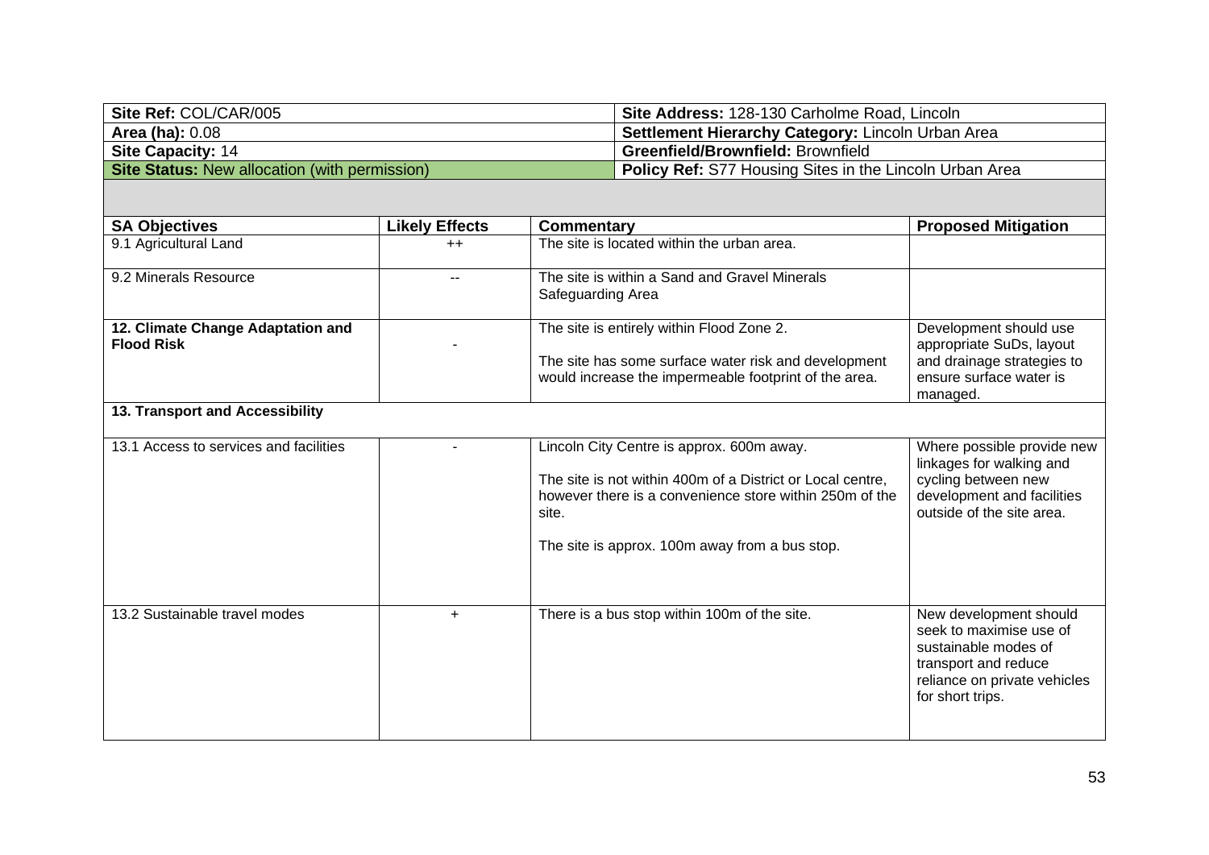| Site Ref: COL/CAR/005 | Site Address: 128-130 Carholme Road, Lincoln |
|---|---|
| **Area (ha):** 0.08 | **Settlement Hierarchy Category:** Lincoln Urban Area |
| **Site Capacity:** 14 | **Greenfield/Brownfield:** Brownfield |
| **Site Status:** New allocation (with permission) | **Policy Ref:** S77 Housing Sites in the Lincoln Urban Area |

| SA Objectives | Likely Effects | Commentary | Proposed Mitigation |
|---|---|---|---|
| 9.1 Agricultural Land | ++ | The site is located within the urban area. | |
| 9.2 Minerals Resource | -- | The site is within a Sand and Gravel Minerals Safeguarding Area | |
| **12. Climate Change Adaptation and Flood Risk** | - | The site is entirely within Flood Zone 2.<br><br>The site has some surface water risk and development would increase the impermeable footprint of the area. | Development should use appropriate SuDs, layout and drainage strategies to ensure surface water is managed. |
| **13. Transport and Accessibility** | | | |
| 13.1 Access to services and facilities | - | Lincoln City Centre is approx. 600m away.<br><br>The site is not within 400m of a District or Local centre, however there is a convenience store within 250m of the site.<br><br>The site is approx. 100m away from a bus stop. | Where possible provide new linkages for walking and cycling between new development and facilities outside of the site area. |
| 13.2 Sustainable travel modes | + | There is a bus stop within 100m of the site. | New development should seek to maximise use of sustainable modes of transport and reduce reliance on private vehicles for short trips. |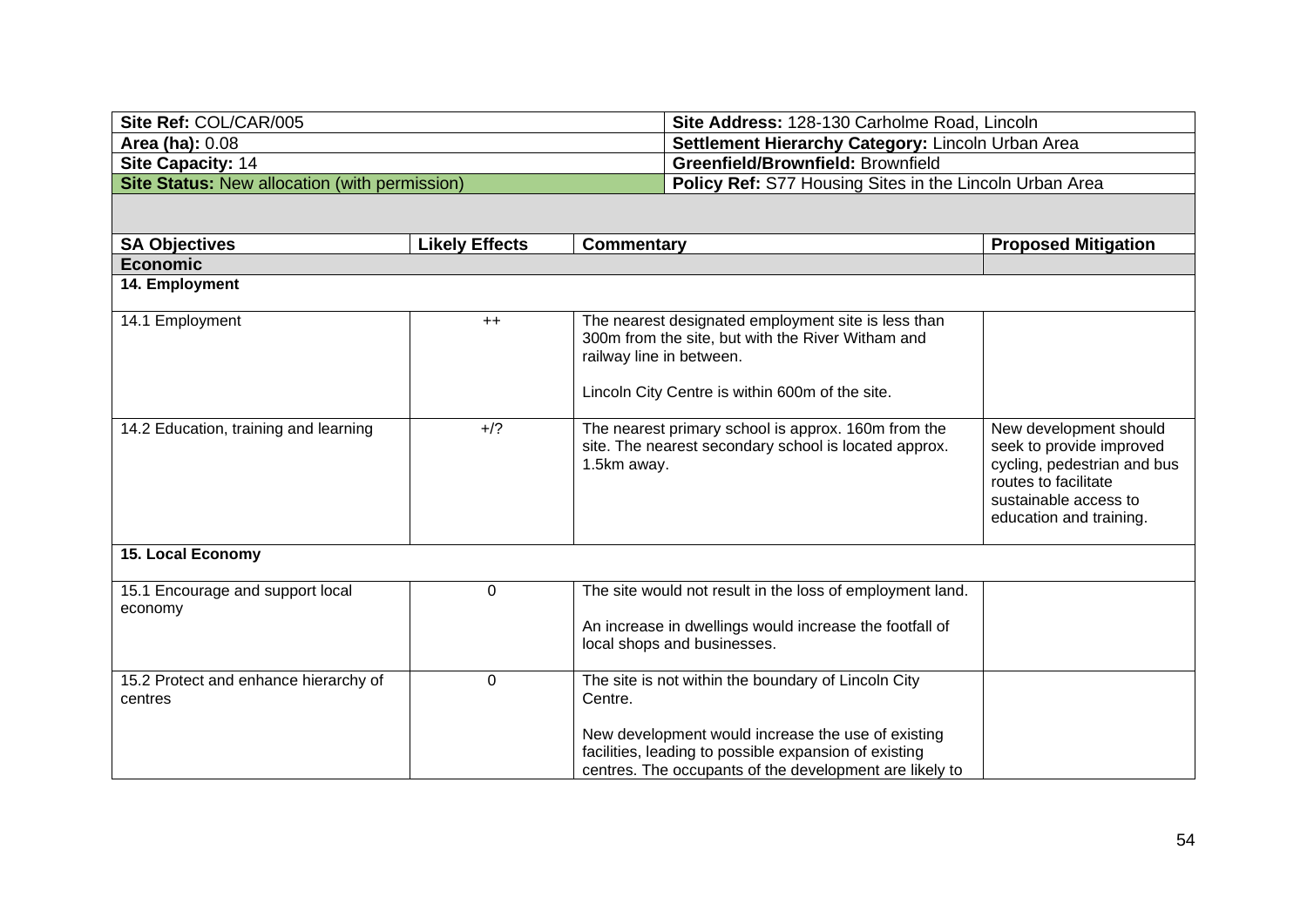| | |
|---|---|
| **Site Ref:** COL/CAR/005 | **Site Address:** 128-130 Carholme Road, Lincoln |
| **Area (ha):** 0.08 | **Settlement Hierarchy Category:** Lincoln Urban Area |
| **Site Capacity:** 14 | **Greenfield/Brownfield:** Brownfield |
| **Site Status:** New allocation (with permission) | **Policy Ref:** S77 Housing Sites in the Lincoln Urban Area |

| SA Objectives | Likely Effects | Commentary | Proposed Mitigation |
|---|---|---|---|
| **Economic** | | | |
| **14. Employment** | | | |
| 14.1 Employment | ++ | The nearest designated employment site is less than 300m from the site, but with the River Witham and railway line in between.<br><br>Lincoln City Centre is within 600m of the site. | |
| 14.2 Education, training and learning | +/? | The nearest primary school is approx. 160m from the site. The nearest secondary school is located approx. 1.5km away. | New development should seek to provide improved cycling, pedestrian and bus routes to facilitate sustainable access to education and training. |
| **15. Local Economy** | | | |
| 15.1 Encourage and support local economy | 0 | The site would not result in the loss of employment land.<br><br>An increase in dwellings would increase the footfall of local shops and businesses. | |
| 15.2 Protect and enhance hierarchy of centres | 0 | The site is not within the boundary of Lincoln City Centre.<br><br>New development would increase the use of existing facilities, leading to possible expansion of existing centres. The occupants of the development are likely to | |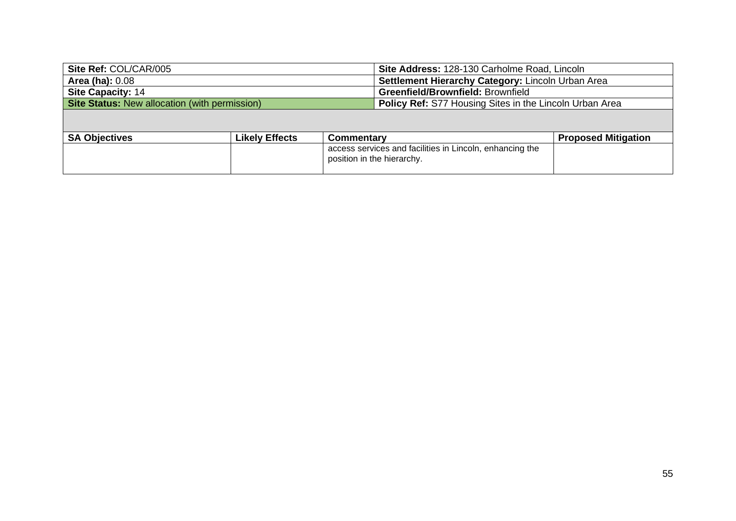| Site Ref: COL/CAR/005 | | | Site Address: 128-130 Carholme Road, Lincoln | |
|---|---|---|---|---|
| **Area (ha):** 0.08 | | | **Settlement Hierarchy Category:** Lincoln Urban Area | |
| **Site Capacity:** 14 | | | **Greenfield/Brownfield:** Brownfield | |
| **Site Status:** New allocation (with permission) | | | **Policy Ref:** S77 Housing Sites in the Lincoln Urban Area | |
| | | | | |
| **SA Objectives** | **Likely Effects** | **Commentary** | | **Proposed Mitigation** |
| | | access services and facilities in Lincoln, enhancing the position in the hierarchy. | | |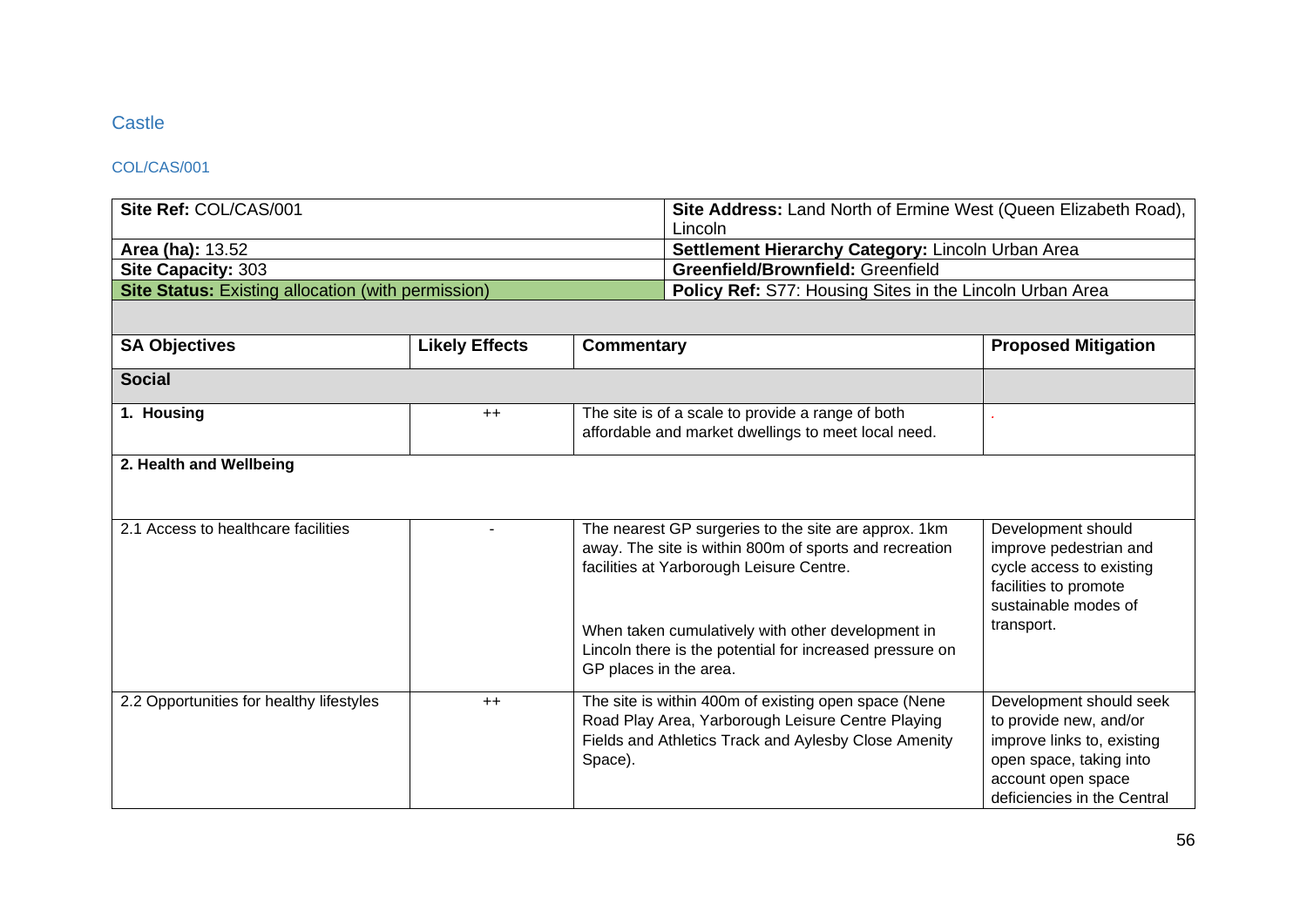## Castle

### COL/CAS/001

| Site Ref: COL/CAS/001 | Site Address: Land North of Ermine West (Queen Elizabeth Road), Lincoln |
|---|---|
| **Area (ha):** 13.52 | **Settlement Hierarchy Category:** Lincoln Urban Area |
| **Site Capacity:** 303 | **Greenfield/Brownfield:** Greenfield |
| **Site Status:** Existing allocation (with permission) | **Policy Ref:** S77: Housing Sites in the Lincoln Urban Area |

| SA Objectives | Likely Effects | Commentary | Proposed Mitigation |
|---|---|---|---|
| **Social** | | | |
| **1. Housing** | ++ | The site is of a scale to provide a range of both affordable and market dwellings to meet local need. | . |
| **2. Health and Wellbeing** | | | |
| 2.1 Access to healthcare facilities | - | The nearest GP surgeries to the site are approx. 1km away. The site is within 800m of sports and recreation facilities at Yarborough Leisure Centre.<br><br>When taken cumulatively with other development in Lincoln there is the potential for increased pressure on GP places in the area. | Development should improve pedestrian and cycle access to existing facilities to promote sustainable modes of transport. |
| 2.2 Opportunities for healthy lifestyles | ++ | The site is within 400m of existing open space (Nene Road Play Area, Yarborough Leisure Centre Playing Fields and Athletics Track and Aylesby Close Amenity Space). | Development should seek to provide new, and/or improve links to, existing open space, taking into account open space deficiencies in the Central |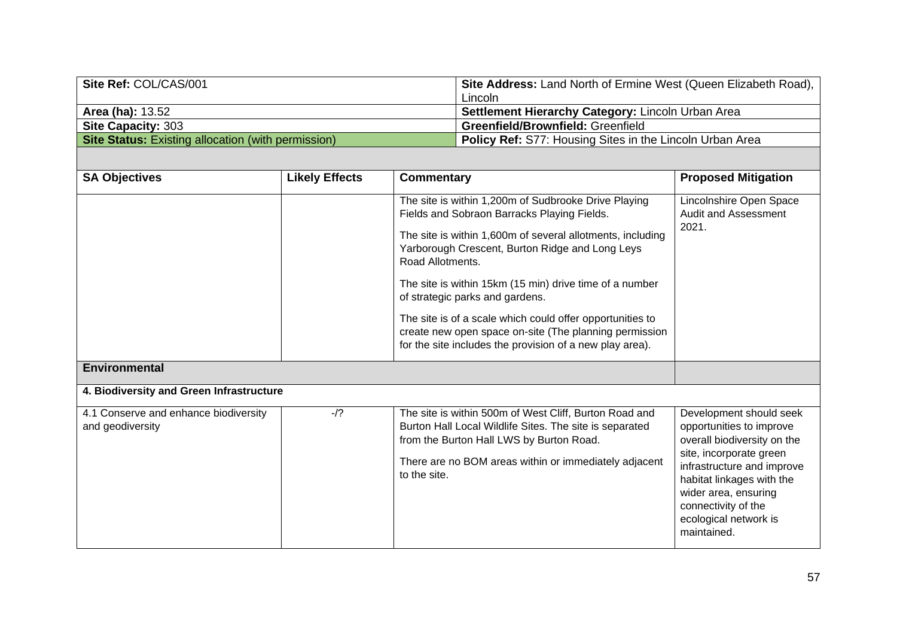| Site Ref: COL/CAS/001 | Site Address: Land North of Ermine West (Queen Elizabeth Road), Lincoln |
|---|---|
| **Area (ha):** 13.52 | **Settlement Hierarchy Category:** Lincoln Urban Area |
| **Site Capacity:** 303 | **Greenfield/Brownfield:** Greenfield |
| **Site Status:** Existing allocation (with permission) | **Policy Ref:** S77: Housing Sites in the Lincoln Urban Area |

| SA Objectives | Likely Effects | Commentary | Proposed Mitigation |
|---|---|---|---|
| | | The site is within 1,200m of Sudbrooke Drive Playing Fields and Sobraon Barracks Playing Fields.<br><br>The site is within 1,600m of several allotments, including Yarborough Crescent, Burton Ridge and Long Leys Road Allotments.<br><br>The site is within 15km (15 min) drive time of a number of strategic parks and gardens.<br><br>The site is of a scale which could offer opportunities to create new open space on-site (The planning permission for the site includes the provision of a new play area). | Lincolnshire Open Space Audit and Assessment 2021. |
| **Environmental** | | | |
| **4. Biodiversity and Green Infrastructure** | | | |
| 4.1 Conserve and enhance biodiversity and geodiversity | -/? | The site is within 500m of West Cliff, Burton Road and Burton Hall Local Wildlife Sites. The site is separated from the Burton Hall LWS by Burton Road.<br><br>There are no BOM areas within or immediately adjacent to the site. | Development should seek opportunities to improve overall biodiversity on the site, incorporate green infrastructure and improve habitat linkages with the wider area, ensuring connectivity of the ecological network is maintained. |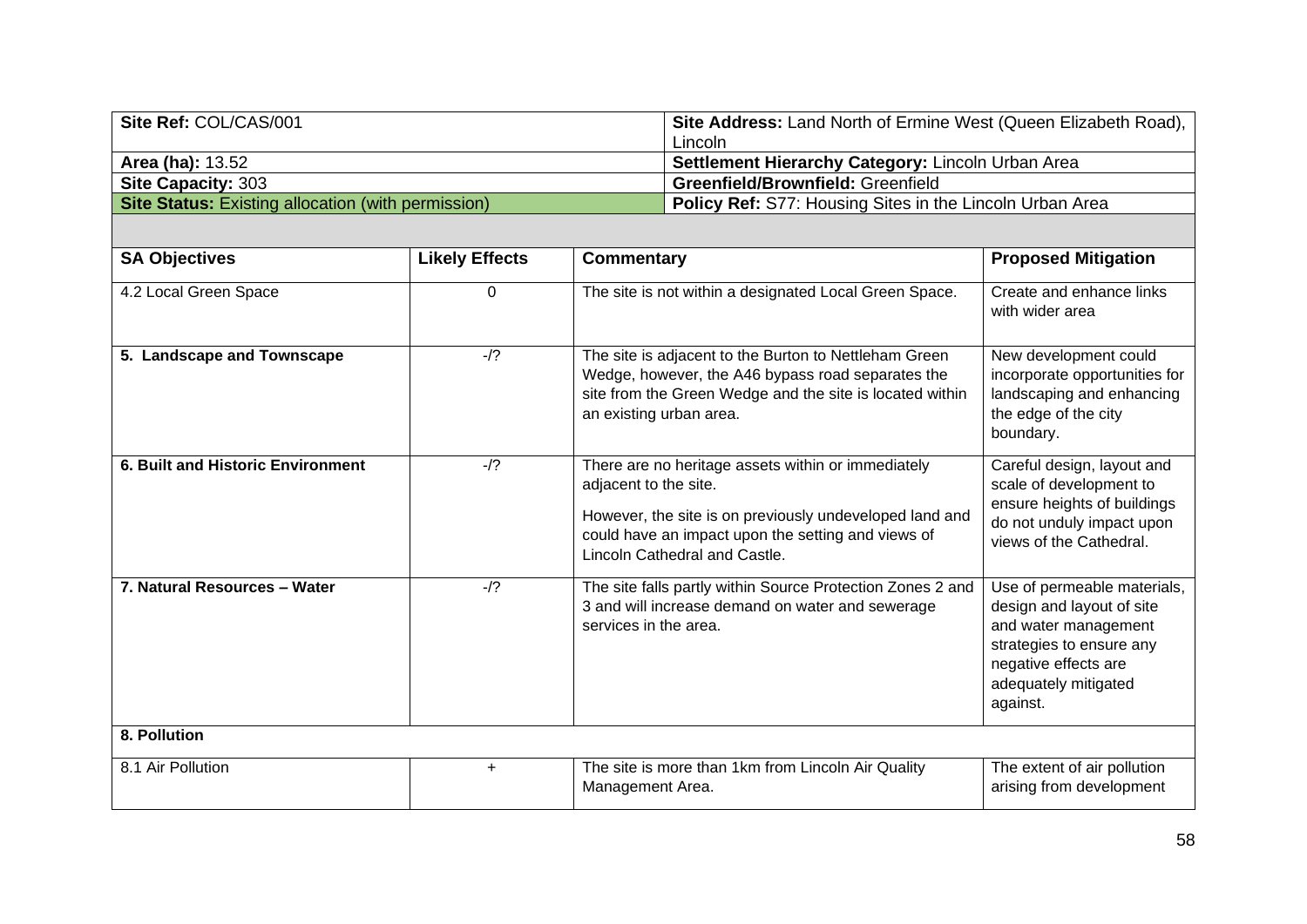| Site Ref: COL/CAS/001 | Site Address: Land North of Ermine West (Queen Elizabeth Road), Lincoln |
|---|---|
| **Area (ha):** 13.52 | **Settlement Hierarchy Category:** Lincoln Urban Area |
| **Site Capacity:** 303 | **Greenfield/Brownfield:** Greenfield |
| **Site Status:** Existing allocation (with permission) | **Policy Ref:** S77: Housing Sites in the Lincoln Urban Area |

| SA Objectives | Likely Effects | Commentary | Proposed Mitigation |
|---|---|---|---|
| 4.2 Local Green Space | 0 | The site is not within a designated Local Green Space. | Create and enhance links with wider area |
| **5. Landscape and Townscape** | -/? | The site is adjacent to the Burton to Nettleham Green Wedge, however, the A46 bypass road separates the site from the Green Wedge and the site is located within an existing urban area. | New development could incorporate opportunities for landscaping and enhancing the edge of the city boundary. |
| **6. Built and Historic Environment** | -/? | There are no heritage assets within or immediately adjacent to the site.<br><br>However, the site is on previously undeveloped land and could have an impact upon the setting and views of Lincoln Cathedral and Castle. | Careful design, layout and scale of development to ensure heights of buildings do not unduly impact upon views of the Cathedral. |
| **7. Natural Resources – Water** | -/? | The site falls partly within Source Protection Zones 2 and 3 and will increase demand on water and sewerage services in the area. | Use of permeable materials, design and layout of site and water management strategies to ensure any negative effects are adequately mitigated against. |
| **8. Pollution** | | | |
| 8.1 Air Pollution | + | The site is more than 1km from Lincoln Air Quality Management Area. | The extent of air pollution arising from development |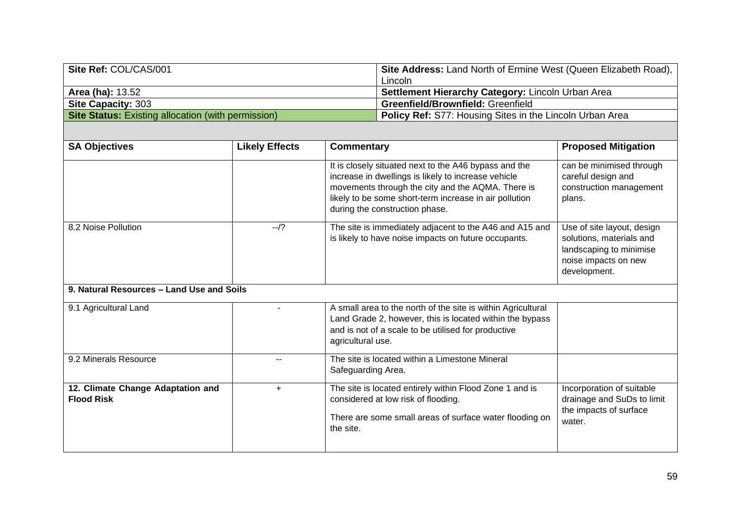| Site Ref: COL/CAS/001 | Site Address: Land North of Ermine West (Queen Elizabeth Road), Lincoln |
|---|---|
| **Area (ha):** 13.52 | **Settlement Hierarchy Category:** Lincoln Urban Area |
| **Site Capacity:** 303 | **Greenfield/Brownfield:** Greenfield |
| **Site Status:** Existing allocation (with permission) | **Policy Ref:** S77: Housing Sites in the Lincoln Urban Area |

| SA Objectives | Likely Effects | Commentary | Proposed Mitigation |
|---|---|---|---|
| | | It is closely situated next to the A46 bypass and the increase in dwellings is likely to increase vehicle movements through the city and the AQMA. There is likely to be some short-term increase in air pollution during the construction phase. | can be minimised through careful design and construction management plans. |
| 8.2 Noise Pollution | --/? | The site is immediately adjacent to the A46 and A15 and is likely to have noise impacts on future occupants. | Use of site layout, design solutions, materials and landscaping to minimise noise impacts on new development. |
| **9. Natural Resources – Land Use and Soils** | | | |
| 9.1 Agricultural Land | - | A small area to the north of the site is within Agricultural Land Grade 2, however, this is located within the bypass and is not of a scale to be utilised for productive agricultural use. | |
| 9.2 Minerals Resource | -- | The site is located within a Limestone Mineral Safeguarding Area. | |
| **12. Climate Change Adaptation and Flood Risk** | + | The site is located entirely within Flood Zone 1 and is considered at low risk of flooding.<br><br>There are some small areas of surface water flooding on the site. | Incorporation of suitable drainage and SuDs to limit the impacts of surface water. |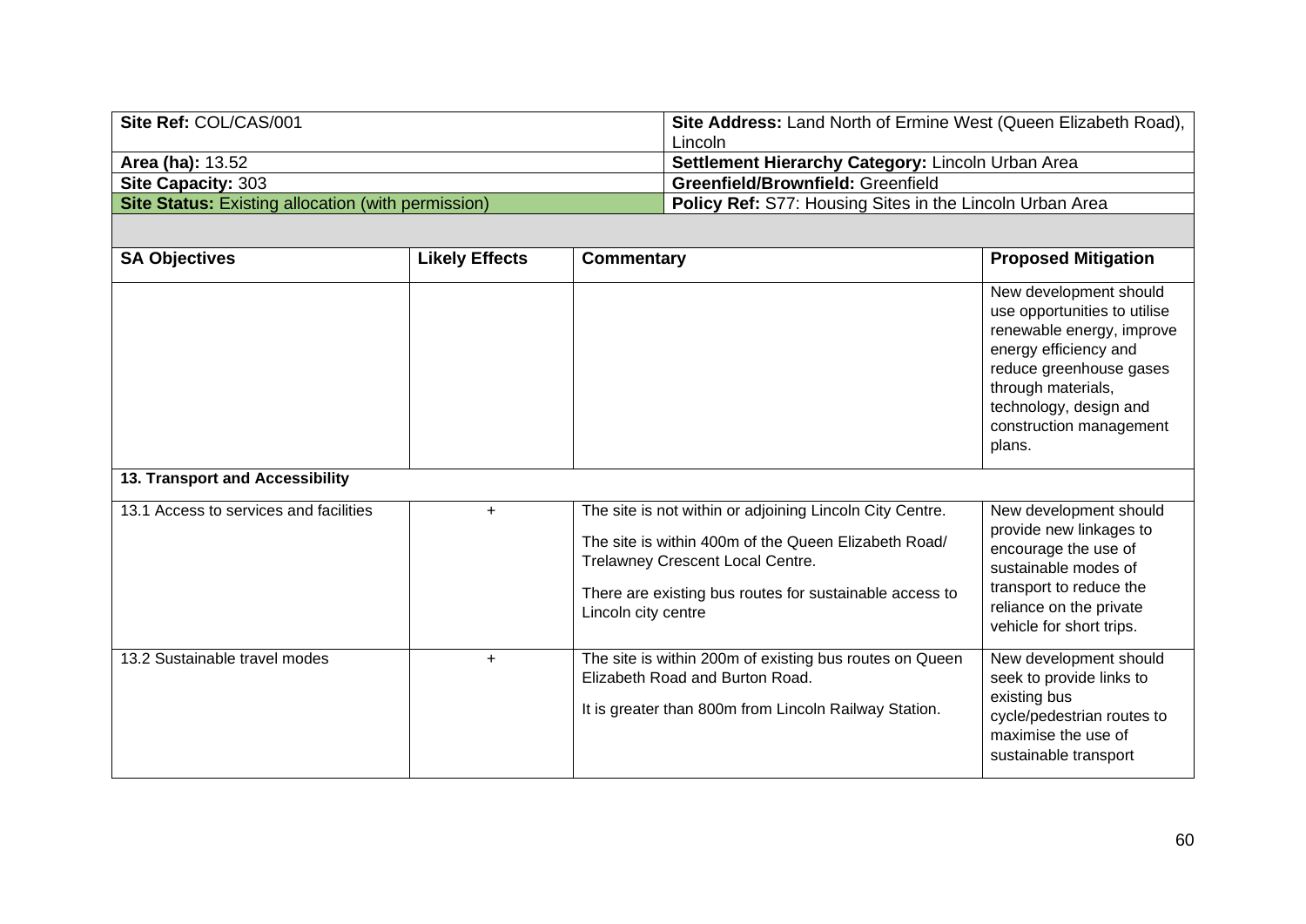| Site Ref: COL/CAS/001 | Site Address: Land North of Ermine West (Queen Elizabeth Road), Lincoln |
|---|---|
| **Area (ha):** 13.52 | **Settlement Hierarchy Category:** Lincoln Urban Area |
| **Site Capacity:** 303 | **Greenfield/Brownfield:** Greenfield |
| **Site Status:** Existing allocation (with permission) | **Policy Ref:** S77: Housing Sites in the Lincoln Urban Area |

| SA Objectives | Likely Effects | Commentary | Proposed Mitigation |
|---|---|---|---|
| | | | New development should use opportunities to utilise renewable energy, improve energy efficiency and reduce greenhouse gases through materials, technology, design and construction management plans. |
| **13. Transport and Accessibility** | | | |
| 13.1 Access to services and facilities | + | The site is not within or adjoining Lincoln City Centre.<br><br>The site is within 400m of the Queen Elizabeth Road/ Trelawney Crescent Local Centre.<br><br>There are existing bus routes for sustainable access to Lincoln city centre | New development should provide new linkages to encourage the use of sustainable modes of transport to reduce the reliance on the private vehicle for short trips. |
| 13.2 Sustainable travel modes | + | The site is within 200m of existing bus routes on Queen Elizabeth Road and Burton Road.<br><br>It is greater than 800m from Lincoln Railway Station. | New development should seek to provide links to existing bus cycle/pedestrian routes to maximise the use of sustainable transport |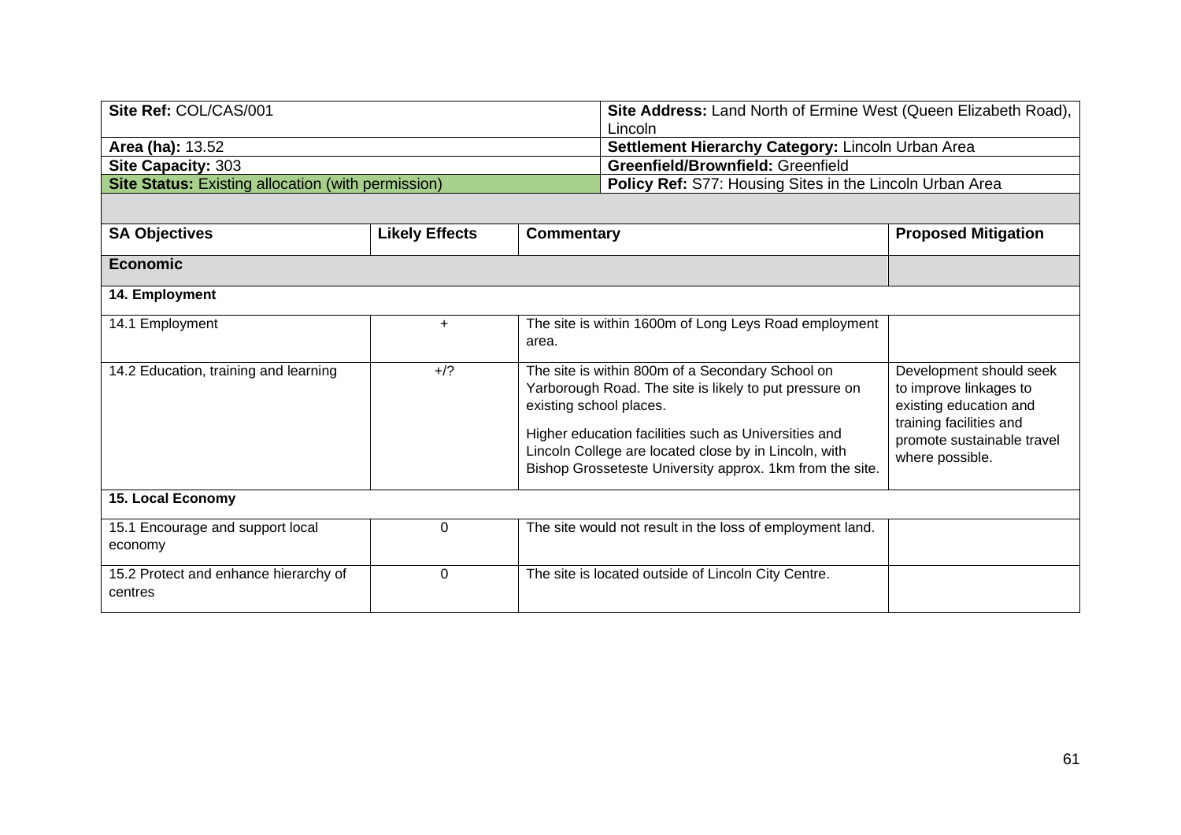| Site Ref: COL/CAS/001 | Site Address: Land North of Ermine West (Queen Elizabeth Road), Lincoln |
|---|---|
| **Area (ha):** 13.52 | **Settlement Hierarchy Category:** Lincoln Urban Area |
| **Site Capacity:** 303 | **Greenfield/Brownfield:** Greenfield |
| **Site Status:** Existing allocation (with permission) | **Policy Ref:** S77: Housing Sites in the Lincoln Urban Area |

| SA Objectives | Likely Effects | Commentary | Proposed Mitigation |
|---|---|---|---|
| **Economic** | | | |
| **14. Employment** | | | |
| 14.1 Employment | + | The site is within 1600m of Long Leys Road employment area. | |
| 14.2 Education, training and learning | +/? | The site is within 800m of a Secondary School on Yarborough Road. The site is likely to put pressure on existing school places.<br><br>Higher education facilities such as Universities and Lincoln College are located close by in Lincoln, with Bishop Grosseteste University approx. 1km from the site. | Development should seek to improve linkages to existing education and training facilities and promote sustainable travel where possible. |
| **15. Local Economy** | | | |
| 15.1 Encourage and support local economy | 0 | The site would not result in the loss of employment land. | |
| 15.2 Protect and enhance hierarchy of centres | 0 | The site is located outside of Lincoln City Centre. | |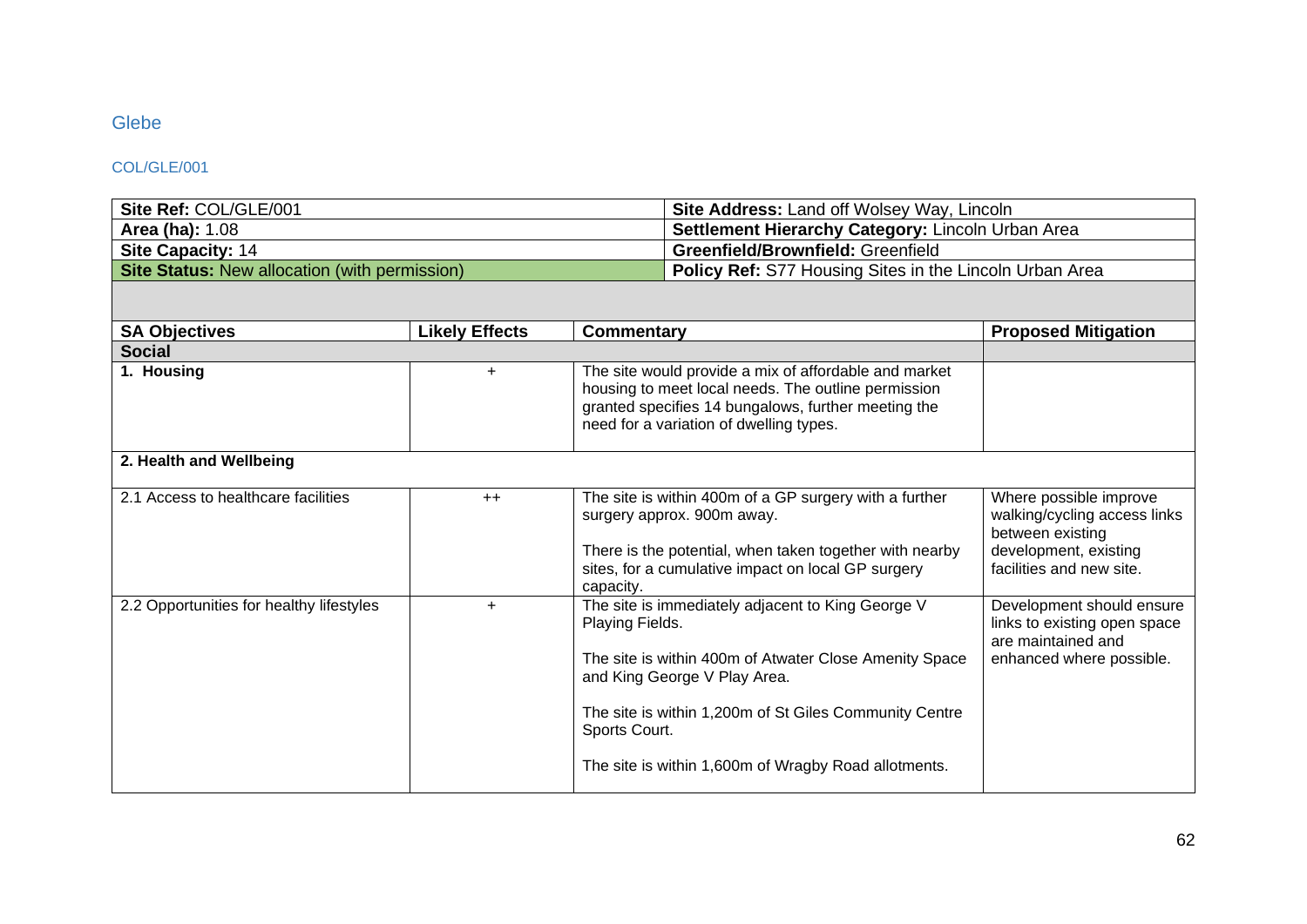## Glebe

### COL/GLE/001

| | |
|---|---|
| **Site Ref:** COL/GLE/001 | **Site Address:** Land off Wolsey Way, Lincoln |
| **Area (ha):** 1.08 | **Settlement Hierarchy Category:** Lincoln Urban Area |
| **Site Capacity:** 14 | **Greenfield/Brownfield:** Greenfield |
| **Site Status:** New allocation (with permission) | **Policy Ref:** S77 Housing Sites in the Lincoln Urban Area |

| SA Objectives | Likely Effects | Commentary | Proposed Mitigation |
|---|---|---|---|
| **Social** | | | |
| **1. Housing** | + | The site would provide a mix of affordable and market housing to meet local needs. The outline permission granted specifies 14 bungalows, further meeting the need for a variation of dwelling types. | |
| **2. Health and Wellbeing** | | | |
| 2.1 Access to healthcare facilities | ++ | The site is within 400m of a GP surgery with a further surgery approx. 900m away.<br><br>There is the potential, when taken together with nearby sites, for a cumulative impact on local GP surgery capacity. | Where possible improve walking/cycling access links between existing development, existing facilities and new site. |
| 2.2 Opportunities for healthy lifestyles | + | The site is immediately adjacent to King George V Playing Fields.<br><br>The site is within 400m of Atwater Close Amenity Space and King George V Play Area.<br><br>The site is within 1,200m of St Giles Community Centre Sports Court.<br><br>The site is within 1,600m of Wragby Road allotments. | Development should ensure links to existing open space are maintained and enhanced where possible. |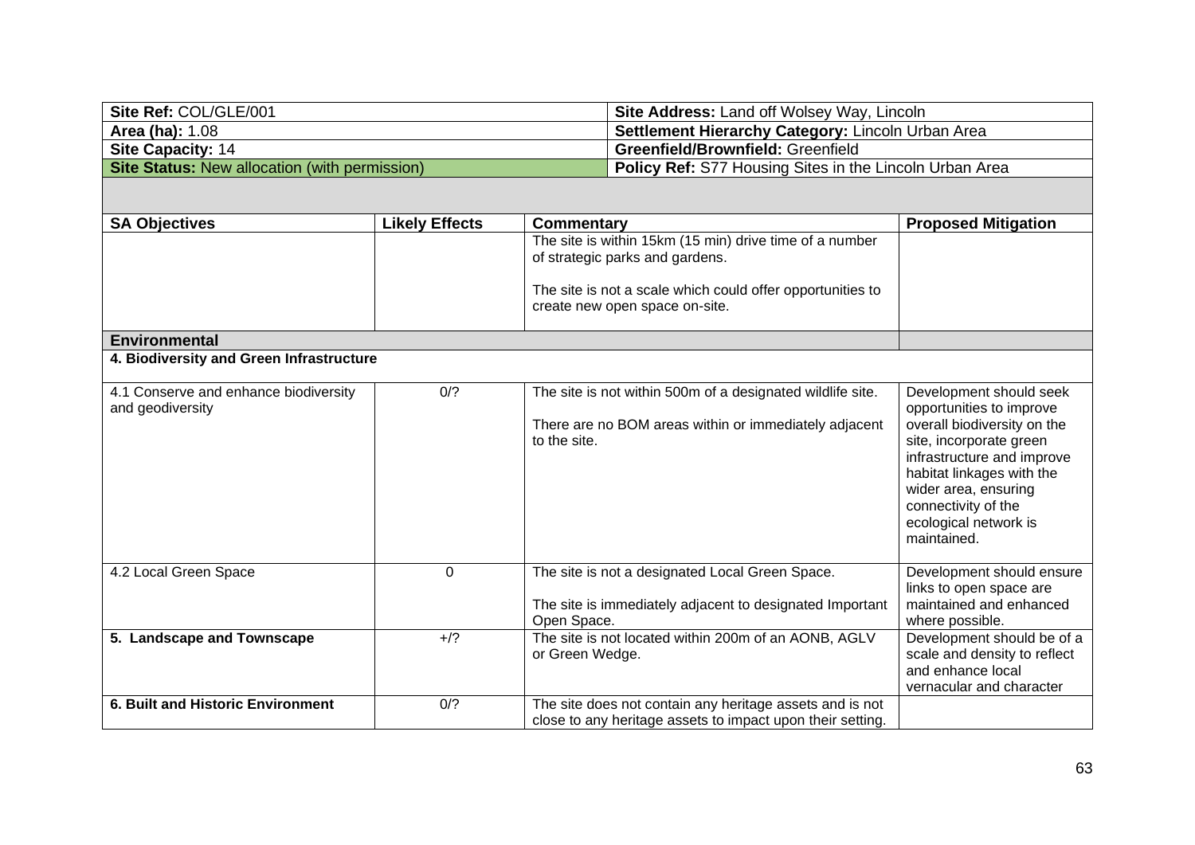| Site Ref: COL/GLE/001 | Site Address: Land off Wolsey Way, Lincoln |
|---|---|
| **Area (ha):** 1.08 | **Settlement Hierarchy Category:** Lincoln Urban Area |
| **Site Capacity:** 14 | **Greenfield/Brownfield:** Greenfield |
| **Site Status:** New allocation (with permission) | **Policy Ref:** S77 Housing Sites in the Lincoln Urban Area |

| SA Objectives | Likely Effects | Commentary | Proposed Mitigation |
|---|---|---|---|
| | | The site is within 15km (15 min) drive time of a number of strategic parks and gardens.<br><br>The site is not a scale which could offer opportunities to create new open space on-site. | |
| **Environmental** | | | |
| **4. Biodiversity and Green Infrastructure** | | | |
| 4.1 Conserve and enhance biodiversity and geodiversity | 0/? | The site is not within 500m of a designated wildlife site.<br><br>There are no BOM areas within or immediately adjacent to the site. | Development should seek opportunities to improve overall biodiversity on the site, incorporate green infrastructure and improve habitat linkages with the wider area, ensuring connectivity of the ecological network is maintained. |
| 4.2 Local Green Space | 0 | The site is not a designated Local Green Space.<br><br>The site is immediately adjacent to designated Important Open Space. | Development should ensure links to open space are maintained and enhanced where possible. |
| **5. Landscape and Townscape** | +/? | The site is not located within 200m of an AONB, AGLV or Green Wedge. | Development should be of a scale and density to reflect and enhance local vernacular and character |
| **6. Built and Historic Environment** | 0/? | The site does not contain any heritage assets and is not close to any heritage assets to impact upon their setting. | |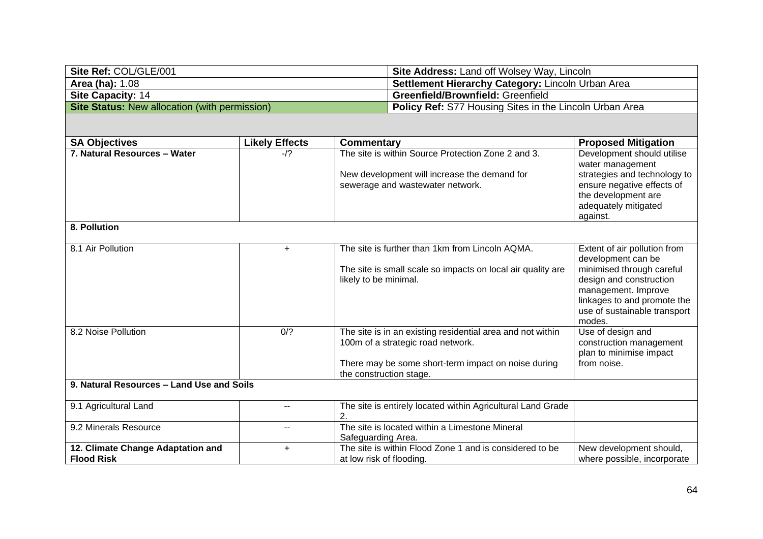| **Site Ref:** COL/GLE/001 | **Site Address:** Land off Wolsey Way, Lincoln |
|---|---|
| **Area (ha):** 1.08 | **Settlement Hierarchy Category:** Lincoln Urban Area |
| **Site Capacity:** 14 | **Greenfield/Brownfield:** Greenfield |
| **Site Status:** New allocation (with permission) | **Policy Ref:** S77 Housing Sites in the Lincoln Urban Area |

| SA Objectives | Likely Effects | Commentary | Proposed Mitigation |
|---|---|---|---|
| **7. Natural Resources – Water** | -/? | The site is within Source Protection Zone 2 and 3.<br><br>New development will increase the demand for sewerage and wastewater network. | Development should utilise water management strategies and technology to ensure negative effects of the development are adequately mitigated against. |
| **8. Pollution** | | | |
| 8.1 Air Pollution | + | The site is further than 1km from Lincoln AQMA.<br><br>The site is small scale so impacts on local air quality are likely to be minimal. | Extent of air pollution from development can be minimised through careful design and construction management. Improve linkages to and promote the use of sustainable transport modes. |
| 8.2 Noise Pollution | 0/? | The site is in an existing residential area and not within 100m of a strategic road network.<br><br>There may be some short-term impact on noise during the construction stage. | Use of design and construction management plan to minimise impact from noise. |
| **9. Natural Resources – Land Use and Soils** | | | |
| 9.1 Agricultural Land | -- | The site is entirely located within Agricultural Land Grade 2. | |
| 9.2 Minerals Resource | -- | The site is located within a Limestone Mineral Safeguarding Area. | |
| **12. Climate Change Adaptation and Flood Risk** | + | The site is within Flood Zone 1 and is considered to be at low risk of flooding. | New development should, where possible, incorporate |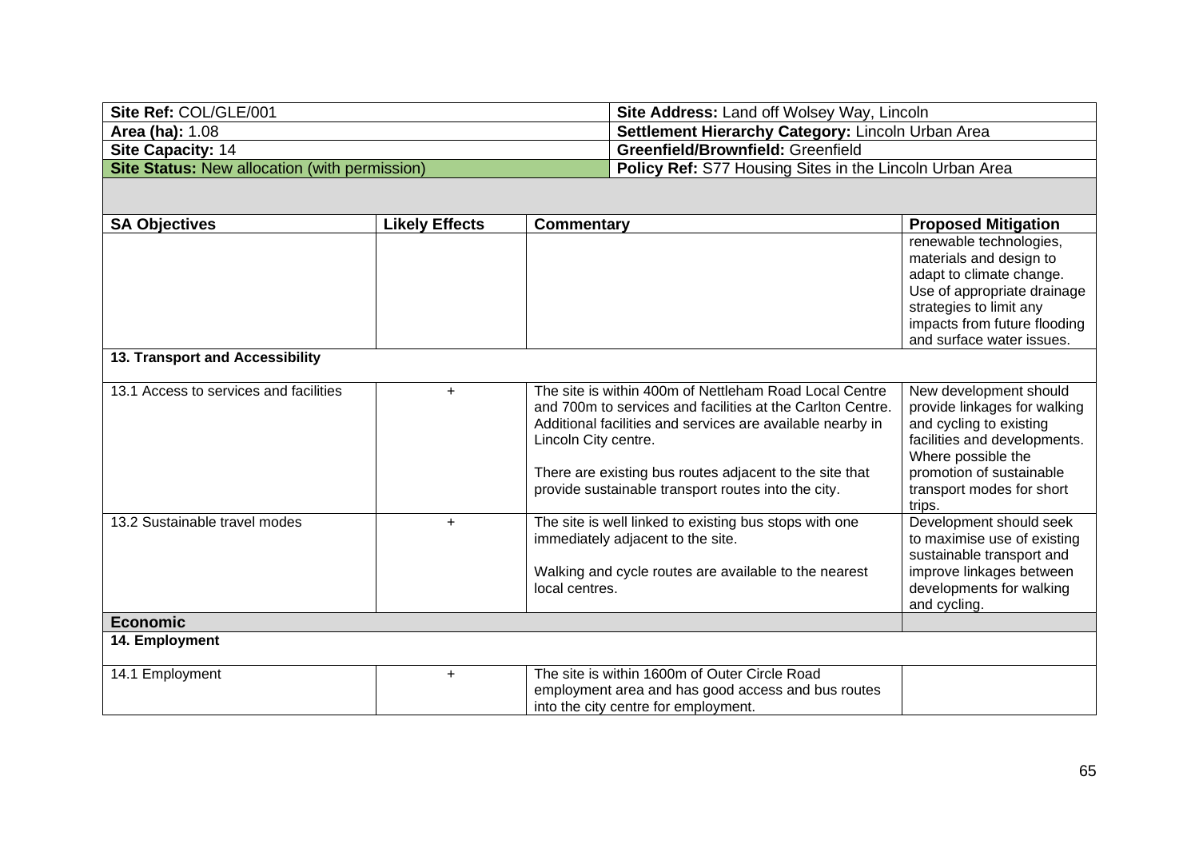| Site Ref: COL/GLE/001 | Site Address: Land off Wolsey Way, Lincoln |
|---|---|
| **Area (ha):** 1.08 | **Settlement Hierarchy Category:** Lincoln Urban Area |
| **Site Capacity:** 14 | **Greenfield/Brownfield:** Greenfield |
| **Site Status:** New allocation (with permission) | **Policy Ref:** S77 Housing Sites in the Lincoln Urban Area |

| SA Objectives | Likely Effects | Commentary | Proposed Mitigation |
|---|---|---|---|
| | | | renewable technologies, materials and design to adapt to climate change. Use of appropriate drainage strategies to limit any impacts from future flooding and surface water issues. |
| **13. Transport and Accessibility** | | | |
| 13.1 Access to services and facilities | + | The site is within 400m of Nettleham Road Local Centre and 700m to services and facilities at the Carlton Centre. Additional facilities and services are available nearby in Lincoln City centre.<br><br>There are existing bus routes adjacent to the site that provide sustainable transport routes into the city. | New development should provide linkages for walking and cycling to existing facilities and developments. Where possible the promotion of sustainable transport modes for short trips. |
| 13.2 Sustainable travel modes | + | The site is well linked to existing bus stops with one immediately adjacent to the site.<br><br>Walking and cycle routes are available to the nearest local centres. | Development should seek to maximise use of existing sustainable transport and improve linkages between developments for walking and cycling. |
| **Economic** | | | |
| **14. Employment** | | | |
| 14.1 Employment | + | The site is within 1600m of Outer Circle Road employment area and has good access and bus routes into the city centre for employment. | |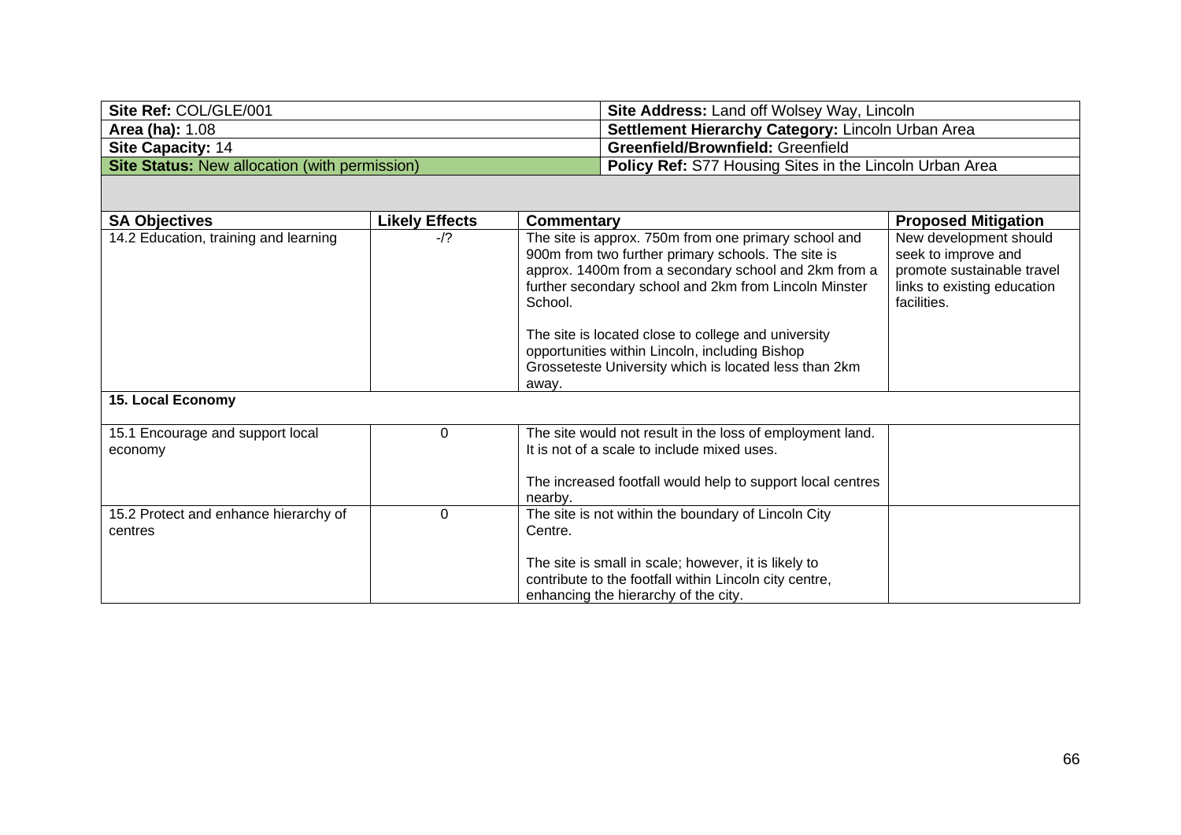| Site Ref: COL/GLE/001 | Site Address: Land off Wolsey Way, Lincoln |
|---|---|
| **Area (ha):** 1.08 | **Settlement Hierarchy Category:** Lincoln Urban Area |
| **Site Capacity:** 14 | **Greenfield/Brownfield:** Greenfield |
| **Site Status:** New allocation (with permission) | **Policy Ref:** S77 Housing Sites in the Lincoln Urban Area |

| SA Objectives | Likely Effects | Commentary | Proposed Mitigation |
|---|---|---|---|
| 14.2 Education, training and learning | -/? | The site is approx. 750m from one primary school and 900m from two further primary schools. The site is approx. 1400m from a secondary school and 2km from a further secondary school and 2km from Lincoln Minster School.<br><br>The site is located close to college and university opportunities within Lincoln, including Bishop Grosseteste University which is located less than 2km away. | New development should seek to improve and promote sustainable travel links to existing education facilities. |
| **15. Local Economy** | | | |
| 15.1 Encourage and support local economy | 0 | The site would not result in the loss of employment land. It is not of a scale to include mixed uses.<br><br>The increased footfall would help to support local centres nearby. | |
| 15.2 Protect and enhance hierarchy of centres | 0 | The site is not within the boundary of Lincoln City Centre.<br><br>The site is small in scale; however, it is likely to contribute to the footfall within Lincoln city centre, enhancing the hierarchy of the city. | |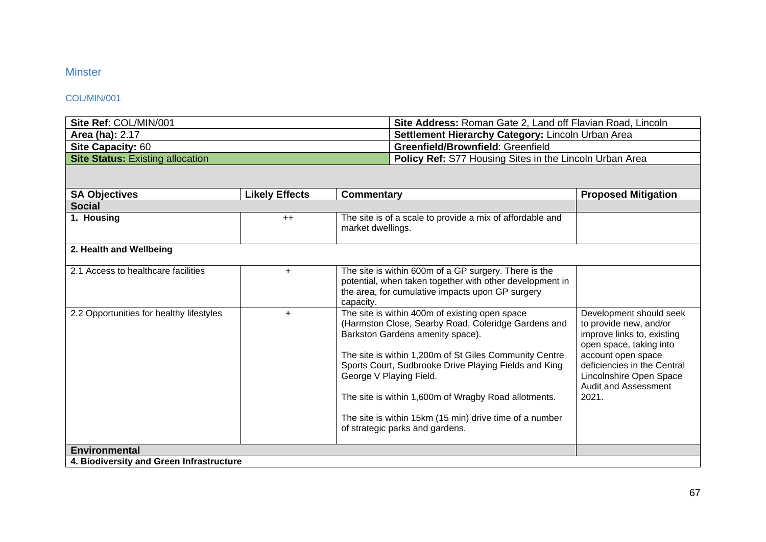## Minster

### COL/MIN/001

| Site Ref: COL/MIN/001 | Site Address: Roman Gate 2, Land off Flavian Road, Lincoln |
|---|---|
| **Area (ha):** 2.17 | **Settlement Hierarchy Category:** Lincoln Urban Area |
| **Site Capacity:** 60 | **Greenfield/Brownfield**: Greenfield |
| **Site Status:** Existing allocation | **Policy Ref:** S77 Housing Sites in the Lincoln Urban Area |

| SA Objectives | Likely Effects | Commentary | Proposed Mitigation |
|---|---|---|---|
| **Social** | | | |
| **1. Housing** | ++ | The site is of a scale to provide a mix of affordable and market dwellings. | |
| **2. Health and Wellbeing** | | | |
| 2.1 Access to healthcare facilities | + | The site is within 600m of a GP surgery. There is the potential, when taken together with other development in the area, for cumulative impacts upon GP surgery capacity. | |
| 2.2 Opportunities for healthy lifestyles | + | The site is within 400m of existing open space (Harmston Close, Searby Road, Coleridge Gardens and Barkston Gardens amenity space).<br><br>The site is within 1,200m of St Giles Community Centre Sports Court, Sudbrooke Drive Playing Fields and King George V Playing Field.<br><br>The site is within 1,600m of Wragby Road allotments.<br><br>The site is within 15km (15 min) drive time of a number of strategic parks and gardens. | Development should seek to provide new, and/or improve links to, existing open space, taking into account open space deficiencies in the Central Lincolnshire Open Space Audit and Assessment 2021. |
| **Environmental** | | | |
| **4. Biodiversity and Green Infrastructure** | | | |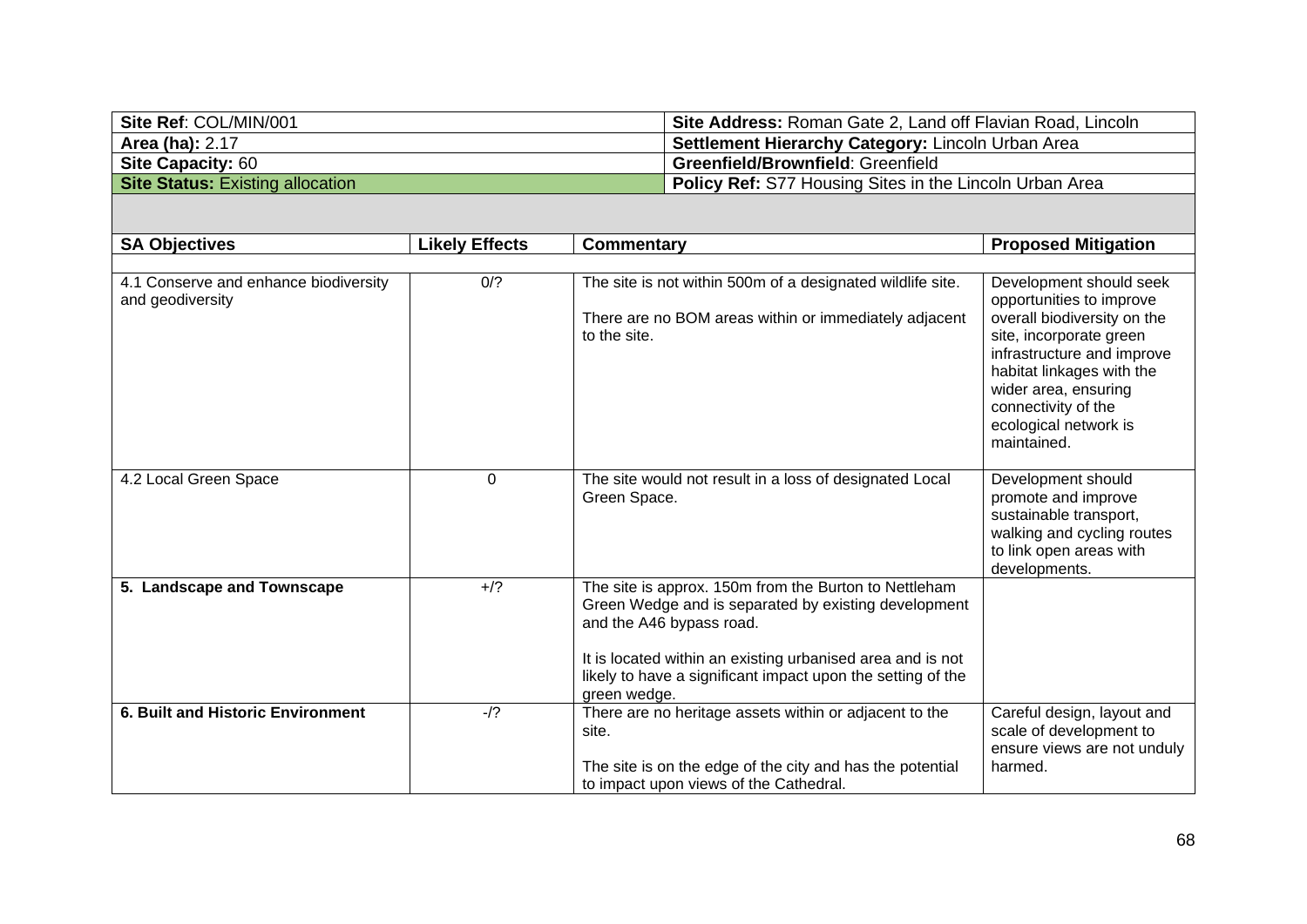| Site Ref: COL/MIN/001 | Site Address: Roman Gate 2, Land off Flavian Road, Lincoln |
|---|---|
| **Area (ha):** 2.17 | **Settlement Hierarchy Category:** Lincoln Urban Area |
| **Site Capacity:** 60 | **Greenfield/Brownfield**: Greenfield |
| **Site Status:** Existing allocation | **Policy Ref:** S77 Housing Sites in the Lincoln Urban Area |

| SA Objectives | Likely Effects | Commentary | Proposed Mitigation |
|---|---|---|---|
| 4.1 Conserve and enhance biodiversity and geodiversity | 0/? | The site is not within 500m of a designated wildlife site.<br><br>There are no BOM areas within or immediately adjacent to the site. | Development should seek opportunities to improve overall biodiversity on the site, incorporate green infrastructure and improve habitat linkages with the wider area, ensuring connectivity of the ecological network is maintained. |
| 4.2 Local Green Space | 0 | The site would not result in a loss of designated Local Green Space. | Development should promote and improve sustainable transport, walking and cycling routes to link open areas with developments. |
| **5. Landscape and Townscape** | +/? | The site is approx. 150m from the Burton to Nettleham Green Wedge and is separated by existing development and the A46 bypass road.<br><br>It is located within an existing urbanised area and is not likely to have a significant impact upon the setting of the green wedge. | |
| **6. Built and Historic Environment** | -/? | There are no heritage assets within or adjacent to the site.<br><br>The site is on the edge of the city and has the potential to impact upon views of the Cathedral. | Careful design, layout and scale of development to ensure views are not unduly harmed. |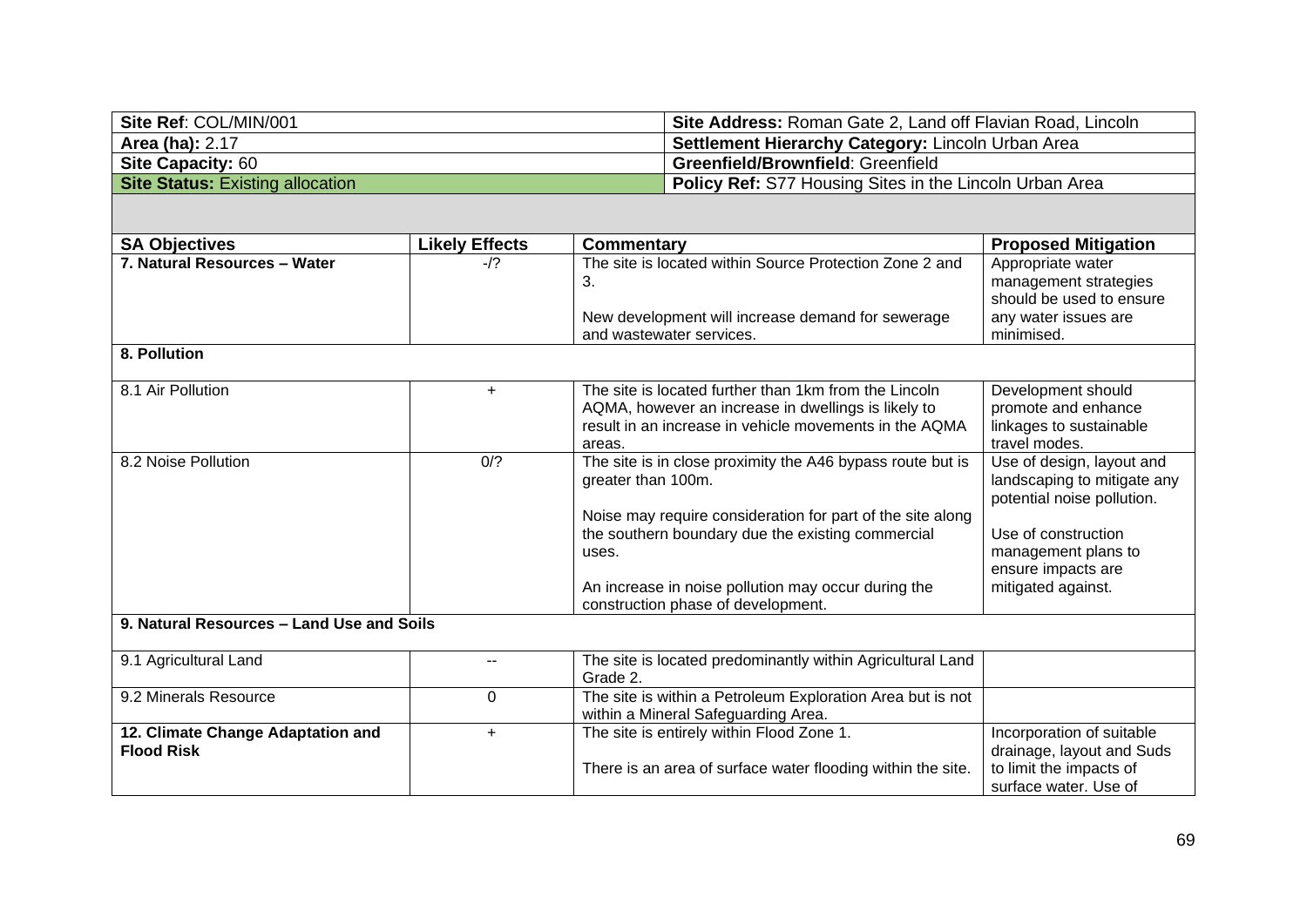| **Site Ref**: COL/MIN/001 | **Site Address:** Roman Gate 2, Land off Flavian Road, Lincoln |
|---|---|
| **Area (ha):** 2.17 | **Settlement Hierarchy Category:** Lincoln Urban Area |
| **Site Capacity:** 60 | **Greenfield/Brownfield**: Greenfield |
| **Site Status:** Existing allocation | **Policy Ref:** S77 Housing Sites in the Lincoln Urban Area |

| **SA Objectives** | **Likely Effects** | **Commentary** | **Proposed Mitigation** |
|---|---|---|---|
| **7. Natural Resources – Water** | -/? | The site is located within Source Protection Zone 2 and 3.<br><br>New development will increase demand for sewerage and wastewater services. | Appropriate water management strategies should be used to ensure any water issues are minimised. |
| **8. Pollution** | | | |
| 8.1 Air Pollution | + | The site is located further than 1km from the Lincoln AQMA, however an increase in dwellings is likely to result in an increase in vehicle movements in the AQMA areas. | Development should promote and enhance linkages to sustainable travel modes. |
| 8.2 Noise Pollution | 0/? | The site is in close proximity the A46 bypass route but is greater than 100m.<br><br>Noise may require consideration for part of the site along the southern boundary due the existing commercial uses.<br><br>An increase in noise pollution may occur during the construction phase of development. | Use of design, layout and landscaping to mitigate any potential noise pollution.<br><br>Use of construction management plans to ensure impacts are mitigated against. |
| **9. Natural Resources – Land Use and Soils** | | | |
| 9.1 Agricultural Land | -- | The site is located predominantly within Agricultural Land Grade 2. | |
| 9.2 Minerals Resource | 0 | The site is within a Petroleum Exploration Area but is not within a Mineral Safeguarding Area. | |
| **12. Climate Change Adaptation and Flood Risk** | + | The site is entirely within Flood Zone 1.<br><br>There is an area of surface water flooding within the site. | Incorporation of suitable drainage, layout and Suds to limit the impacts of surface water. Use of |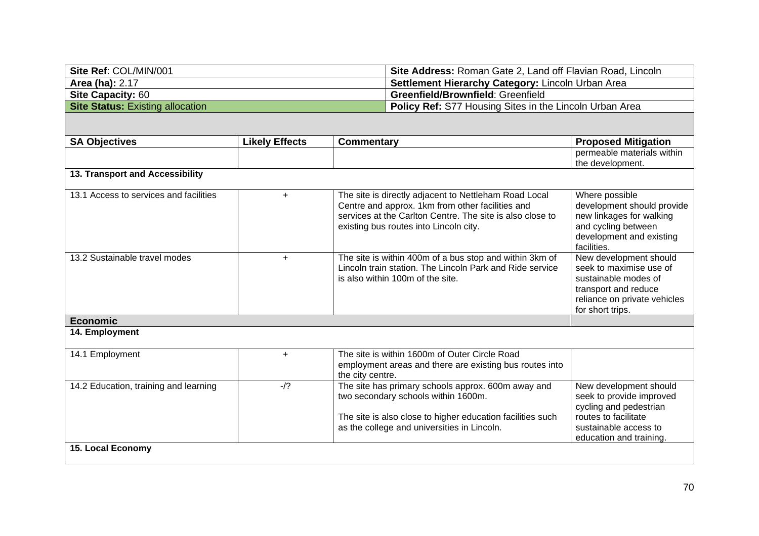| Site Ref: COL/MIN/001 | Site Address: Roman Gate 2, Land off Flavian Road, Lincoln |
|---|---|
| **Area (ha):** 2.17 | **Settlement Hierarchy Category:** Lincoln Urban Area |
| **Site Capacity:** 60 | **Greenfield/Brownfield**: Greenfield |
| **Site Status:** Existing allocation | **Policy Ref:** S77 Housing Sites in the Lincoln Urban Area |

| SA Objectives | Likely Effects | Commentary | Proposed Mitigation |
|---|---|---|---|
| | | | permeable materials within the development. |
| **13. Transport and Accessibility** | | | |
| 13.1 Access to services and facilities | + | The site is directly adjacent to Nettleham Road Local Centre and approx. 1km from other facilities and services at the Carlton Centre. The site is also close to existing bus routes into Lincoln city. | Where possible development should provide new linkages for walking and cycling between development and existing facilities. |
| 13.2 Sustainable travel modes | + | The site is within 400m of a bus stop and within 3km of Lincoln train station. The Lincoln Park and Ride service is also within 100m of the site. | New development should seek to maximise use of sustainable modes of transport and reduce reliance on private vehicles for short trips. |
| **Economic** | | | |
| **14. Employment** | | | |
| 14.1 Employment | + | The site is within 1600m of Outer Circle Road employment areas and there are existing bus routes into the city centre. | |
| 14.2 Education, training and learning | -/? | The site has primary schools approx. 600m away and two secondary schools within 1600m.<br><br>The site is also close to higher education facilities such as the college and universities in Lincoln. | New development should seek to provide improved cycling and pedestrian routes to facilitate sustainable access to education and training. |
| **15. Local Economy** | | | |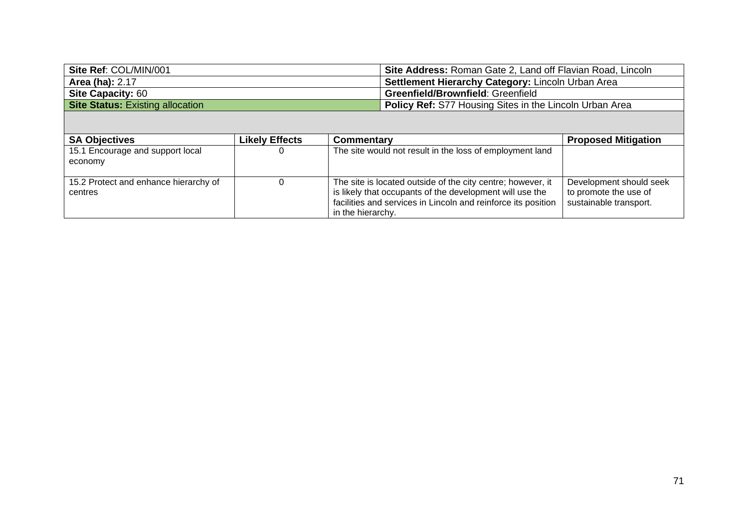| **Site Ref**: COL/MIN/001 | **Site Address:** Roman Gate 2, Land off Flavian Road, Lincoln |
|---|---|
| **Area (ha):** 2.17 | **Settlement Hierarchy Category:** Lincoln Urban Area |
| **Site Capacity:** 60 | **Greenfield/Brownfield**: Greenfield |
| **Site Status:** Existing allocation | **Policy Ref:** S77 Housing Sites in the Lincoln Urban Area |

| **SA Objectives** | **Likely Effects** | **Commentary** | **Proposed Mitigation** |
|---|---|---|---|
| 15.1 Encourage and support local economy | 0 | The site would not result in the loss of employment land | |
| 15.2 Protect and enhance hierarchy of centres | 0 | The site is located outside of the city centre; however, it is likely that occupants of the development will use the facilities and services in Lincoln and reinforce its position in the hierarchy. | Development should seek to promote the use of sustainable transport. |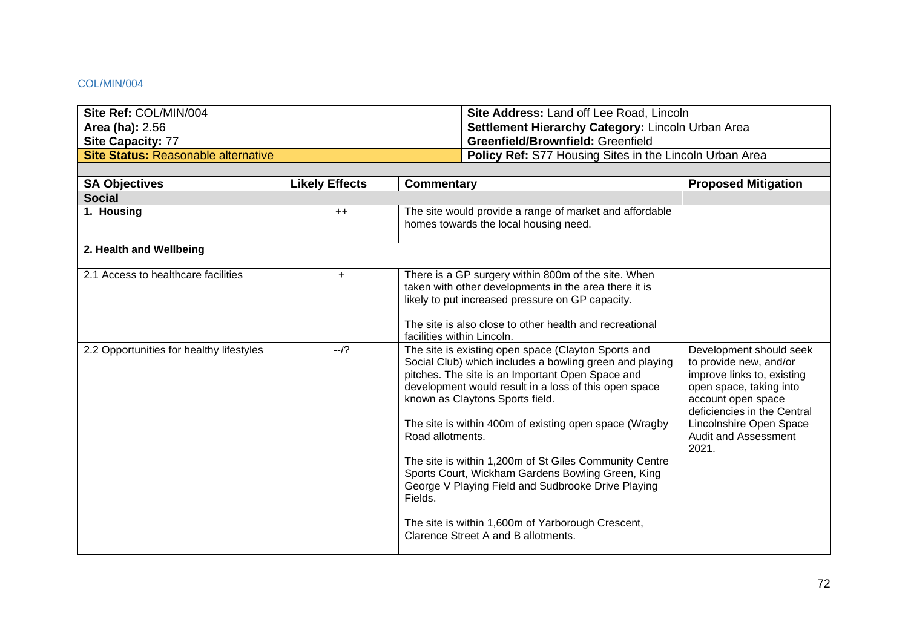COL/MIN/004

| Site Ref: COL/MIN/004 | Site Address: Land off Lee Road, Lincoln |
|---|---|
| **Area (ha):** 2.56 | **Settlement Hierarchy Category:** Lincoln Urban Area |
| **Site Capacity:** 77 | **Greenfield/Brownfield:** Greenfield |
| **Site Status:** Reasonable alternative | **Policy Ref:** S77 Housing Sites in the Lincoln Urban Area |

| SA Objectives | Likely Effects | Commentary | Proposed Mitigation |
|---|---|---|---|
| **Social** | | | |
| **1. Housing** | ++ | The site would provide a range of market and affordable homes towards the local housing need. | |
| **2. Health and Wellbeing** | | | |
| 2.1 Access to healthcare facilities | + | There is a GP surgery within 800m of the site. When taken with other developments in the area there it is likely to put increased pressure on GP capacity.<br><br>The site is also close to other health and recreational facilities within Lincoln. | |
| 2.2 Opportunities for healthy lifestyles | --/? | The site is existing open space (Clayton Sports and Social Club) which includes a bowling green and playing pitches. The site is an Important Open Space and development would result in a loss of this open space known as Claytons Sports field.<br><br>The site is within 400m of existing open space (Wragby Road allotments.<br><br>The site is within 1,200m of St Giles Community Centre Sports Court, Wickham Gardens Bowling Green, King George V Playing Field and Sudbrooke Drive Playing Fields.<br><br>The site is within 1,600m of Yarborough Crescent, Clarence Street A and B allotments. | Development should seek to provide new, and/or improve links to, existing open space, taking into account open space deficiencies in the Central Lincolnshire Open Space Audit and Assessment 2021. |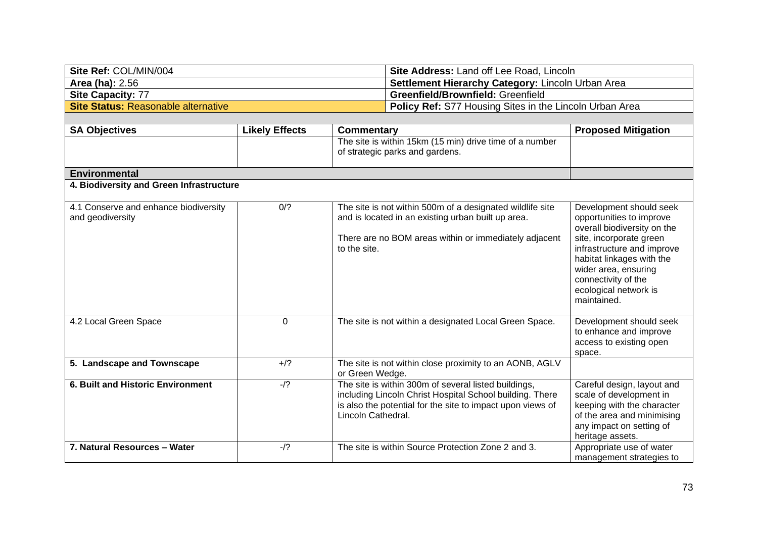| Site Ref: COL/MIN/004 | Site Address: Land off Lee Road, Lincoln |
| --- | --- |
| **Area (ha):** 2.56 | **Settlement Hierarchy Category:** Lincoln Urban Area |
| **Site Capacity:** 77 | **Greenfield/Brownfield:** Greenfield |
| **Site Status:** Reasonable alternative | **Policy Ref:** S77 Housing Sites in the Lincoln Urban Area |

| SA Objectives | Likely Effects | Commentary | Proposed Mitigation |
| --- | --- | --- | --- |
| | | The site is within 15km (15 min) drive time of a number of strategic parks and gardens. | |
| **Environmental** | | | |
| **4. Biodiversity and Green Infrastructure** | | | |
| 4.1 Conserve and enhance biodiversity and geodiversity | 0/? | The site is not within 500m of a designated wildlife site and is located in an existing urban built up area.<br><br>There are no BOM areas within or immediately adjacent to the site. | Development should seek opportunities to improve overall biodiversity on the site, incorporate green infrastructure and improve habitat linkages with the wider area, ensuring connectivity of the ecological network is maintained. |
| 4.2 Local Green Space | 0 | The site is not within a designated Local Green Space. | Development should seek to enhance and improve access to existing open space. |
| **5. Landscape and Townscape** | +/? | The site is not within close proximity to an AONB, AGLV or Green Wedge. | |
| **6. Built and Historic Environment** | -/? | The site is within 300m of several listed buildings, including Lincoln Christ Hospital School building. There is also the potential for the site to impact upon views of Lincoln Cathedral. | Careful design, layout and scale of development in keeping with the character of the area and minimising any impact on setting of heritage assets. |
| **7. Natural Resources – Water** | -/? | The site is within Source Protection Zone 2 and 3. | Appropriate use of water management strategies to |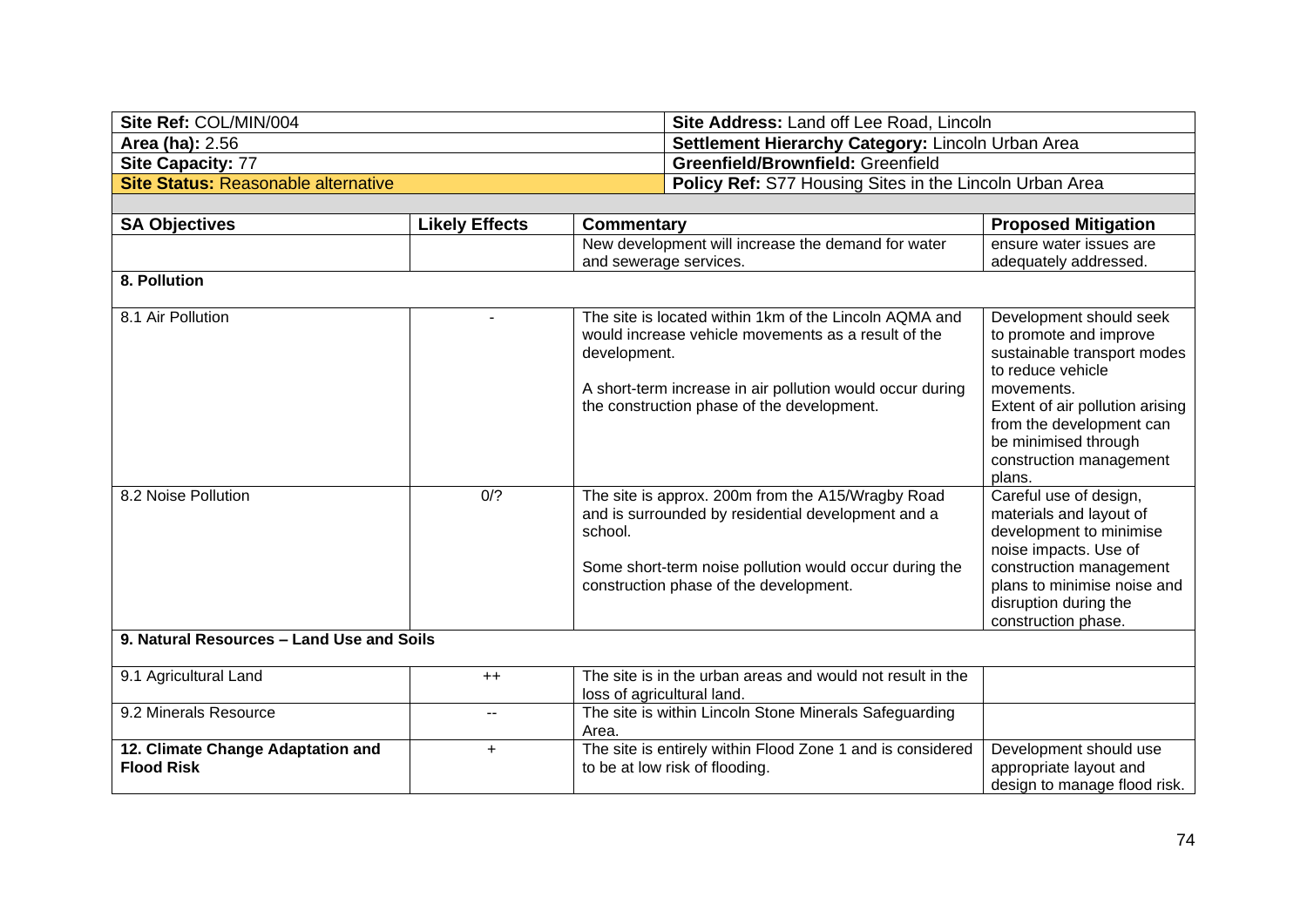| Site Ref: COL/MIN/004 | Site Address: Land off Lee Road, Lincoln |
|---|---|
| **Area (ha):** 2.56 | **Settlement Hierarchy Category:** Lincoln Urban Area |
| **Site Capacity:** 77 | **Greenfield/Brownfield:** Greenfield |
| **Site Status:** Reasonable alternative | **Policy Ref:** S77 Housing Sites in the Lincoln Urban Area |

| SA Objectives | Likely Effects | Commentary | Proposed Mitigation |
|---|---|---|---|
| | | New development will increase the demand for water and sewerage services. | ensure water issues are adequately addressed. |
| **8. Pollution** | | | |
| 8.1 Air Pollution | - | The site is located within 1km of the Lincoln AQMA and would increase vehicle movements as a result of the development.<br><br>A short-term increase in air pollution would occur during the construction phase of the development. | Development should seek to promote and improve sustainable transport modes to reduce vehicle movements.<br>Extent of air pollution arising from the development can be minimised through construction management plans. |
| 8.2 Noise Pollution | 0/? | The site is approx. 200m from the A15/Wragby Road and is surrounded by residential development and a school.<br><br>Some short-term noise pollution would occur during the construction phase of the development. | Careful use of design, materials and layout of development to minimise noise impacts. Use of construction management plans to minimise noise and disruption during the construction phase. |
| **9. Natural Resources – Land Use and Soils** | | | |
| 9.1 Agricultural Land | ++ | The site is in the urban areas and would not result in the loss of agricultural land. | |
| 9.2 Minerals Resource | -- | The site is within Lincoln Stone Minerals Safeguarding Area. | |
| **12. Climate Change Adaptation and Flood Risk** | + | The site is entirely within Flood Zone 1 and is considered to be at low risk of flooding. | Development should use appropriate layout and design to manage flood risk. |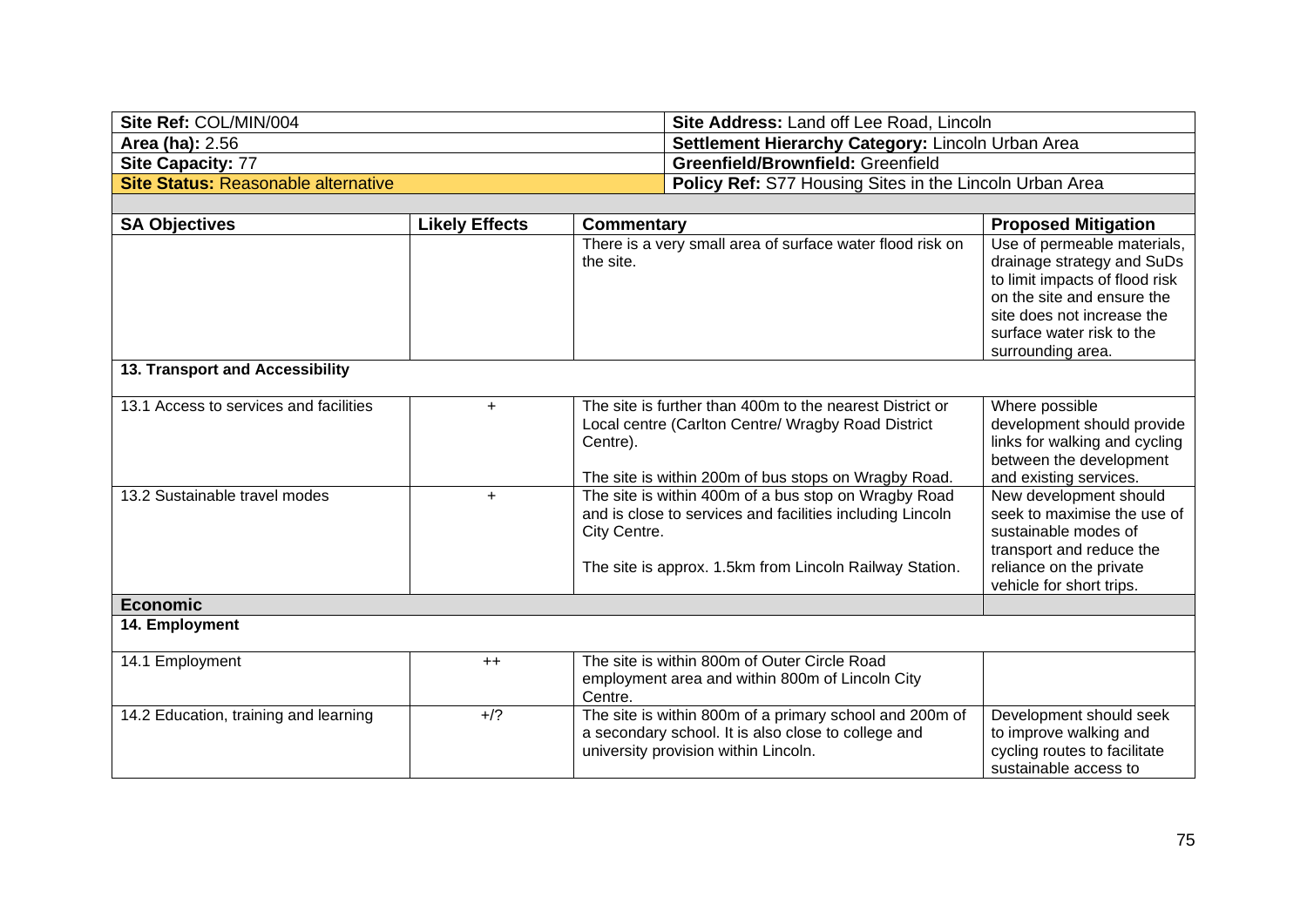| Site Ref: COL/MIN/004 | Site Address: Land off Lee Road, Lincoln |
|---|---|
| Area (ha): 2.56 | Settlement Hierarchy Category: Lincoln Urban Area |
| Site Capacity: 77 | Greenfield/Brownfield: Greenfield |
| Site Status: Reasonable alternative | Policy Ref: S77 Housing Sites in the Lincoln Urban Area |

| SA Objectives | Likely Effects | Commentary | Proposed Mitigation |
|---|---|---|---|
| | | There is a very small area of surface water flood risk on the site. | Use of permeable materials, drainage strategy and SuDs to limit impacts of flood risk on the site and ensure the site does not increase the surface water risk to the surrounding area. |
| **13. Transport and Accessibility** | | | |
| 13.1 Access to services and facilities | + | The site is further than 400m to the nearest District or Local centre (Carlton Centre/ Wragby Road District Centre).<br><br>The site is within 200m of bus stops on Wragby Road. | Where possible development should provide links for walking and cycling between the development and existing services. |
| 13.2 Sustainable travel modes | + | The site is within 400m of a bus stop on Wragby Road and is close to services and facilities including Lincoln City Centre.<br><br>The site is approx. 1.5km from Lincoln Railway Station. | New development should seek to maximise the use of sustainable modes of transport and reduce the reliance on the private vehicle for short trips. |
| **Economic** | | | |
| **14. Employment** | | | |
| 14.1 Employment | ++ | The site is within 800m of Outer Circle Road employment area and within 800m of Lincoln City Centre. | |
| 14.2 Education, training and learning | +/? | The site is within 800m of a primary school and 200m of a secondary school. It is also close to college and university provision within Lincoln. | Development should seek to improve walking and cycling routes to facilitate sustainable access to |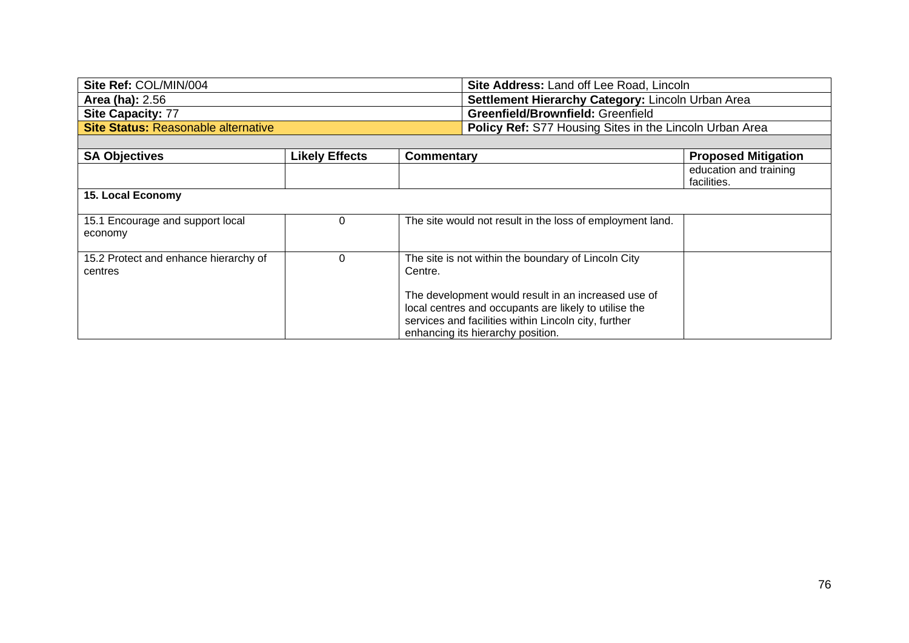| Site Ref: COL/MIN/004 | Site Address: Land off Lee Road, Lincoln |
|---|---|
| **Area (ha):** 2.56 | **Settlement Hierarchy Category:** Lincoln Urban Area |
| **Site Capacity:** 77 | **Greenfield/Brownfield:** Greenfield |
| **Site Status:** Reasonable alternative | **Policy Ref:** S77 Housing Sites in the Lincoln Urban Area |

| SA Objectives | Likely Effects | Commentary | Proposed Mitigation |
|---|---|---|---|
| | | | education and training facilities. |
| **15. Local Economy** | | | |
| 15.1 Encourage and support local economy | 0 | The site would not result in the loss of employment land. | |
| 15.2 Protect and enhance hierarchy of centres | 0 | The site is not within the boundary of Lincoln City Centre.<br><br>The development would result in an increased use of local centres and occupants are likely to utilise the services and facilities within Lincoln city, further enhancing its hierarchy position. | |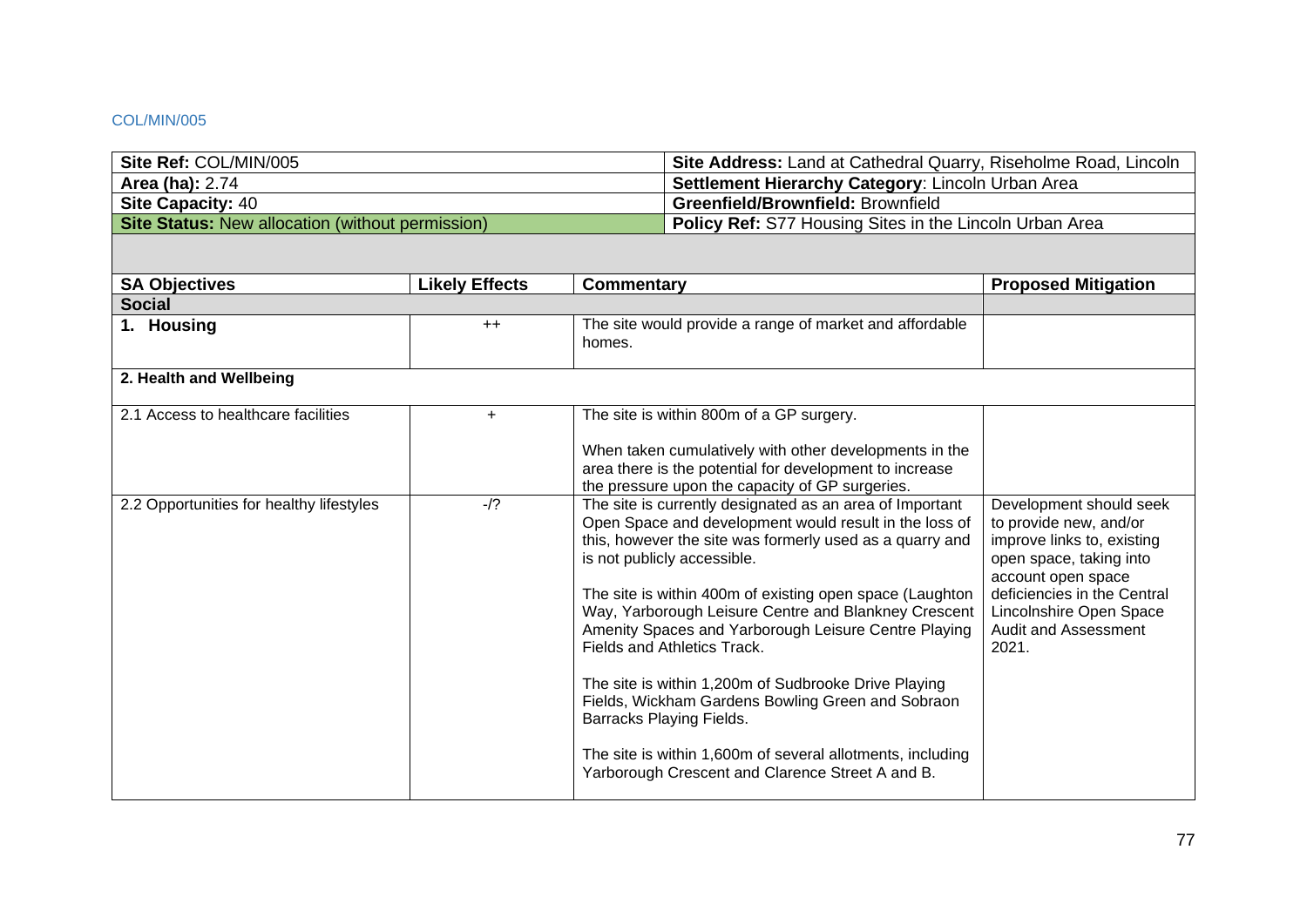COL/MIN/005

| Site Ref: COL/MIN/005 | Site Address: Land at Cathedral Quarry, Riseholme Road, Lincoln |
|---|---|
| Area (ha): 2.74 | Settlement Hierarchy Category: Lincoln Urban Area |
| Site Capacity: 40 | Greenfield/Brownfield: Brownfield |
| Site Status: New allocation (without permission) | Policy Ref: S77 Housing Sites in the Lincoln Urban Area |

| SA Objectives | Likely Effects | Commentary | Proposed Mitigation |
|---|---|---|---|
| **Social** | | | |
| **1. Housing** | ++ | The site would provide a range of market and affordable homes. | |
| **2. Health and Wellbeing** | | | |
| 2.1 Access to healthcare facilities | + | The site is within 800m of a GP surgery.<br><br>When taken cumulatively with other developments in the area there is the potential for development to increase the pressure upon the capacity of GP surgeries. | |
| 2.2 Opportunities for healthy lifestyles | -/? | The site is currently designated as an area of Important Open Space and development would result in the loss of this, however the site was formerly used as a quarry and is not publicly accessible.<br><br>The site is within 400m of existing open space (Laughton Way, Yarborough Leisure Centre and Blankney Crescent Amenity Spaces and Yarborough Leisure Centre Playing Fields and Athletics Track.<br><br>The site is within 1,200m of Sudbrooke Drive Playing Fields, Wickham Gardens Bowling Green and Sobraon Barracks Playing Fields.<br><br>The site is within 1,600m of several allotments, including Yarborough Crescent and Clarence Street A and B. | Development should seek to provide new, and/or improve links to, existing open space, taking into account open space deficiencies in the Central Lincolnshire Open Space Audit and Assessment 2021. |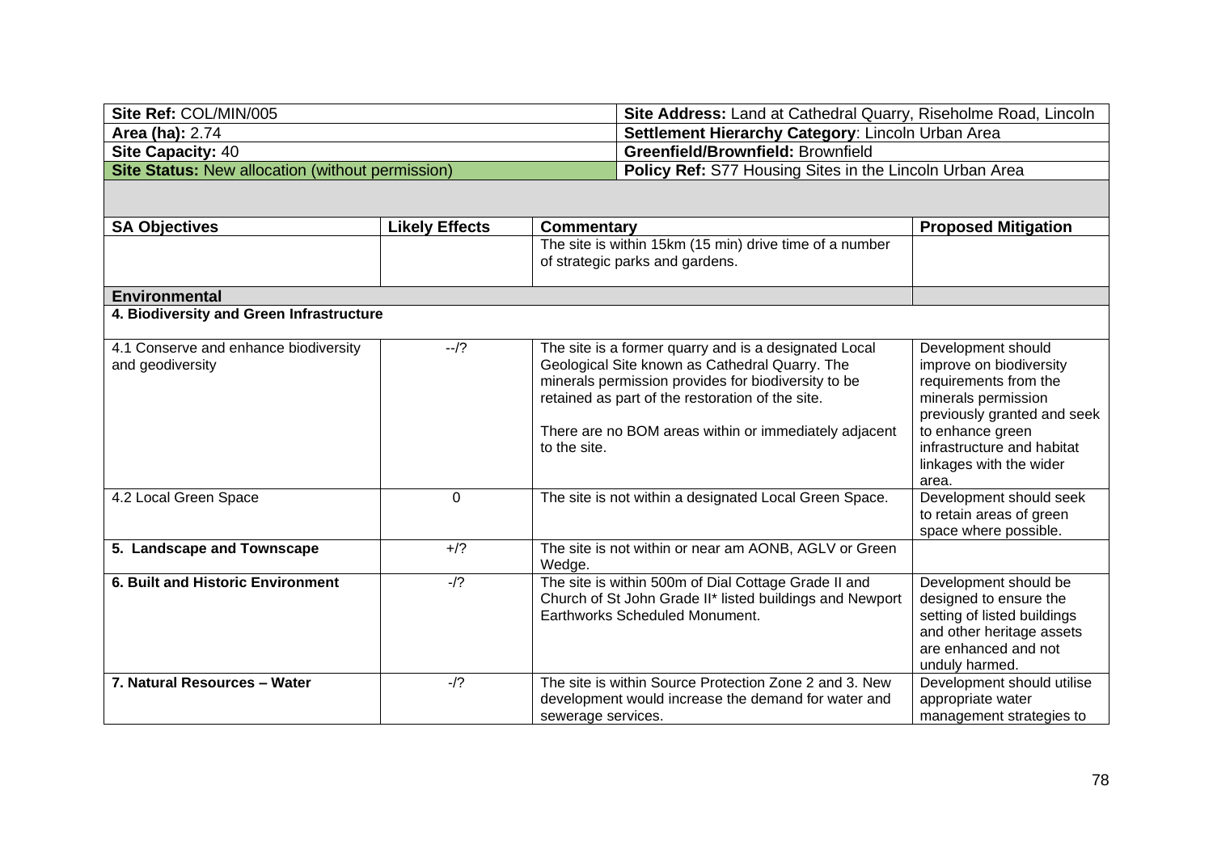| Site Ref: COL/MIN/005 | | Site Address: Land at Cathedral Quarry, Riseholme Road, Lincoln | |
|---|---|---|---|
| **Area (ha):** 2.74 | | **Settlement Hierarchy Category**: Lincoln Urban Area | |
| **Site Capacity:** 40 | | **Greenfield/Brownfield:** Brownfield | |
| **Site Status:** New allocation (without permission) | | **Policy Ref:** S77 Housing Sites in the Lincoln Urban Area | |

| SA Objectives | Likely Effects | Commentary | Proposed Mitigation |
|---|---|---|---|
| | | The site is within 15km (15 min) drive time of a number of strategic parks and gardens. | |
| **Environmental** | | | |
| **4. Biodiversity and Green Infrastructure** | | | |
| 4.1 Conserve and enhance biodiversity and geodiversity | --/? | The site is a former quarry and is a designated Local Geological Site known as Cathedral Quarry. The minerals permission provides for biodiversity to be retained as part of the restoration of the site.<br><br>There are no BOM areas within or immediately adjacent to the site. | Development should improve on biodiversity requirements from the minerals permission previously granted and seek to enhance green infrastructure and habitat linkages with the wider area. |
| 4.2 Local Green Space | 0 | The site is not within a designated Local Green Space. | Development should seek to retain areas of green space where possible. |
| **5. Landscape and Townscape** | +/? | The site is not within or near am AONB, AGLV or Green Wedge. | |
| **6. Built and Historic Environment** | -/? | The site is within 500m of Dial Cottage Grade II and Church of St John Grade II* listed buildings and Newport Earthworks Scheduled Monument. | Development should be designed to ensure the setting of listed buildings and other heritage assets are enhanced and not unduly harmed. |
| **7. Natural Resources – Water** | -/? | The site is within Source Protection Zone 2 and 3. New development would increase the demand for water and sewerage services. | Development should utilise appropriate water management strategies to |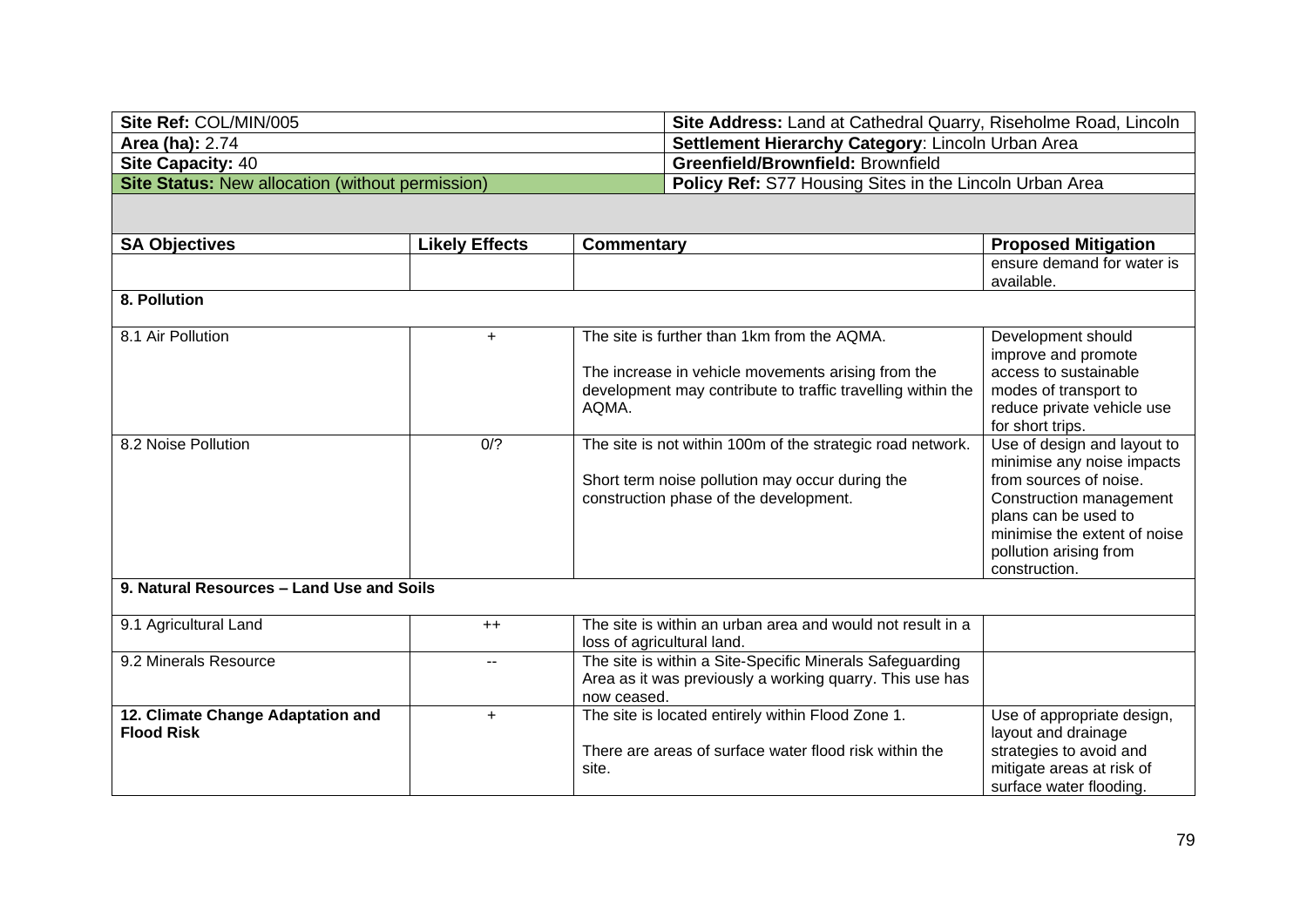| Site Ref: COL/MIN/005 | Site Address: Land at Cathedral Quarry, Riseholme Road, Lincoln |
|---|---|
| **Area (ha):** 2.74 | **Settlement Hierarchy Category**: Lincoln Urban Area |
| **Site Capacity:** 40 | **Greenfield/Brownfield:** Brownfield |
| **Site Status:** New allocation (without permission) | **Policy Ref:** S77 Housing Sites in the Lincoln Urban Area |

| SA Objectives | Likely Effects | Commentary | Proposed Mitigation |
|---|---|---|---|
| | | | ensure demand for water is available. |
| **8. Pollution** | | | |
| 8.1 Air Pollution | + | The site is further than 1km from the AQMA.<br><br>The increase in vehicle movements arising from the development may contribute to traffic travelling within the AQMA. | Development should improve and promote access to sustainable modes of transport to reduce private vehicle use for short trips. |
| 8.2 Noise Pollution | 0/? | The site is not within 100m of the strategic road network.<br><br>Short term noise pollution may occur during the construction phase of the development. | Use of design and layout to minimise any noise impacts from sources of noise. Construction management plans can be used to minimise the extent of noise pollution arising from construction. |
| **9. Natural Resources – Land Use and Soils** | | | |
| 9.1 Agricultural Land | ++ | The site is within an urban area and would not result in a loss of agricultural land. | |
| 9.2 Minerals Resource | -- | The site is within a Site-Specific Minerals Safeguarding Area as it was previously a working quarry. This use has now ceased. | |
| **12. Climate Change Adaptation and Flood Risk** | + | The site is located entirely within Flood Zone 1.<br><br>There are areas of surface water flood risk within the site. | Use of appropriate design, layout and drainage strategies to avoid and mitigate areas at risk of surface water flooding. |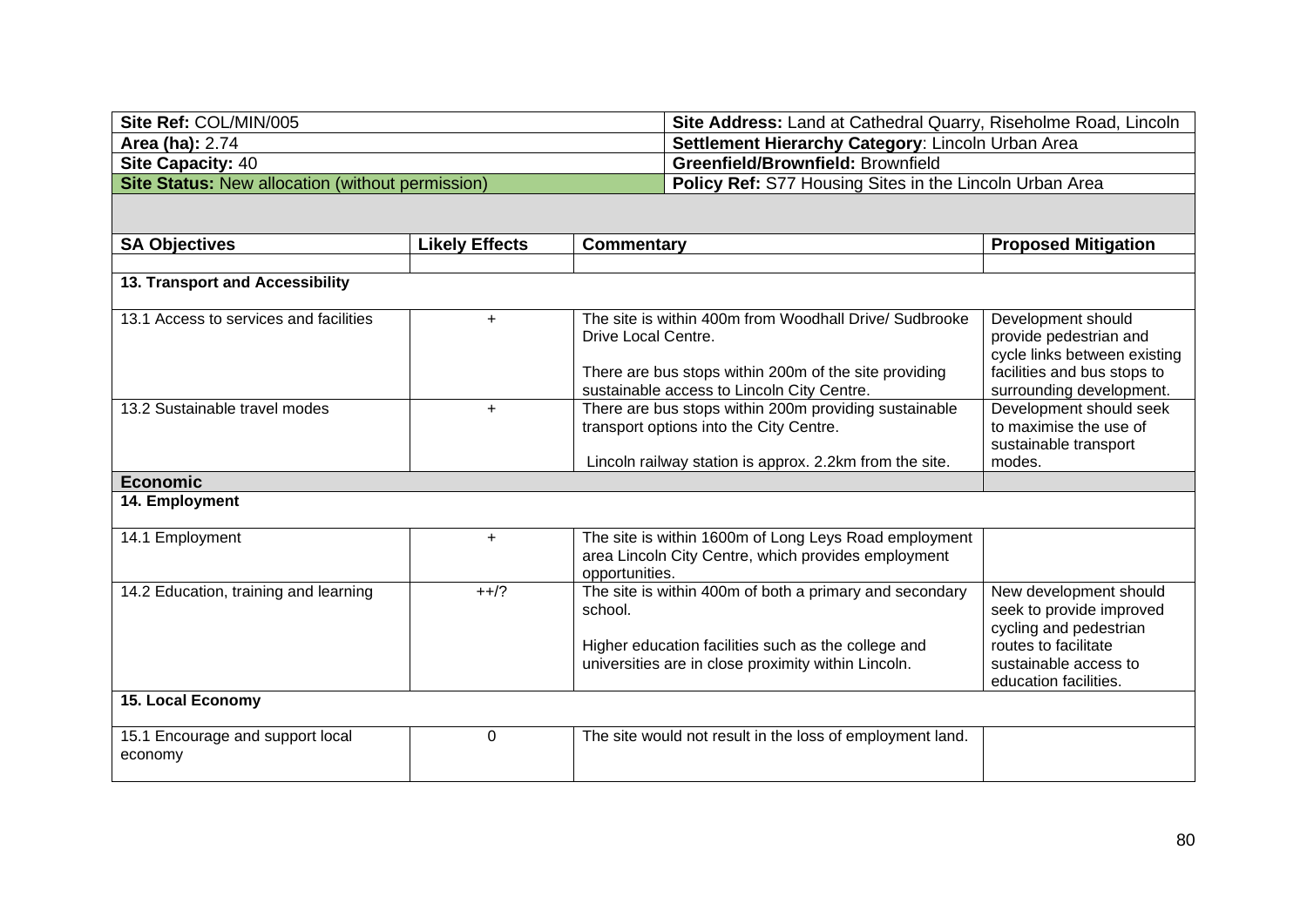| Site Ref: COL/MIN/005 | | Site Address: Land at Cathedral Quarry, Riseholme Road, Lincoln | |
|---|---|---|---|
| **Area (ha):** 2.74 | | **Settlement Hierarchy Category**: Lincoln Urban Area | |
| **Site Capacity:** 40 | | **Greenfield/Brownfield:** Brownfield | |
| **Site Status:** New allocation (without permission) | | **Policy Ref:** S77 Housing Sites in the Lincoln Urban Area | |

| SA Objectives | Likely Effects | Commentary | Proposed Mitigation |
|---|---|---|---|
| | | | |
| **13. Transport and Accessibility** | | | |
| 13.1 Access to services and facilities | + | The site is within 400m from Woodhall Drive/ Sudbrooke Drive Local Centre.<br><br>There are bus stops within 200m of the site providing sustainable access to Lincoln City Centre. | Development should provide pedestrian and cycle links between existing facilities and bus stops to surrounding development. |
| 13.2 Sustainable travel modes | + | There are bus stops within 200m providing sustainable transport options into the City Centre.<br><br>Lincoln railway station is approx. 2.2km from the site. | Development should seek to maximise the use of sustainable transport modes. |
| **Economic** | | | |
| **14. Employment** | | | |
| 14.1 Employment | + | The site is within 1600m of Long Leys Road employment area Lincoln City Centre, which provides employment opportunities. | |
| 14.2 Education, training and learning | ++/? | The site is within 400m of both a primary and secondary school.<br><br>Higher education facilities such as the college and universities are in close proximity within Lincoln. | New development should seek to provide improved cycling and pedestrian routes to facilitate sustainable access to education facilities. |
| **15. Local Economy** | | | |
| 15.1 Encourage and support local economy | 0 | The site would not result in the loss of employment land. | |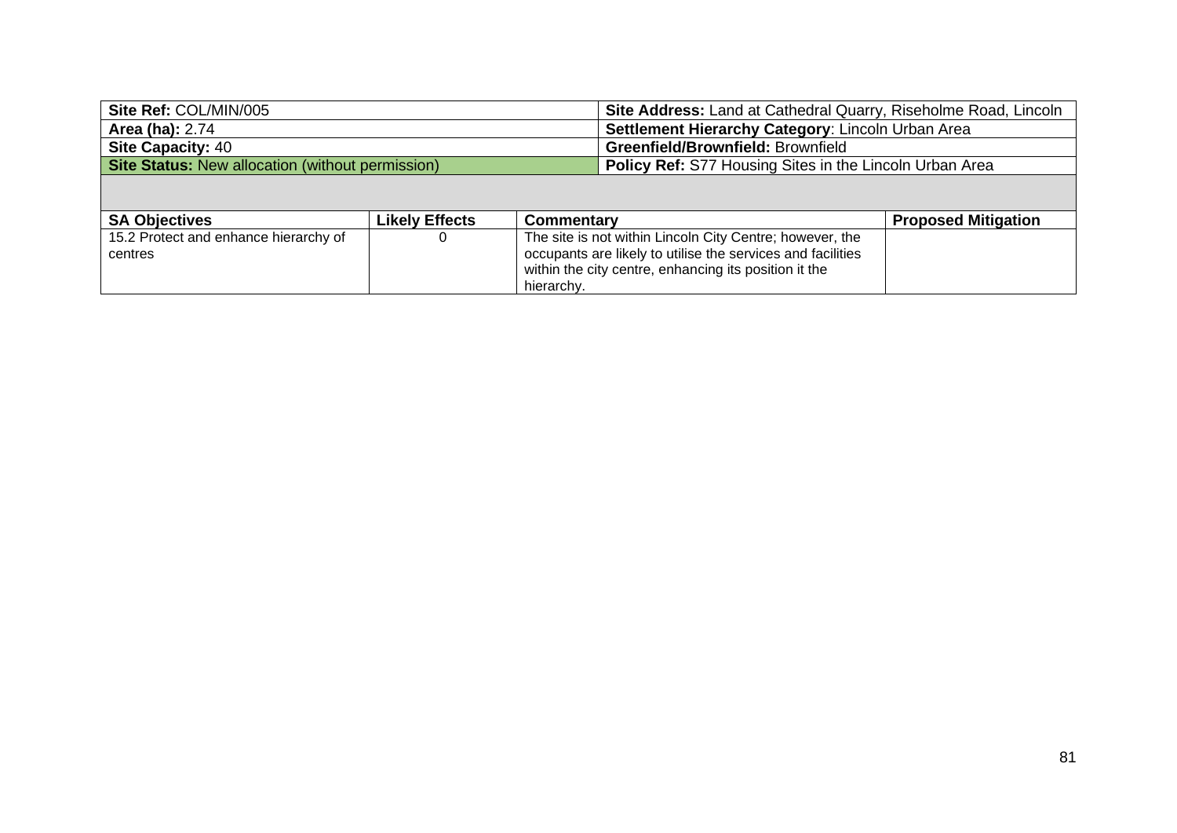| Site Ref: COL/MIN/005 | | Site Address: Land at Cathedral Quarry, Riseholme Road, Lincoln | |
|---|---|---|---|
| **Area (ha):** 2.74 | | **Settlement Hierarchy Category**: Lincoln Urban Area | |
| **Site Capacity:** 40 | | **Greenfield/Brownfield:** Brownfield | |
| **Site Status:** New allocation (without permission) | | **Policy Ref:** S77 Housing Sites in the Lincoln Urban Area | |

| SA Objectives | Likely Effects | Commentary | Proposed Mitigation |
|---|---|---|---|
| 15.2 Protect and enhance hierarchy of centres | 0 | The site is not within Lincoln City Centre; however, the occupants are likely to utilise the services and facilities within the city centre, enhancing its position it the hierarchy. | |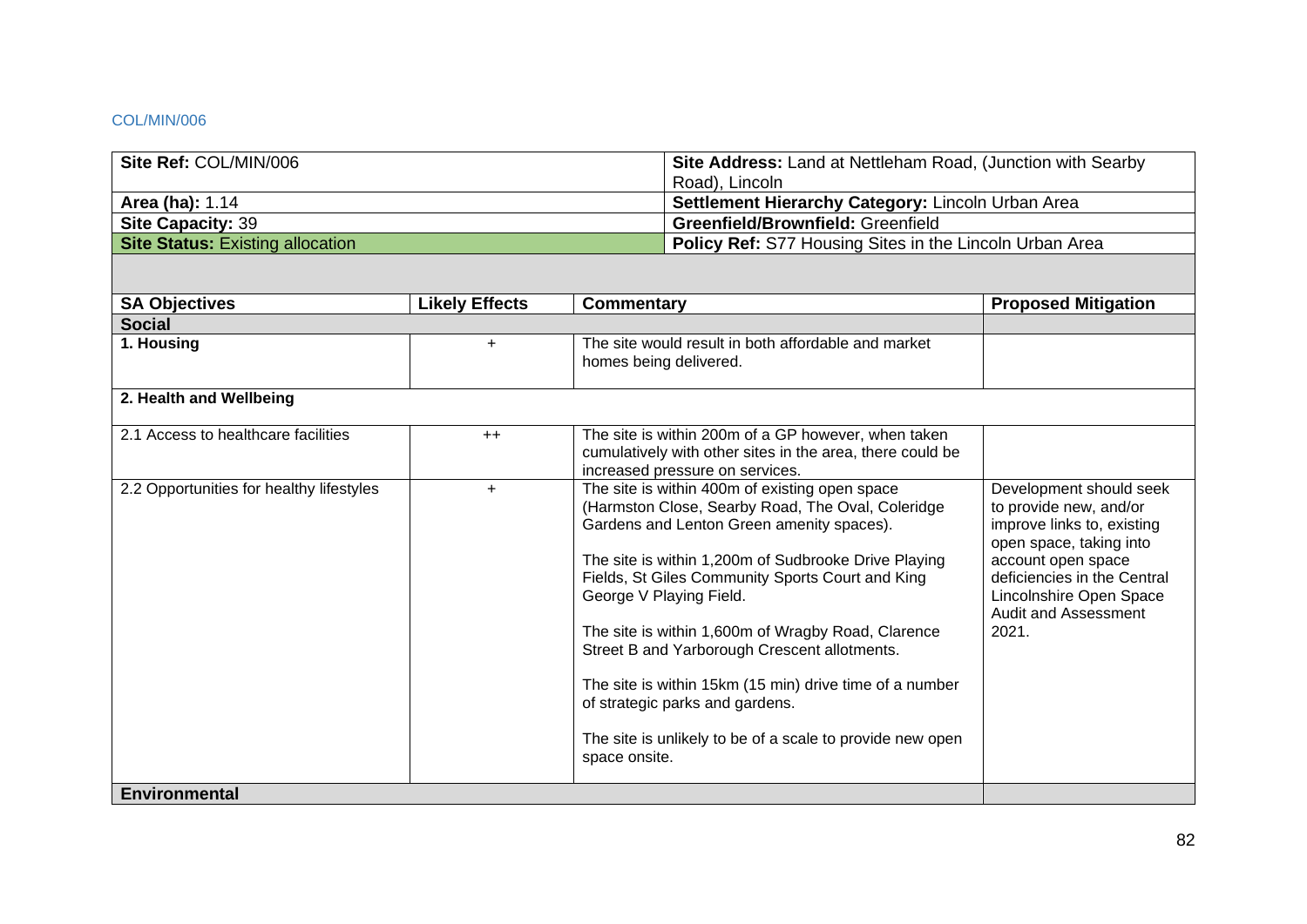COL/MIN/006

| Site Ref: COL/MIN/006 | Site Address: Land at Nettleham Road, (Junction with Searby Road), Lincoln |
|---|---|
| **Area (ha):** 1.14 | **Settlement Hierarchy Category:** Lincoln Urban Area |
| **Site Capacity:** 39 | **Greenfield/Brownfield:** Greenfield |
| **Site Status:** Existing allocation | **Policy Ref:** S77 Housing Sites in the Lincoln Urban Area |

| SA Objectives | Likely Effects | Commentary | Proposed Mitigation |
|---|---|---|---|
| **Social** | | | |
| **1. Housing** | + | The site would result in both affordable and market homes being delivered. | |
| **2. Health and Wellbeing** | | | |
| 2.1 Access to healthcare facilities | ++ | The site is within 200m of a GP however, when taken cumulatively with other sites in the area, there could be increased pressure on services. | |
| 2.2 Opportunities for healthy lifestyles | + | The site is within 400m of existing open space (Harmston Close, Searby Road, The Oval, Coleridge Gardens and Lenton Green amenity spaces).<br><br>The site is within 1,200m of Sudbrooke Drive Playing Fields, St Giles Community Sports Court and King George V Playing Field.<br><br>The site is within 1,600m of Wragby Road, Clarence Street B and Yarborough Crescent allotments.<br><br>The site is within 15km (15 min) drive time of a number of strategic parks and gardens.<br><br>The site is unlikely to be of a scale to provide new open space onsite. | Development should seek to provide new, and/or improve links to, existing open space, taking into account open space deficiencies in the Central Lincolnshire Open Space Audit and Assessment 2021. |
| **Environmental** | | | |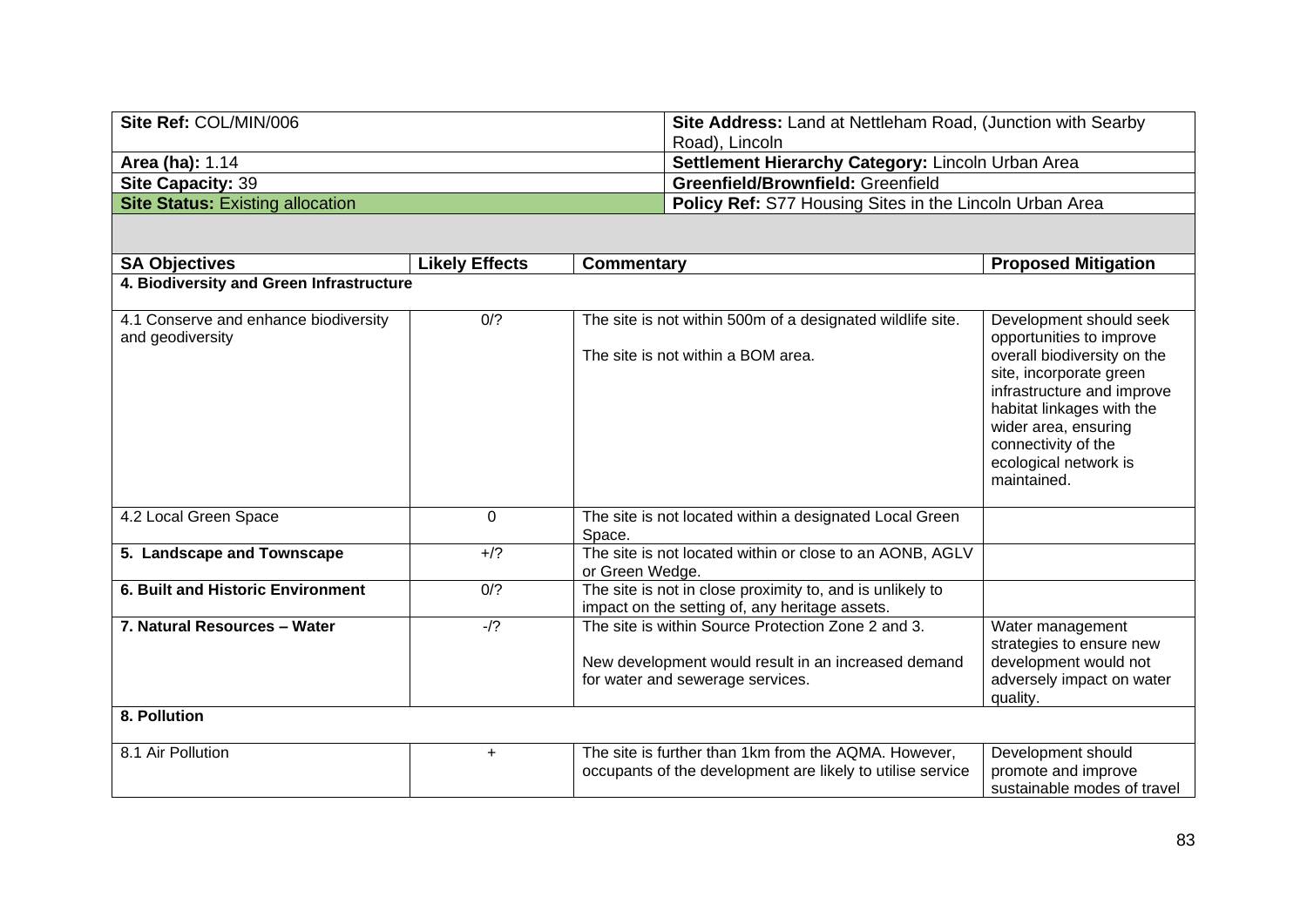| **Site Ref:** COL/MIN/006 | **Site Address:** Land at Nettleham Road, (Junction with Searby Road), Lincoln |
|---|---|
| **Area (ha):** 1.14 | **Settlement Hierarchy Category:** Lincoln Urban Area |
| **Site Capacity:** 39 | **Greenfield/Brownfield:** Greenfield |
| **Site Status:** Existing allocation | **Policy Ref:** S77 Housing Sites in the Lincoln Urban Area |

| **SA Objectives** | **Likely Effects** | **Commentary** | **Proposed Mitigation** |
|---|---|---|---|
| **4. Biodiversity and Green Infrastructure** | | | |
| 4.1 Conserve and enhance biodiversity and geodiversity | 0/? | The site is not within 500m of a designated wildlife site.<br><br>The site is not within a BOM area. | Development should seek opportunities to improve overall biodiversity on the site, incorporate green infrastructure and improve habitat linkages with the wider area, ensuring connectivity of the ecological network is maintained. |
| 4.2 Local Green Space | 0 | The site is not located within a designated Local Green Space. | |
| **5. Landscape and Townscape** | +/? | The site is not located within or close to an AONB, AGLV or Green Wedge. | |
| **6. Built and Historic Environment** | 0/? | The site is not in close proximity to, and is unlikely to impact on the setting of, any heritage assets. | |
| **7. Natural Resources – Water** | -/? | The site is within Source Protection Zone 2 and 3.<br><br>New development would result in an increased demand for water and sewerage services. | Water management strategies to ensure new development would not adversely impact on water quality. |
| **8. Pollution** | | | |
| 8.1 Air Pollution | + | The site is further than 1km from the AQMA. However, occupants of the development are likely to utilise service | Development should promote and improve sustainable modes of travel |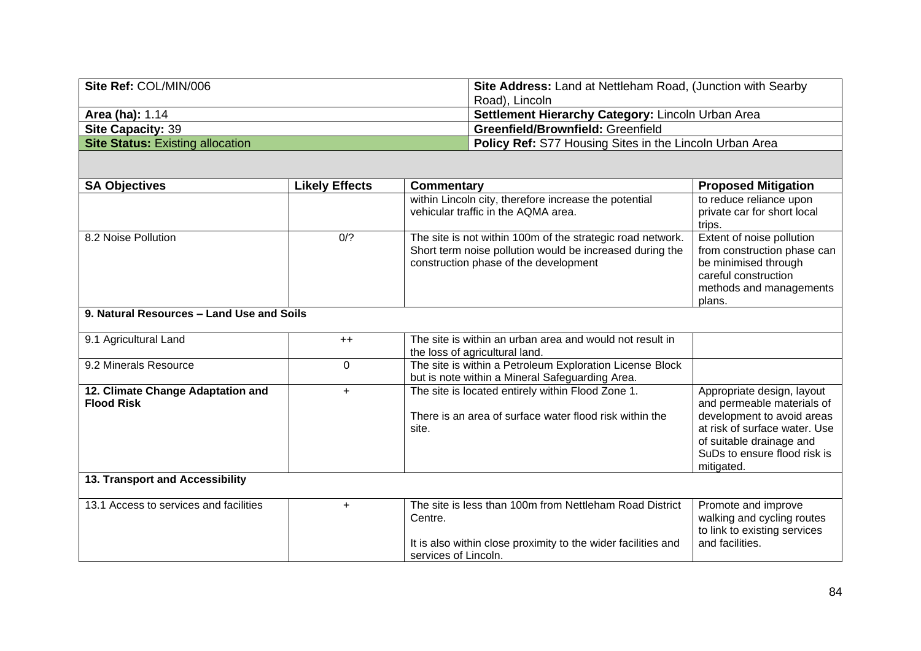| Site Ref: COL/MIN/006 | Site Address: Land at Nettleham Road, (Junction with Searby Road), Lincoln |
|---|---|
| **Area (ha):** 1.14 | **Settlement Hierarchy Category:** Lincoln Urban Area |
| **Site Capacity:** 39 | **Greenfield/Brownfield:** Greenfield |
| **Site Status:** Existing allocation | **Policy Ref:** S77 Housing Sites in the Lincoln Urban Area |

| SA Objectives | Likely Effects | Commentary | Proposed Mitigation |
|---|---|---|---|
| | | within Lincoln city, therefore increase the potential vehicular traffic in the AQMA area. | to reduce reliance upon private car for short local trips. |
| 8.2 Noise Pollution | 0/? | The site is not within 100m of the strategic road network. Short term noise pollution would be increased during the construction phase of the development | Extent of noise pollution from construction phase can be minimised through careful construction methods and managements plans. |
| **9. Natural Resources – Land Use and Soils** | | | |
| 9.1 Agricultural Land | ++ | The site is within an urban area and would not result in the loss of agricultural land. | |
| 9.2 Minerals Resource | 0 | The site is within a Petroleum Exploration License Block but is note within a Mineral Safeguarding Area. | |
| **12. Climate Change Adaptation and Flood Risk** | + | The site is located entirely within Flood Zone 1.<br><br>There is an area of surface water flood risk within the site. | Appropriate design, layout and permeable materials of development to avoid areas at risk of surface water. Use of suitable drainage and SuDs to ensure flood risk is mitigated. |
| **13. Transport and Accessibility** | | | |
| 13.1 Access to services and facilities | + | The site is less than 100m from Nettleham Road District Centre.<br><br>It is also within close proximity to the wider facilities and services of Lincoln. | Promote and improve walking and cycling routes to link to existing services and facilities. |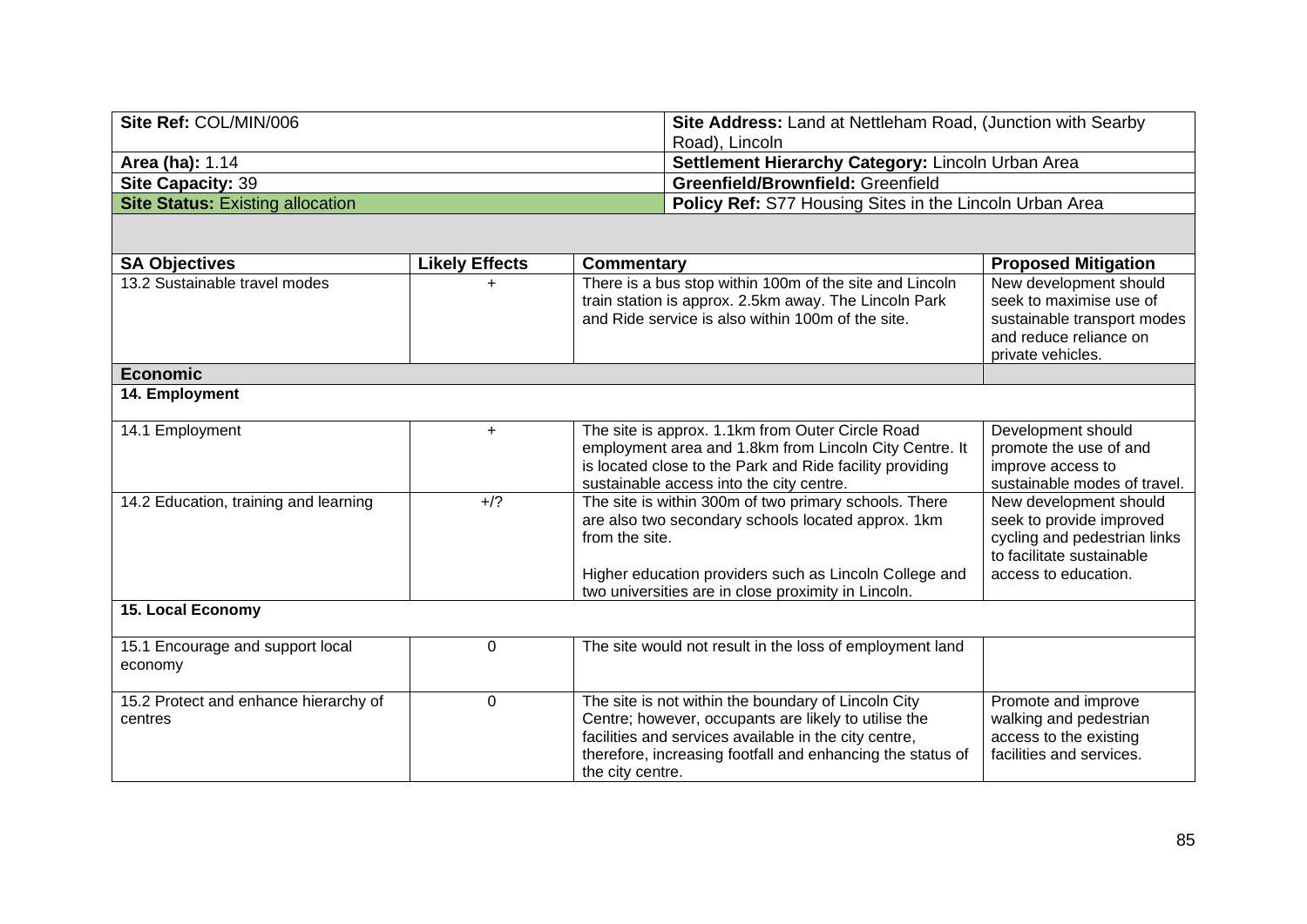| Site Ref: COL/MIN/006 | Site Address: Land at Nettleham Road, (Junction with Searby Road), Lincoln |
|---|---|
| **Area (ha):** 1.14 | **Settlement Hierarchy Category:** Lincoln Urban Area |
| **Site Capacity:** 39 | **Greenfield/Brownfield:** Greenfield |
| **Site Status:** Existing allocation | **Policy Ref:** S77 Housing Sites in the Lincoln Urban Area |

| SA Objectives | Likely Effects | Commentary | Proposed Mitigation |
|---|---|---|---|
| 13.2 Sustainable travel modes | + | There is a bus stop within 100m of the site and Lincoln train station is approx. 2.5km away. The Lincoln Park and Ride service is also within 100m of the site. | New development should seek to maximise use of sustainable transport modes and reduce reliance on private vehicles. |
| **Economic** | | | |
| **14. Employment** | | | |
| 14.1 Employment | + | The site is approx. 1.1km from Outer Circle Road employment area and 1.8km from Lincoln City Centre. It is located close to the Park and Ride facility providing sustainable access into the city centre. | Development should promote the use of and improve access to sustainable modes of travel. |
| 14.2 Education, training and learning | +/? | The site is within 300m of two primary schools. There are also two secondary schools located approx. 1km from the site.<br><br>Higher education providers such as Lincoln College and two universities are in close proximity in Lincoln. | New development should seek to provide improved cycling and pedestrian links to facilitate sustainable access to education. |
| **15. Local Economy** | | | |
| 15.1 Encourage and support local economy | 0 | The site would not result in the loss of employment land | |
| 15.2 Protect and enhance hierarchy of centres | 0 | The site is not within the boundary of Lincoln City Centre; however, occupants are likely to utilise the facilities and services available in the city centre, therefore, increasing footfall and enhancing the status of the city centre. | Promote and improve walking and pedestrian access to the existing facilities and services. |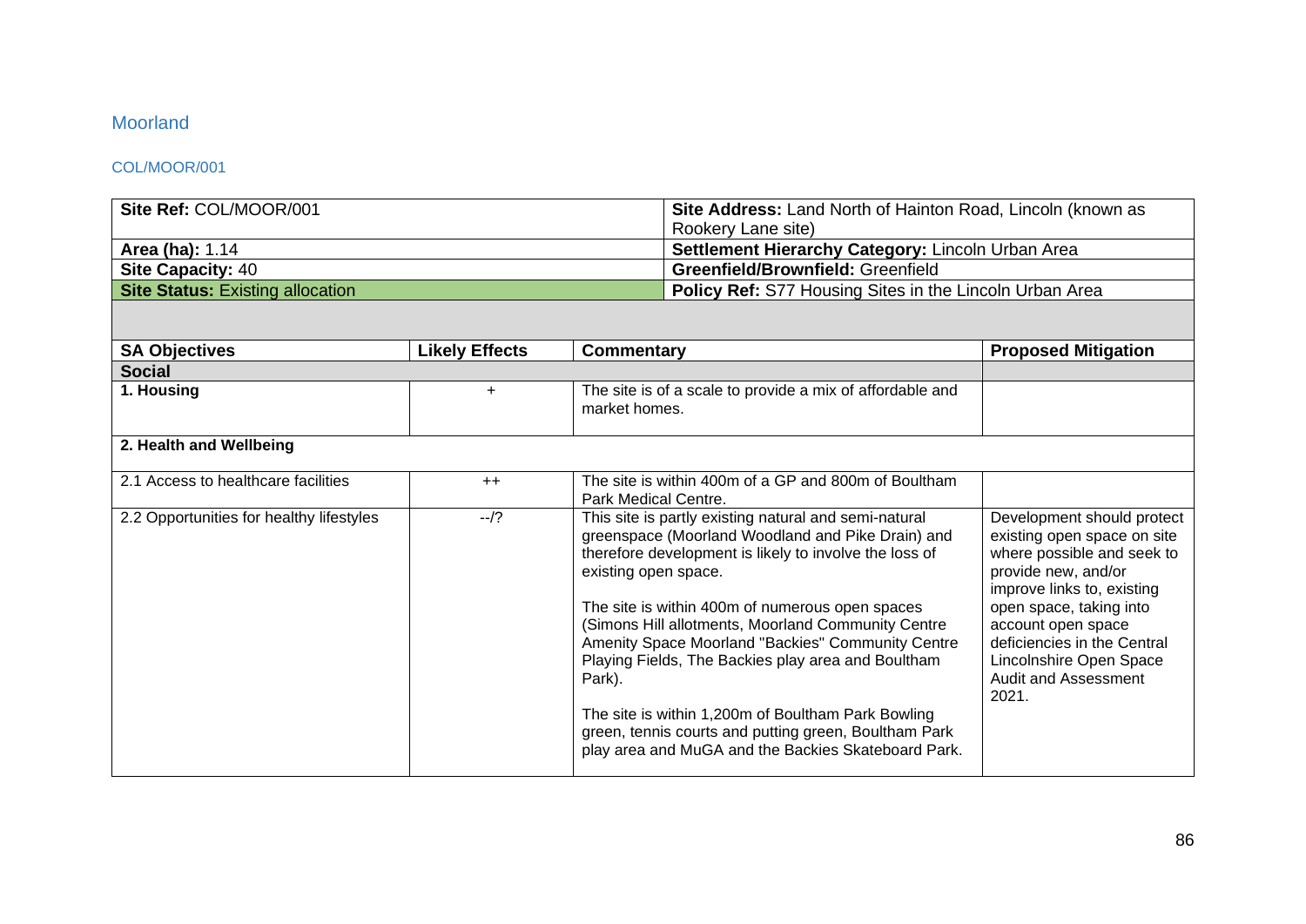## Moorland

### COL/MOOR/001

| Site Ref: COL/MOOR/001 | Site Address: Land North of Hainton Road, Lincoln (known as Rookery Lane site) |
|---|---|
| **Area (ha):** 1.14 | **Settlement Hierarchy Category:** Lincoln Urban Area |
| **Site Capacity:** 40 | **Greenfield/Brownfield:** Greenfield |
| **Site Status:** Existing allocation | **Policy Ref:** S77 Housing Sites in the Lincoln Urban Area |

| SA Objectives | Likely Effects | Commentary | Proposed Mitigation |
|---|---|---|---|
| **Social** | | | |
| **1. Housing** | + | The site is of a scale to provide a mix of affordable and market homes. | |
| **2. Health and Wellbeing** | | | |
| 2.1 Access to healthcare facilities | ++ | The site is within 400m of a GP and 800m of Boultham Park Medical Centre. | |
| 2.2 Opportunities for healthy lifestyles | --/? | This site is partly existing natural and semi-natural greenspace (Moorland Woodland and Pike Drain) and therefore development is likely to involve the loss of existing open space.<br><br>The site is within 400m of numerous open spaces (Simons Hill allotments, Moorland Community Centre Amenity Space Moorland "Backies" Community Centre Playing Fields, The Backies play area and Boultham Park).<br><br>The site is within 1,200m of Boultham Park Bowling green, tennis courts and putting green, Boultham Park play area and MuGA and the Backies Skateboard Park. | Development should protect existing open space on site where possible and seek to provide new, and/or improve links to, existing open space, taking into account open space deficiencies in the Central Lincolnshire Open Space Audit and Assessment 2021. |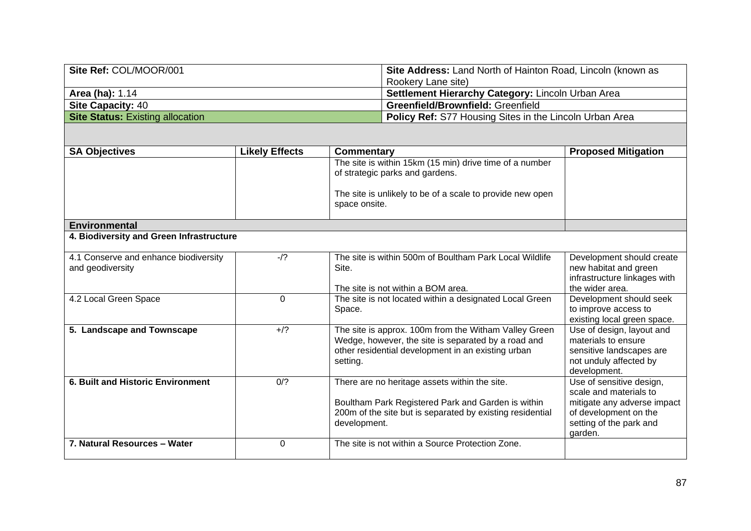| Site Ref: COL/MOOR/001 | Site Address: Land North of Hainton Road, Lincoln (known as Rookery Lane site) |
|---|---|
| **Area (ha):** 1.14 | **Settlement Hierarchy Category:** Lincoln Urban Area |
| **Site Capacity:** 40 | **Greenfield/Brownfield:** Greenfield |
| **Site Status:** Existing allocation | **Policy Ref:** S77 Housing Sites in the Lincoln Urban Area |

| SA Objectives | Likely Effects | Commentary | Proposed Mitigation |
|---|---|---|---|
| | | The site is within 15km (15 min) drive time of a number of strategic parks and gardens.<br><br>The site is unlikely to be of a scale to provide new open space onsite. | |
| **Environmental** | | | |
| **4. Biodiversity and Green Infrastructure** | | | |
| 4.1 Conserve and enhance biodiversity and geodiversity | -/? | The site is within 500m of Boultham Park Local Wildlife Site.<br><br>The site is not within a BOM area. | Development should create new habitat and green infrastructure linkages with the wider area. |
| 4.2 Local Green Space | 0 | The site is not located within a designated Local Green Space. | Development should seek to improve access to existing local green space. |
| **5. Landscape and Townscape** | +/? | The site is approx. 100m from the Witham Valley Green Wedge, however, the site is separated by a road and other residential development in an existing urban setting. | Use of design, layout and materials to ensure sensitive landscapes are not unduly affected by development. |
| **6. Built and Historic Environment** | 0/? | There are no heritage assets within the site.<br><br>Boultham Park Registered Park and Garden is within 200m of the site but is separated by existing residential development. | Use of sensitive design, scale and materials to mitigate any adverse impact of development on the setting of the park and garden. |
| **7. Natural Resources – Water** | 0 | The site is not within a Source Protection Zone. | |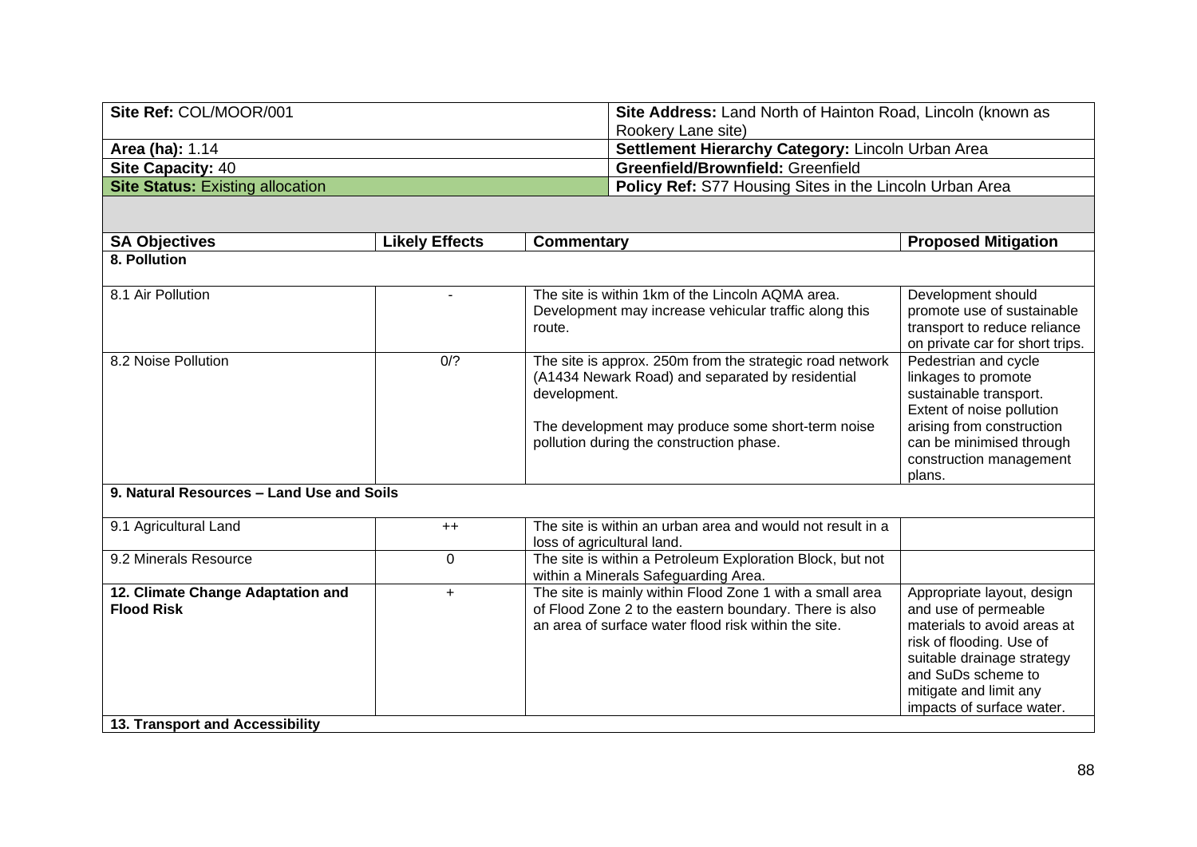| Site Ref: COL/MOOR/001 | Site Address: Land North of Hainton Road, Lincoln (known as Rookery Lane site) |
|---|---|
| **Area (ha):** 1.14 | **Settlement Hierarchy Category:** Lincoln Urban Area |
| **Site Capacity:** 40 | **Greenfield/Brownfield:** Greenfield |
| **Site Status:** Existing allocation | **Policy Ref:** S77 Housing Sites in the Lincoln Urban Area |

| SA Objectives | Likely Effects | Commentary | Proposed Mitigation |
|---|---|---|---|
| **8. Pollution** | | | |
| 8.1 Air Pollution | - | The site is within 1km of the Lincoln AQMA area. Development may increase vehicular traffic along this route. | Development should promote use of sustainable transport to reduce reliance on private car for short trips. |
| 8.2 Noise Pollution | 0/? | The site is approx. 250m from the strategic road network (A1434 Newark Road) and separated by residential development.<br><br>The development may produce some short-term noise pollution during the construction phase. | Pedestrian and cycle linkages to promote sustainable transport. Extent of noise pollution arising from construction can be minimised through construction management plans. |
| **9. Natural Resources – Land Use and Soils** | | | |
| 9.1 Agricultural Land | ++ | The site is within an urban area and would not result in a loss of agricultural land. | |
| 9.2 Minerals Resource | 0 | The site is within a Petroleum Exploration Block, but not within a Minerals Safeguarding Area. | |
| **12. Climate Change Adaptation and Flood Risk** | + | The site is mainly within Flood Zone 1 with a small area of Flood Zone 2 to the eastern boundary. There is also an area of surface water flood risk within the site. | Appropriate layout, design and use of permeable materials to avoid areas at risk of flooding. Use of suitable drainage strategy and SuDs scheme to mitigate and limit any impacts of surface water. |
| **13. Transport and Accessibility** | | | |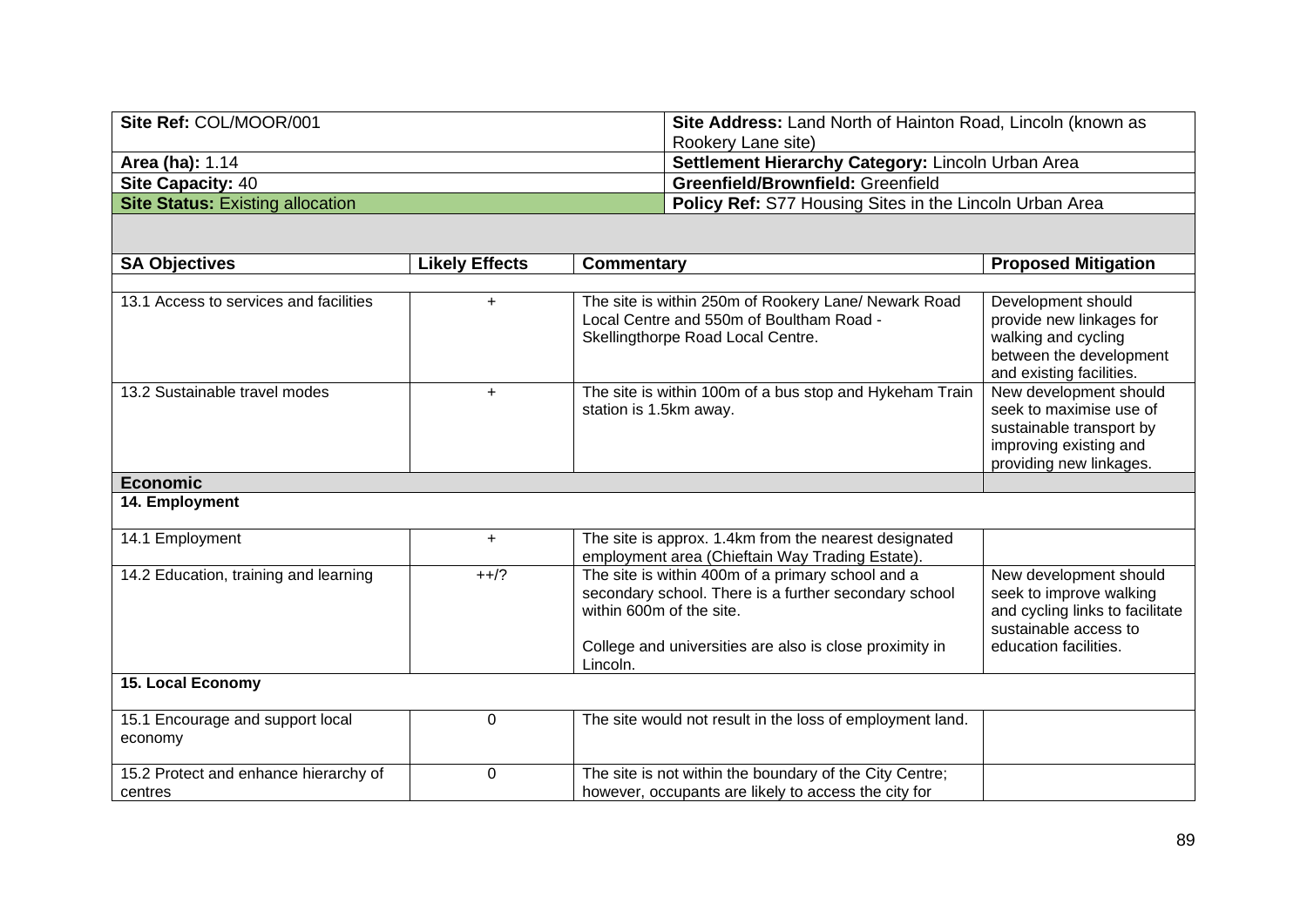| Site Ref: COL/MOOR/001 | Site Address: Land North of Hainton Road, Lincoln (known as Rookery Lane site) |
|---|---|
| **Area (ha):** 1.14 | **Settlement Hierarchy Category:** Lincoln Urban Area |
| **Site Capacity:** 40 | **Greenfield/Brownfield:** Greenfield |
| **Site Status:** Existing allocation | **Policy Ref:** S77 Housing Sites in the Lincoln Urban Area |

| SA Objectives | Likely Effects | Commentary | Proposed Mitigation |
|---|---|---|---|
| 13.1 Access to services and facilities | + | The site is within 250m of Rookery Lane/ Newark Road Local Centre and 550m of Boultham Road - Skellingthorpe Road Local Centre. | Development should provide new linkages for walking and cycling between the development and existing facilities. |
| 13.2 Sustainable travel modes | + | The site is within 100m of a bus stop and Hykeham Train station is 1.5km away. | New development should seek to maximise use of sustainable transport by improving existing and providing new linkages. |
| **Economic** | | | |
| **14. Employment** | | | |
| 14.1 Employment | + | The site is approx. 1.4km from the nearest designated employment area (Chieftain Way Trading Estate). | |
| 14.2 Education, training and learning | ++/? | The site is within 400m of a primary school and a secondary school. There is a further secondary school within 600m of the site.<br><br>College and universities are also close proximity in Lincoln. | New development should seek to improve walking and cycling links to facilitate sustainable access to education facilities. |
| **15. Local Economy** | | | |
| 15.1 Encourage and support local economy | 0 | The site would not result in the loss of employment land. | |
| 15.2 Protect and enhance hierarchy of centres | 0 | The site is not within the boundary of the City Centre; however, occupants are likely to access the city for | |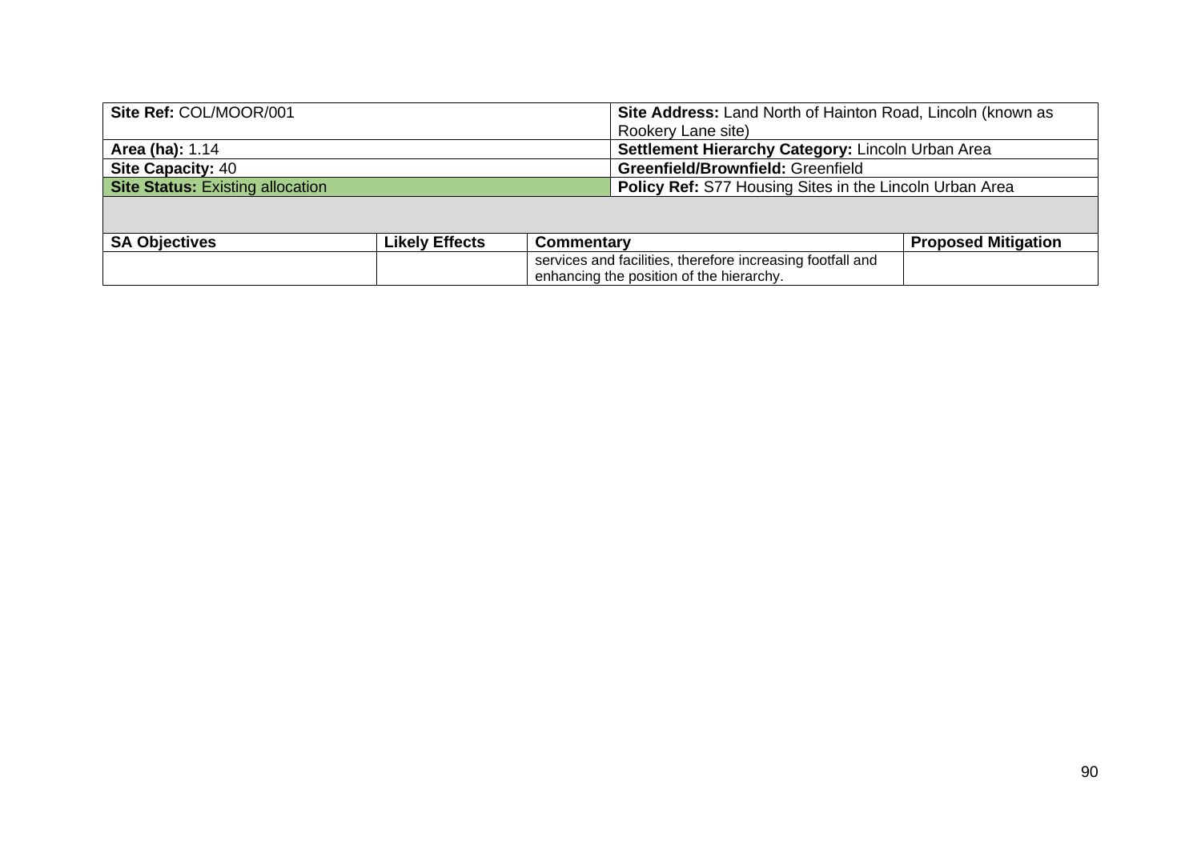| Site Ref: COL/MOOR/001 | | | Site Address: Land North of Hainton Road, Lincoln (known as Rookery Lane site) | |
|---|---|---|---|---|
| **Area (ha):** 1.14 | | | **Settlement Hierarchy Category:** Lincoln Urban Area | |
| **Site Capacity:** 40 | | | **Greenfield/Brownfield:** Greenfield | |
| **Site Status:** Existing allocation | | | **Policy Ref:** S77 Housing Sites in the Lincoln Urban Area | |
| | | | | |
| **SA Objectives** | **Likely Effects** | **Commentary** | | **Proposed Mitigation** |
| | | services and facilities, therefore increasing footfall and enhancing the position of the hierarchy. | | |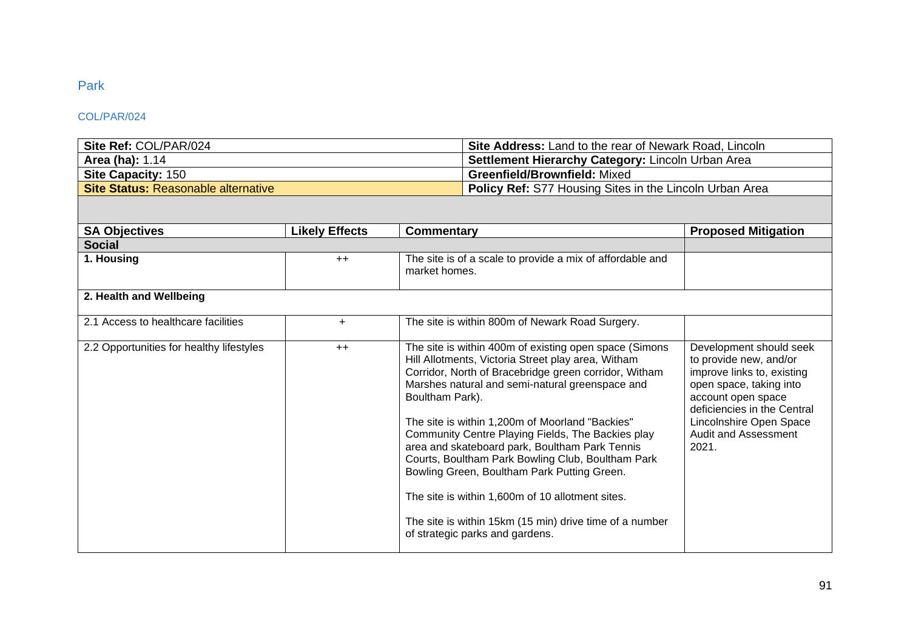## Park

### COL/PAR/024

| Site Ref: COL/PAR/024 | Site Address: Land to the rear of Newark Road, Lincoln |
|---|---|
| **Area (ha):** 1.14 | **Settlement Hierarchy Category:** Lincoln Urban Area |
| **Site Capacity:** 150 | **Greenfield/Brownfield:** Mixed |
| **Site Status:** Reasonable alternative | **Policy Ref:** S77 Housing Sites in the Lincoln Urban Area |

| SA Objectives | Likely Effects | Commentary | Proposed Mitigation |
|---|---|---|---|
| **Social** | | | |
| **1. Housing** | ++ | The site is of a scale to provide a mix of affordable and market homes. | |
| **2. Health and Wellbeing** | | | |
| 2.1 Access to healthcare facilities | + | The site is within 800m of Newark Road Surgery. | |
| 2.2 Opportunities for healthy lifestyles | ++ | The site is within 400m of existing open space (Simons Hill Allotments, Victoria Street play area, Witham Corridor, North of Bracebridge green corridor, Witham Marshes natural and semi-natural greenspace and Boultham Park).<br><br>The site is within 1,200m of Moorland "Backies" Community Centre Playing Fields, The Backies play area and skateboard park, Boultham Park Tennis Courts, Boultham Park Bowling Club, Boultham Park Bowling Green, Boultham Park Putting Green.<br><br>The site is within 1,600m of 10 allotment sites.<br><br>The site is within 15km (15 min) drive time of a number of strategic parks and gardens. | Development should seek to provide new, and/or improve links to, existing open space, taking into account open space deficiencies in the Central Lincolnshire Open Space Audit and Assessment 2021. |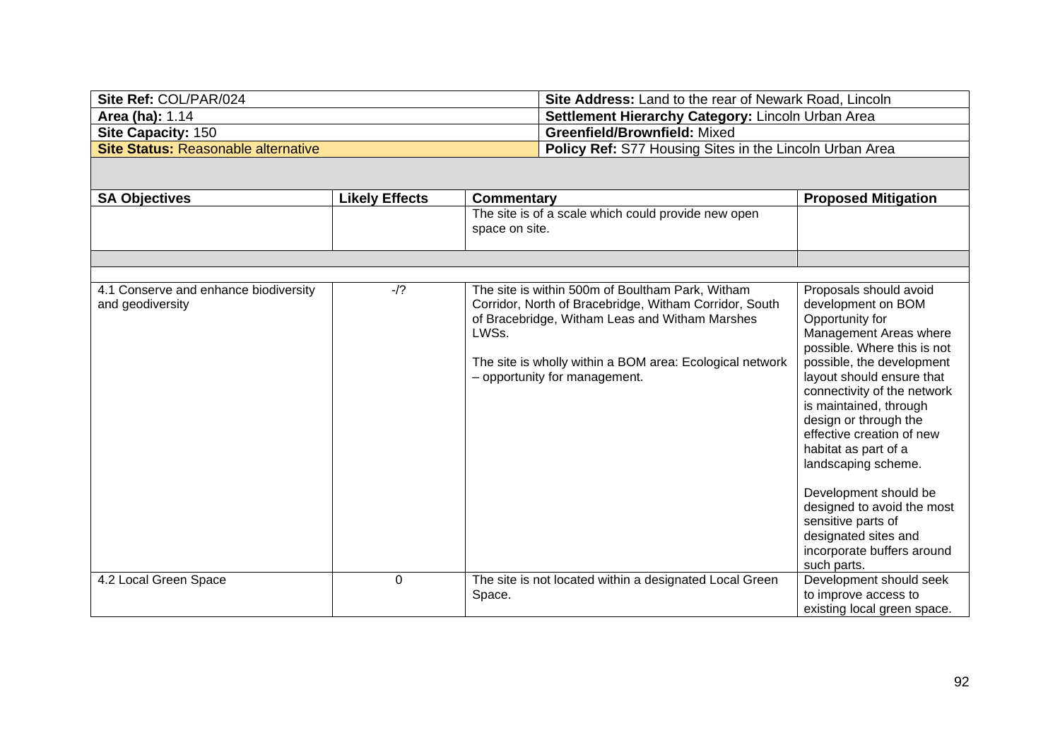| Site Ref: COL/PAR/024 | Site Address: Land to the rear of Newark Road, Lincoln |
|---|---|
| **Area (ha):** 1.14 | **Settlement Hierarchy Category:** Lincoln Urban Area |
| **Site Capacity:** 150 | **Greenfield/Brownfield:** Mixed |
| **Site Status:** Reasonable alternative | **Policy Ref:** S77 Housing Sites in the Lincoln Urban Area |

| SA Objectives | Likely Effects | Commentary | Proposed Mitigation |
|---|---|---|---|
| | | The site is of a scale which could provide new open space on site. | |
| | | | |
| | | | |
| 4.1 Conserve and enhance biodiversity and geodiversity | -/? | The site is within 500m of Boultham Park, Witham Corridor, North of Bracebridge, Witham Corridor, South of Bracebridge, Witham Leas and Witham Marshes LWSs.<br><br>The site is wholly within a BOM area: Ecological network – opportunity for management. | Proposals should avoid development on BOM Opportunity for Management Areas where possible. Where this is not possible, the development layout should ensure that connectivity of the network is maintained, through design or through the effective creation of new habitat as part of a landscaping scheme.<br><br>Development should be designed to avoid the most sensitive parts of designated sites and incorporate buffers around such parts. |
| 4.2 Local Green Space | 0 | The site is not located within a designated Local Green Space. | Development should seek to improve access to existing local green space. |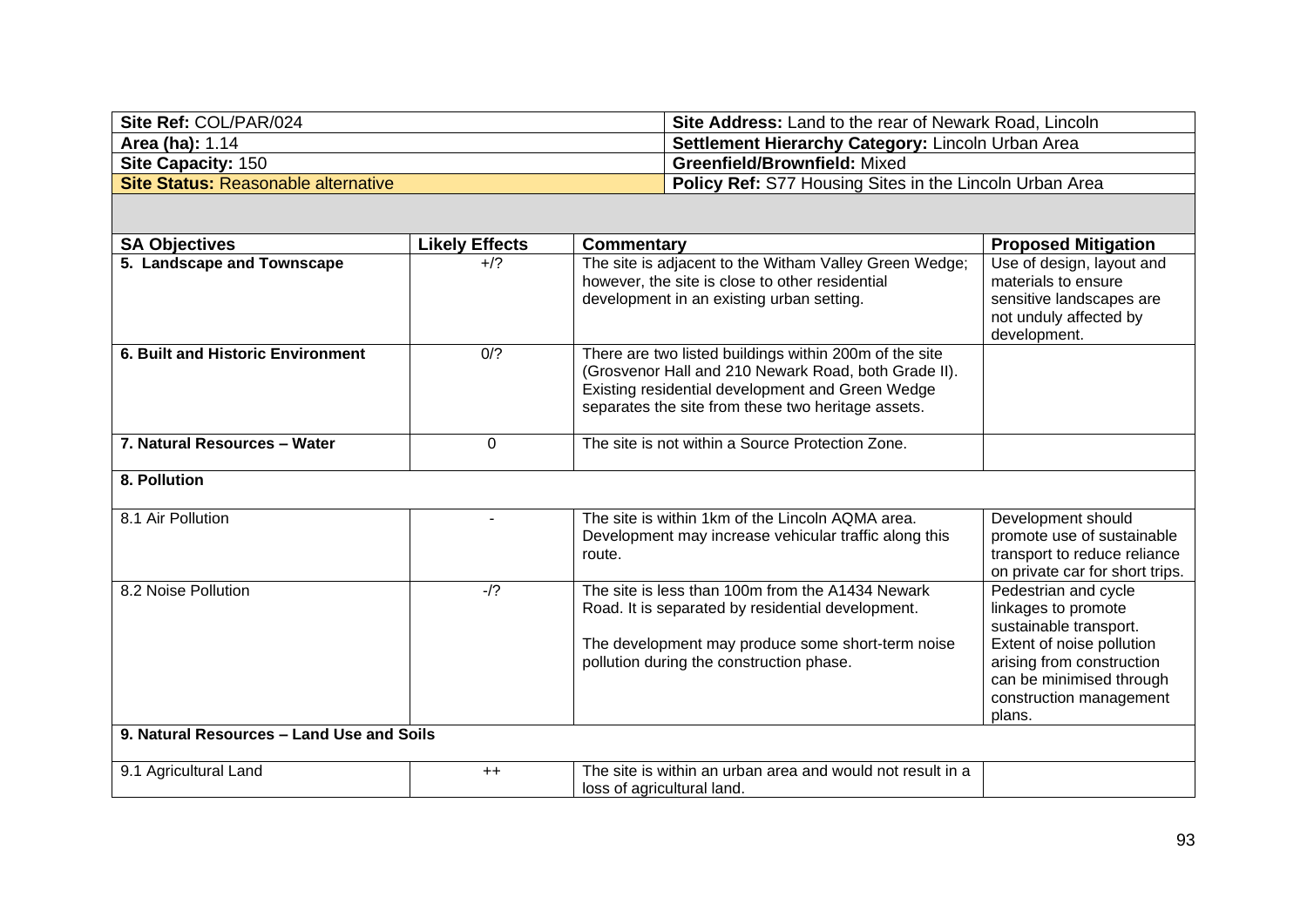| Site Ref: COL/PAR/024 | Site Address: Land to the rear of Newark Road, Lincoln |
|---|---|
| Area (ha): 1.14 | Settlement Hierarchy Category: Lincoln Urban Area |
| Site Capacity: 150 | Greenfield/Brownfield: Mixed |
| Site Status: Reasonable alternative | Policy Ref: S77 Housing Sites in the Lincoln Urban Area |

| SA Objectives | Likely Effects | Commentary | Proposed Mitigation |
|---|---|---|---|
| **5. Landscape and Townscape** | +/? | The site is adjacent to the Witham Valley Green Wedge; however, the site is close to other residential development in an existing urban setting. | Use of design, layout and materials to ensure sensitive landscapes are not unduly affected by development. |
| **6. Built and Historic Environment** | 0/? | There are two listed buildings within 200m of the site (Grosvenor Hall and 210 Newark Road, both Grade II). Existing residential development and Green Wedge separates the site from these two heritage assets. | |
| **7. Natural Resources – Water** | 0 | The site is not within a Source Protection Zone. | |
| **8. Pollution** | | | |
| 8.1 Air Pollution | - | The site is within 1km of the Lincoln AQMA area. Development may increase vehicular traffic along this route. | Development should promote use of sustainable transport to reduce reliance on private car for short trips. |
| 8.2 Noise Pollution | -/? | The site is less than 100m from the A1434 Newark Road. It is separated by residential development.<br><br>The development may produce some short-term noise pollution during the construction phase. | Pedestrian and cycle linkages to promote sustainable transport. Extent of noise pollution arising from construction can be minimised through construction management plans. |
| **9. Natural Resources – Land Use and Soils** | | | |
| 9.1 Agricultural Land | ++ | The site is within an urban area and would not result in a loss of agricultural land. | |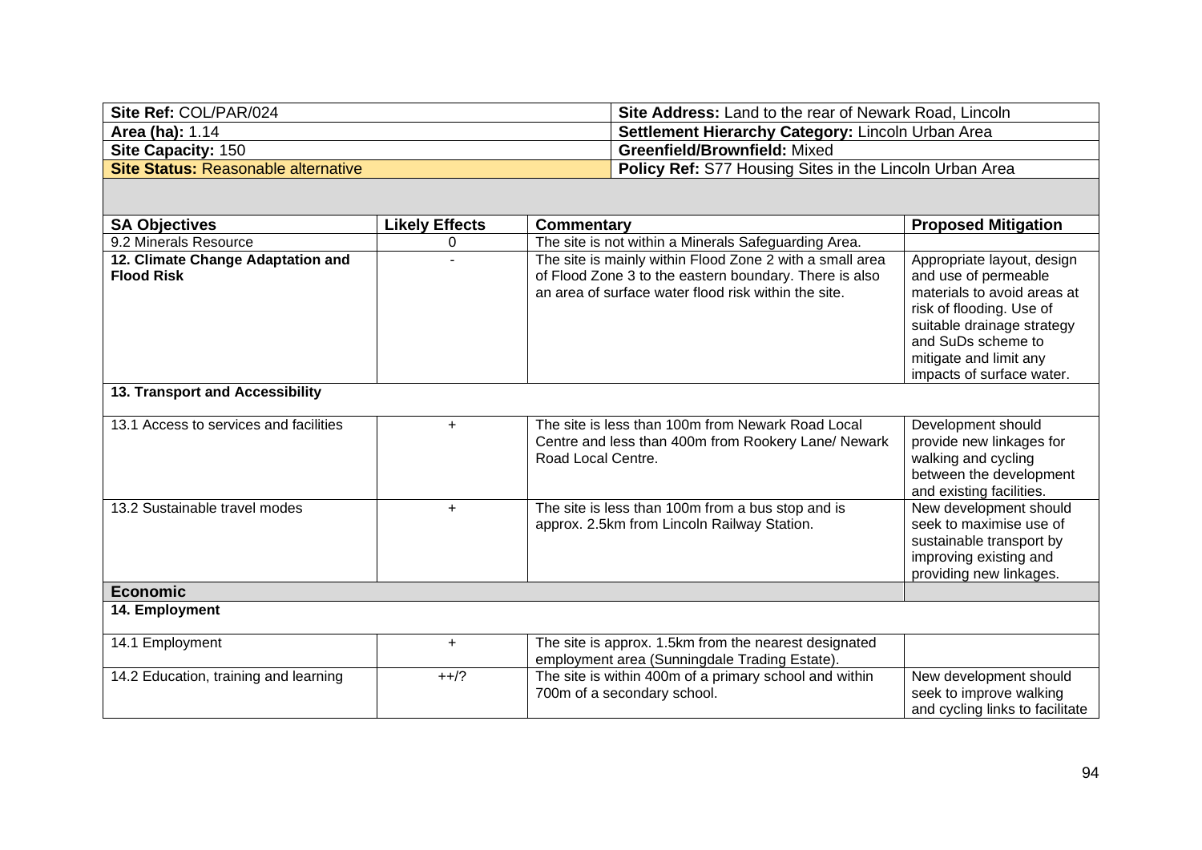| Site Ref: COL/PAR/024 | Site Address: Land to the rear of Newark Road, Lincoln |
|---|---|
| Area (ha): 1.14 | Settlement Hierarchy Category: Lincoln Urban Area |
| Site Capacity: 150 | Greenfield/Brownfield: Mixed |
| Site Status: Reasonable alternative | Policy Ref: S77 Housing Sites in the Lincoln Urban Area |

| SA Objectives | Likely Effects | Commentary | Proposed Mitigation |
|---|---|---|---|
| 9.2 Minerals Resource | 0 | The site is not within a Minerals Safeguarding Area. | |
| **12. Climate Change Adaptation and Flood Risk** | - | The site is mainly within Flood Zone 2 with a small area of Flood Zone 3 to the eastern boundary. There is also an area of surface water flood risk within the site. | Appropriate layout, design and use of permeable materials to avoid areas at risk of flooding. Use of suitable drainage strategy and SuDs scheme to mitigate and limit any impacts of surface water. |
| **13. Transport and Accessibility** | | | |
| 13.1 Access to services and facilities | + | The site is less than 100m from Newark Road Local Centre and less than 400m from Rookery Lane/ Newark Road Local Centre. | Development should provide new linkages for walking and cycling between the development and existing facilities. |
| 13.2 Sustainable travel modes | + | The site is less than 100m from a bus stop and is approx. 2.5km from Lincoln Railway Station. | New development should seek to maximise use of sustainable transport by improving existing and providing new linkages. |
| **Economic** | | | |
| **14. Employment** | | | |
| 14.1 Employment | + | The site is approx. 1.5km from the nearest designated employment area (Sunningdale Trading Estate). | |
| 14.2 Education, training and learning | ++/? | The site is within 400m of a primary school and within 700m of a secondary school. | New development should seek to improve walking and cycling links to facilitate |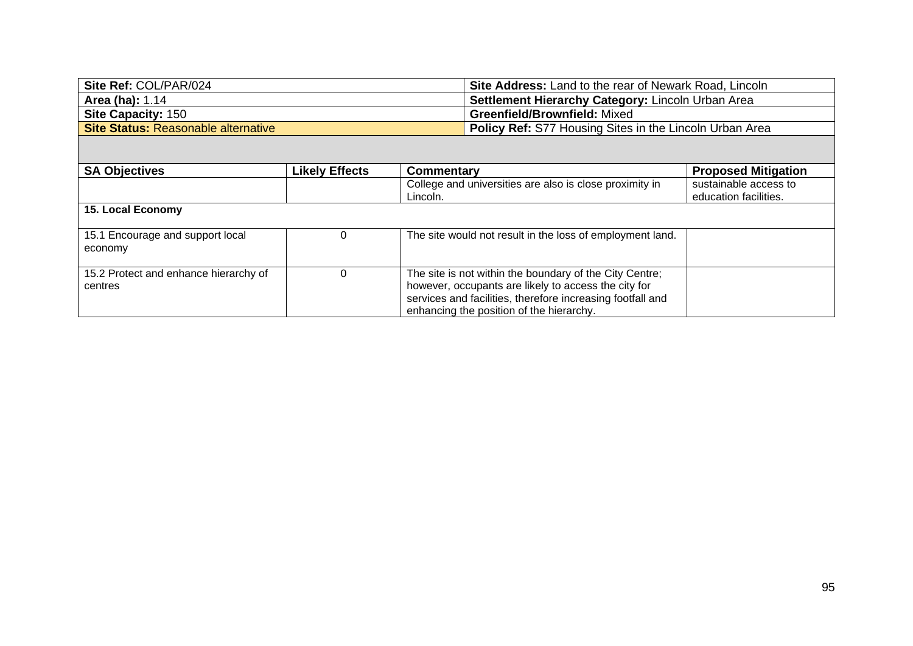| Site Ref: COL/PAR/024 | Site Address: Land to the rear of Newark Road, Lincoln |
|---|---|
| **Area (ha):** 1.14 | **Settlement Hierarchy Category:** Lincoln Urban Area |
| **Site Capacity:** 150 | **Greenfield/Brownfield:** Mixed |
| **Site Status:** Reasonable alternative | **Policy Ref:** S77 Housing Sites in the Lincoln Urban Area |

| SA Objectives | Likely Effects | Commentary | Proposed Mitigation |
|---|---|---|---|
| | | College and universities are also is close proximity in Lincoln. | sustainable access to education facilities. |
| **15. Local Economy** | | | |
| 15.1 Encourage and support local economy | 0 | The site would not result in the loss of employment land. | |
| 15.2 Protect and enhance hierarchy of centres | 0 | The site is not within the boundary of the City Centre; however, occupants are likely to access the city for services and facilities, therefore increasing footfall and enhancing the position of the hierarchy. | |